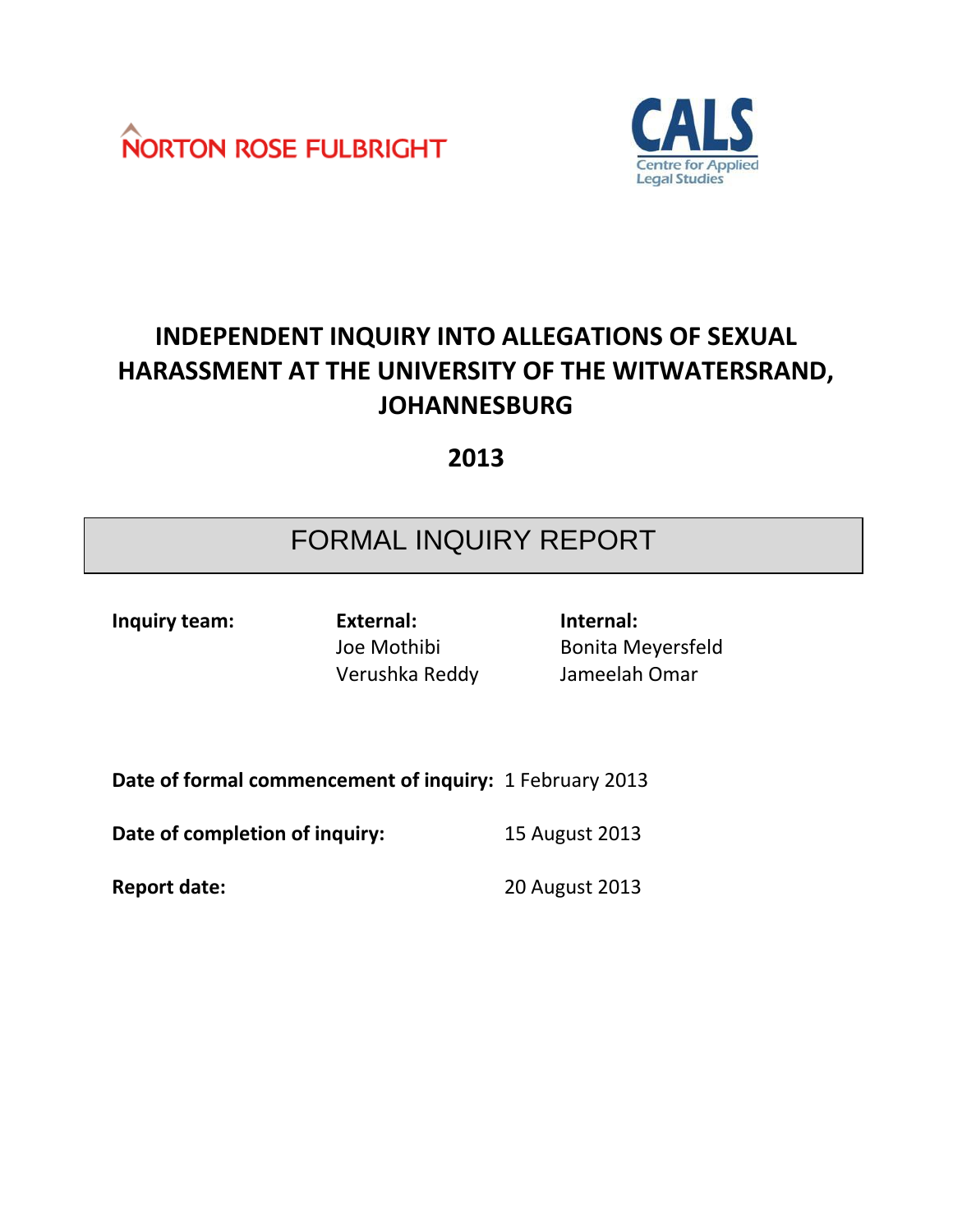NORTON ROSE FULBRIGHT

CALS
Centre for Applied Legal Studies

# INDEPENDENT INQUIRY INTO ALLEGATIONS OF SEXUAL HARASSMENT AT THE UNIVERSITY OF THE WITWATERSRAND, JOHANNESBURG

## 2013

## FORMAL INQUIRY REPORT

| **Inquiry team:** | **External:** | **Internal:** |
|---|---|---|
| | Joe Mothibi | Bonita Meyersfeld |
| | Verushka Reddy | Jameelah Omar |

**Date of formal commencement of inquiry:** 1 February 2013

**Date of completion of inquiry:** 15 August 2013

**Report date:** 20 August 2013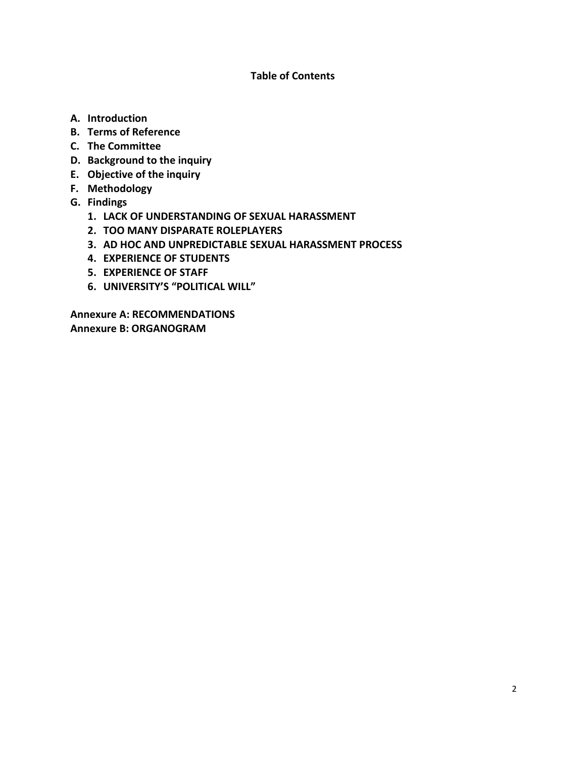## Table of Contents

- **A. Introduction**
- **B. Terms of Reference**
- **C. The Committee**
- **D. Background to the inquiry**
- **E. Objective of the inquiry**
- **F. Methodology**
- **G. Findings**
  1. **LACK OF UNDERSTANDING OF SEXUAL HARASSMENT**
  2. **TOO MANY DISPARATE ROLEPLAYERS**
  3. **AD HOC AND UNPREDICTABLE SEXUAL HARASSMENT PROCESS**
  4. **EXPERIENCE OF STUDENTS**
  5. **EXPERIENCE OF STAFF**
  6. **UNIVERSITY'S "POLITICAL WILL"**

**Annexure A: RECOMMENDATIONS**
**Annexure B: ORGANOGRAM**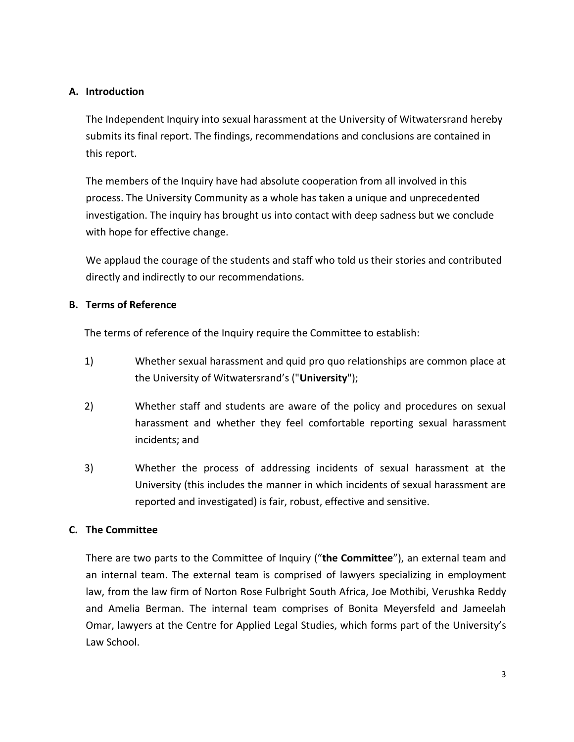## A. Introduction

The Independent Inquiry into sexual harassment at the University of Witwatersrand hereby submits its final report. The findings, recommendations and conclusions are contained in this report.

The members of the Inquiry have had absolute cooperation from all involved in this process. The University Community as a whole has taken a unique and unprecedented investigation. The inquiry has brought us into contact with deep sadness but we conclude with hope for effective change.

We applaud the courage of the students and staff who told us their stories and contributed directly and indirectly to our recommendations.

## B. Terms of Reference

The terms of reference of the Inquiry require the Committee to establish:

1) Whether sexual harassment and quid pro quo relationships are common place at the University of Witwatersrand's ("**University**");

2) Whether staff and students are aware of the policy and procedures on sexual harassment and whether they feel comfortable reporting sexual harassment incidents; and

3) Whether the process of addressing incidents of sexual harassment at the University (this includes the manner in which incidents of sexual harassment are reported and investigated) is fair, robust, effective and sensitive.

## C. The Committee

There are two parts to the Committee of Inquiry ("**the Committee**"), an external team and an internal team. The external team is comprised of lawyers specializing in employment law, from the law firm of Norton Rose Fulbright South Africa, Joe Mothibi, Verushka Reddy and Amelia Berman. The internal team comprises of Bonita Meyersfeld and Jameelah Omar, lawyers at the Centre for Applied Legal Studies, which forms part of the University's Law School.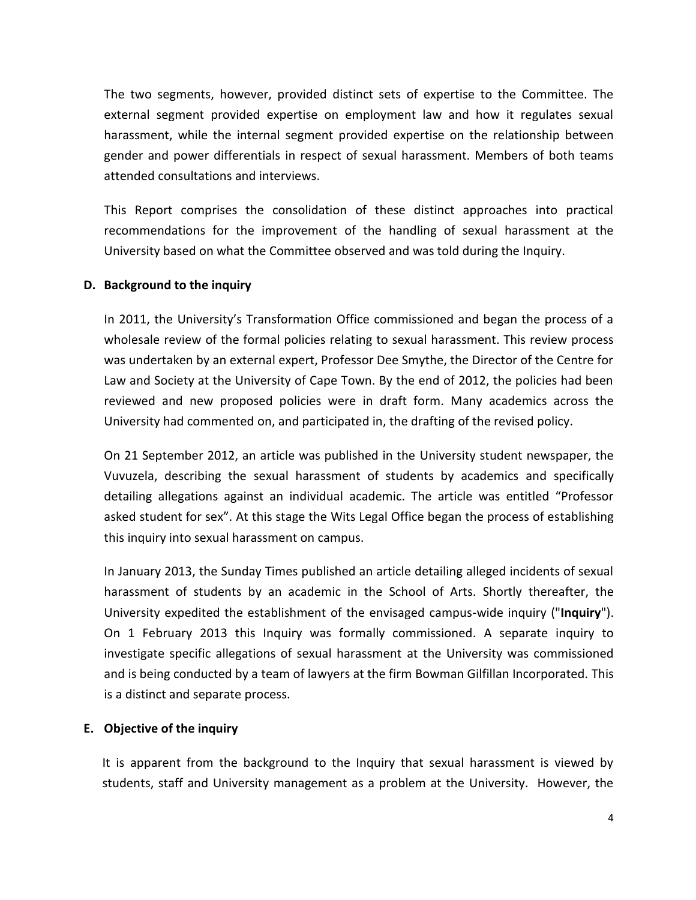The two segments, however, provided distinct sets of expertise to the Committee. The external segment provided expertise on employment law and how it regulates sexual harassment, while the internal segment provided expertise on the relationship between gender and power differentials in respect of sexual harassment. Members of both teams attended consultations and interviews.

This Report comprises the consolidation of these distinct approaches into practical recommendations for the improvement of the handling of sexual harassment at the University based on what the Committee observed and was told during the Inquiry.

## D. Background to the inquiry

In 2011, the University's Transformation Office commissioned and began the process of a wholesale review of the formal policies relating to sexual harassment. This review process was undertaken by an external expert, Professor Dee Smythe, the Director of the Centre for Law and Society at the University of Cape Town. By the end of 2012, the policies had been reviewed and new proposed policies were in draft form. Many academics across the University had commented on, and participated in, the drafting of the revised policy.

On 21 September 2012, an article was published in the University student newspaper, the Vuvuzela, describing the sexual harassment of students by academics and specifically detailing allegations against an individual academic. The article was entitled "Professor asked student for sex". At this stage the Wits Legal Office began the process of establishing this inquiry into sexual harassment on campus.

In January 2013, the Sunday Times published an article detailing alleged incidents of sexual harassment of students by an academic in the School of Arts. Shortly thereafter, the University expedited the establishment of the envisaged campus-wide inquiry ("**Inquiry**"). On 1 February 2013 this Inquiry was formally commissioned. A separate inquiry to investigate specific allegations of sexual harassment at the University was commissioned and is being conducted by a team of lawyers at the firm Bowman Gilfillan Incorporated. This is a distinct and separate process.

## E. Objective of the inquiry

It is apparent from the background to the Inquiry that sexual harassment is viewed by students, staff and University management as a problem at the University. However, the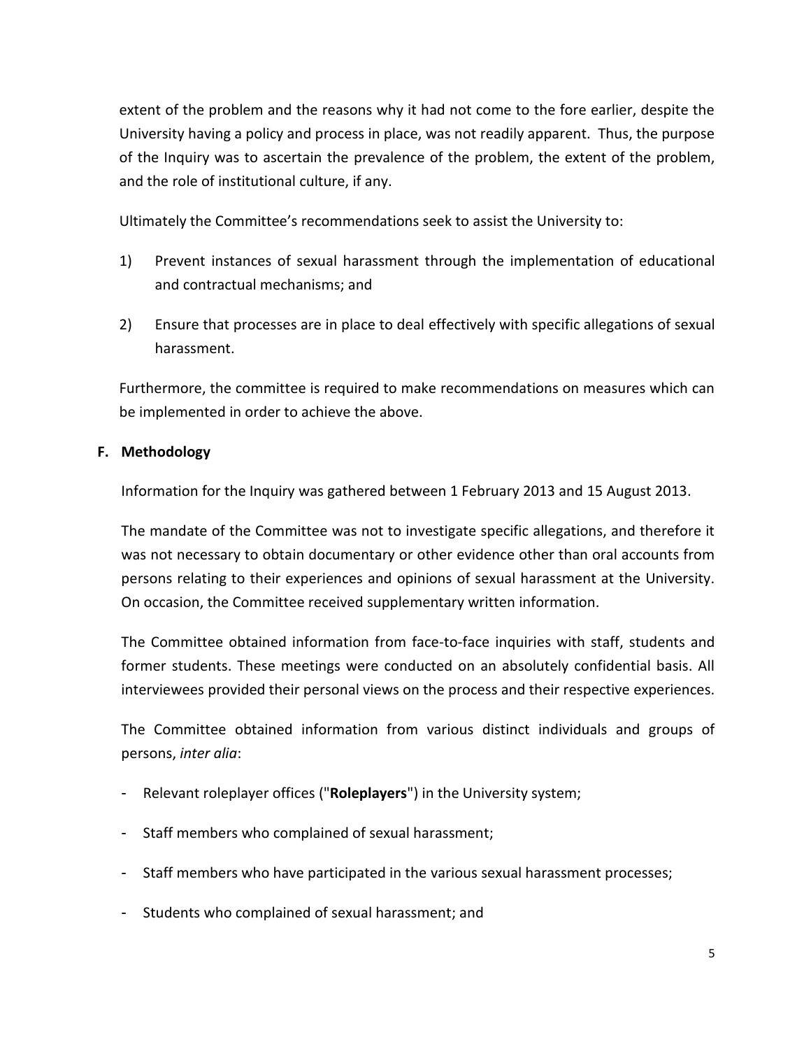extent of the problem and the reasons why it had not come to the fore earlier, despite the University having a policy and process in place, was not readily apparent. Thus, the purpose of the Inquiry was to ascertain the prevalence of the problem, the extent of the problem, and the role of institutional culture, if any.

Ultimately the Committee's recommendations seek to assist the University to:

1) Prevent instances of sexual harassment through the implementation of educational and contractual mechanisms; and

2) Ensure that processes are in place to deal effectively with specific allegations of sexual harassment.

Furthermore, the committee is required to make recommendations on measures which can be implemented in order to achieve the above.

## F. Methodology

Information for the Inquiry was gathered between 1 February 2013 and 15 August 2013.

The mandate of the Committee was not to investigate specific allegations, and therefore it was not necessary to obtain documentary or other evidence other than oral accounts from persons relating to their experiences and opinions of sexual harassment at the University. On occasion, the Committee received supplementary written information.

The Committee obtained information from face-to-face inquiries with staff, students and former students. These meetings were conducted on an absolutely confidential basis. All interviewees provided their personal views on the process and their respective experiences.

The Committee obtained information from various distinct individuals and groups of persons, *inter alia*:

- Relevant roleplayer offices ("**Roleplayers**") in the University system;
- Staff members who complained of sexual harassment;
- Staff members who have participated in the various sexual harassment processes;
- Students who complained of sexual harassment; and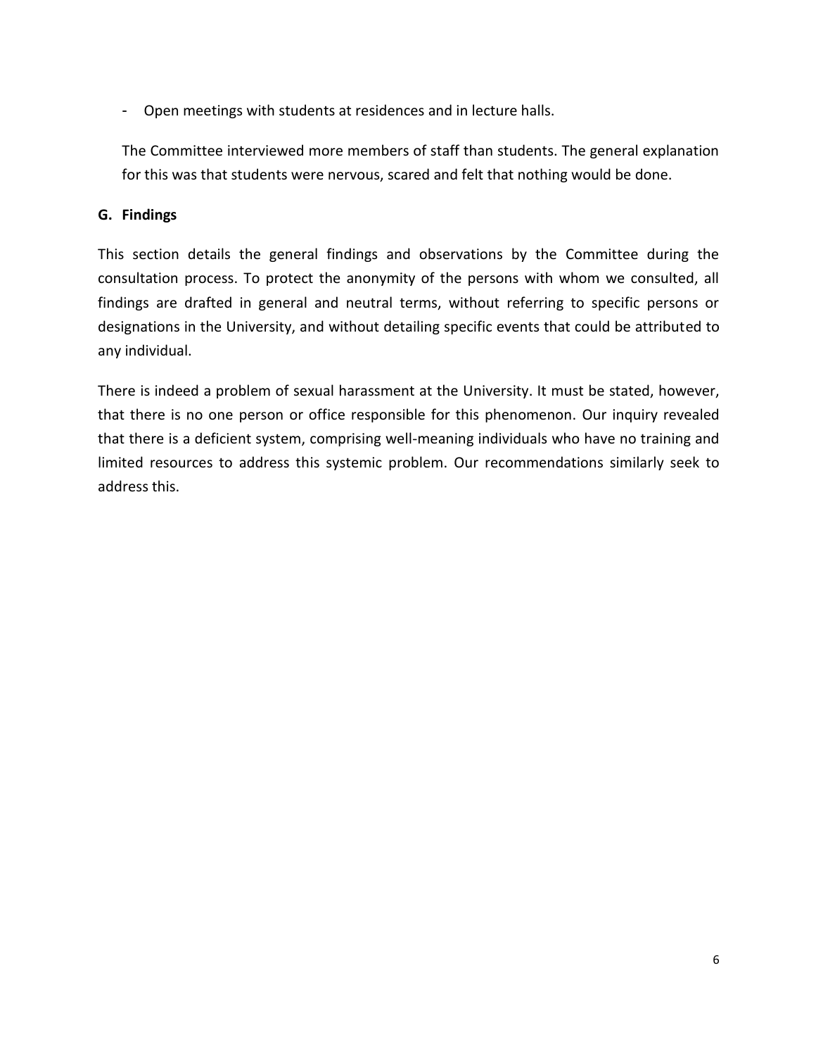- Open meetings with students at residences and in lecture halls.

The Committee interviewed more members of staff than students. The general explanation for this was that students were nervous, scared and felt that nothing would be done.

### G. Findings

This section details the general findings and observations by the Committee during the consultation process. To protect the anonymity of the persons with whom we consulted, all findings are drafted in general and neutral terms, without referring to specific persons or designations in the University, and without detailing specific events that could be attributed to any individual.

There is indeed a problem of sexual harassment at the University. It must be stated, however, that there is no one person or office responsible for this phenomenon. Our inquiry revealed that there is a deficient system, comprising well-meaning individuals who have no training and limited resources to address this systemic problem. Our recommendations similarly seek to address this.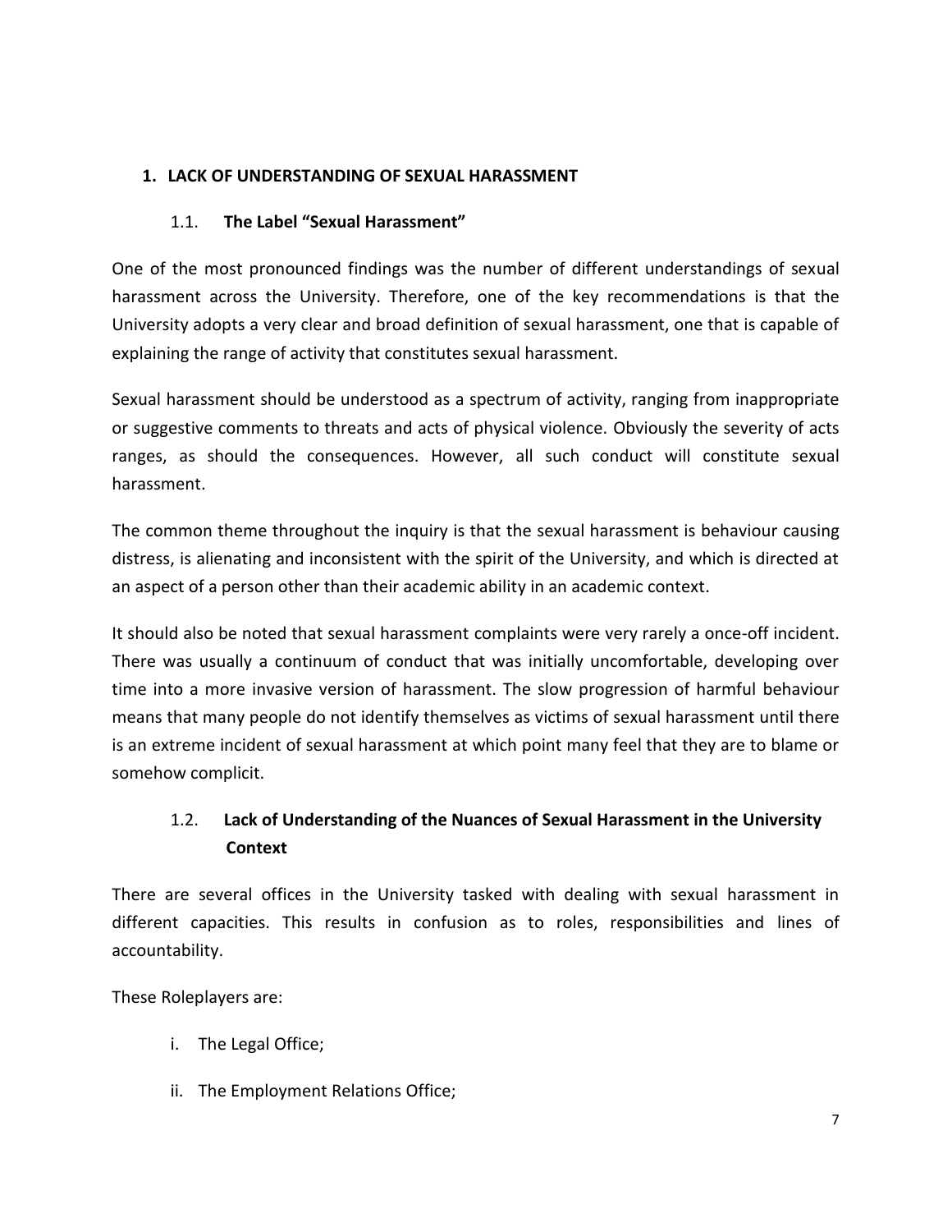## 1. LACK OF UNDERSTANDING OF SEXUAL HARASSMENT

### 1.1. The Label "Sexual Harassment"

One of the most pronounced findings was the number of different understandings of sexual harassment across the University. Therefore, one of the key recommendations is that the University adopts a very clear and broad definition of sexual harassment, one that is capable of explaining the range of activity that constitutes sexual harassment.

Sexual harassment should be understood as a spectrum of activity, ranging from inappropriate or suggestive comments to threats and acts of physical violence. Obviously the severity of acts ranges, as should the consequences. However, all such conduct will constitute sexual harassment.

The common theme throughout the inquiry is that the sexual harassment is behaviour causing distress, is alienating and inconsistent with the spirit of the University, and which is directed at an aspect of a person other than their academic ability in an academic context.

It should also be noted that sexual harassment complaints were very rarely a once-off incident. There was usually a continuum of conduct that was initially uncomfortable, developing over time into a more invasive version of harassment. The slow progression of harmful behaviour means that many people do not identify themselves as victims of sexual harassment until there is an extreme incident of sexual harassment at which point many feel that they are to blame or somehow complicit.

### 1.2. Lack of Understanding of the Nuances of Sexual Harassment in the University Context

There are several offices in the University tasked with dealing with sexual harassment in different capacities. This results in confusion as to roles, responsibilities and lines of accountability.

These Roleplayers are:

i. The Legal Office;

ii. The Employment Relations Office;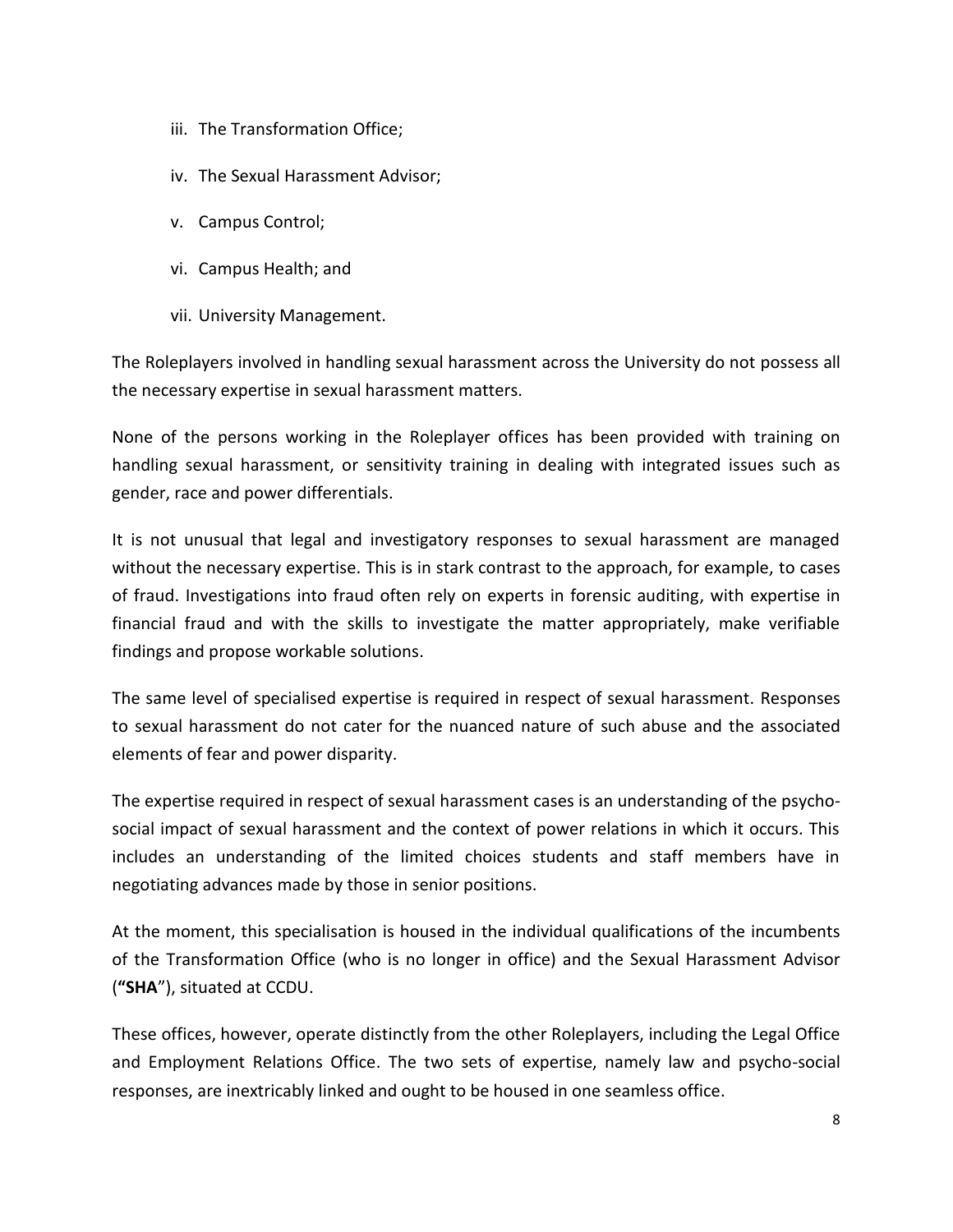iii. The Transformation Office;

iv. The Sexual Harassment Advisor;

v. Campus Control;

vi. Campus Health; and

vii. University Management.

The Roleplayers involved in handling sexual harassment across the University do not possess all the necessary expertise in sexual harassment matters.

None of the persons working in the Roleplayer offices has been provided with training on handling sexual harassment, or sensitivity training in dealing with integrated issues such as gender, race and power differentials.

It is not unusual that legal and investigatory responses to sexual harassment are managed without the necessary expertise. This is in stark contrast to the approach, for example, to cases of fraud. Investigations into fraud often rely on experts in forensic auditing, with expertise in financial fraud and with the skills to investigate the matter appropriately, make verifiable findings and propose workable solutions.

The same level of specialised expertise is required in respect of sexual harassment. Responses to sexual harassment do not cater for the nuanced nature of such abuse and the associated elements of fear and power disparity.

The expertise required in respect of sexual harassment cases is an understanding of the psycho-social impact of sexual harassment and the context of power relations in which it occurs. This includes an understanding of the limited choices students and staff members have in negotiating advances made by those in senior positions.

At the moment, this specialisation is housed in the individual qualifications of the incumbents of the Transformation Office (who is no longer in office) and the Sexual Harassment Advisor (**"SHA"**), situated at CCDU.

These offices, however, operate distinctly from the other Roleplayers, including the Legal Office and Employment Relations Office. The two sets of expertise, namely law and psycho-social responses, are inextricably linked and ought to be housed in one seamless office.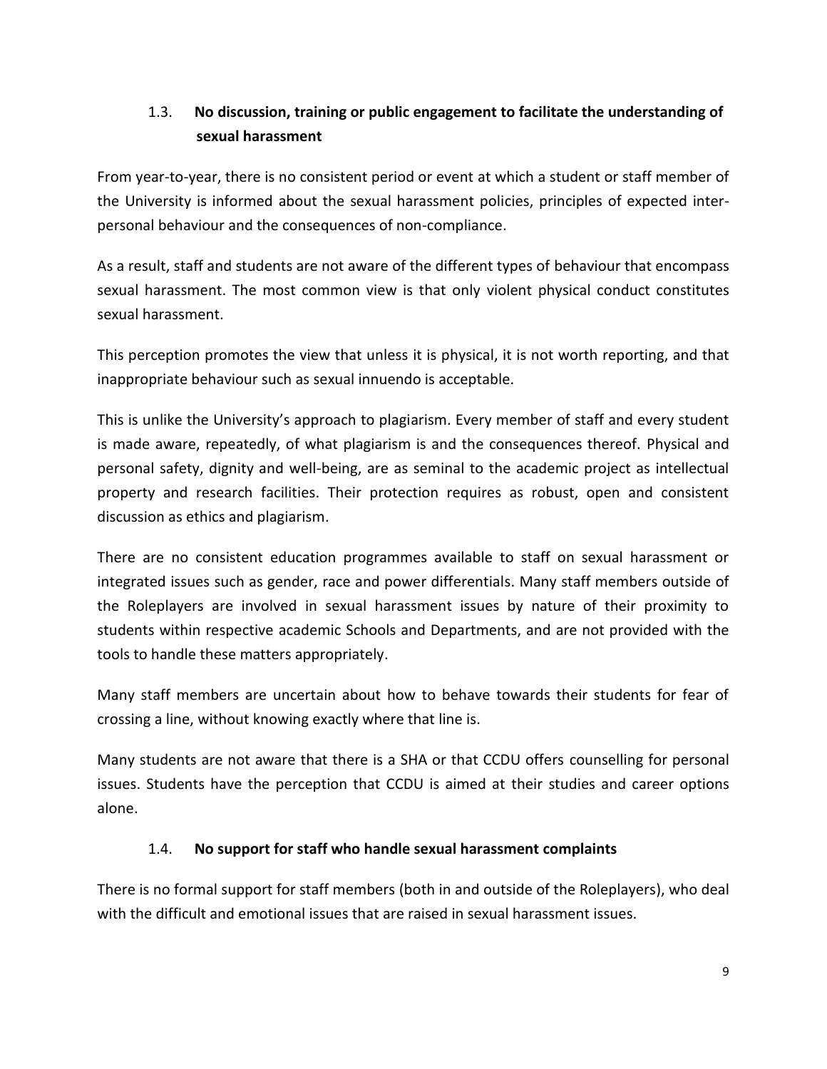### 1.3. **No discussion, training or public engagement to facilitate the understanding of sexual harassment**

From year-to-year, there is no consistent period or event at which a student or staff member of the University is informed about the sexual harassment policies, principles of expected inter-personal behaviour and the consequences of non-compliance.

As a result, staff and students are not aware of the different types of behaviour that encompass sexual harassment. The most common view is that only violent physical conduct constitutes sexual harassment.

This perception promotes the view that unless it is physical, it is not worth reporting, and that inappropriate behaviour such as sexual innuendo is acceptable.

This is unlike the University's approach to plagiarism. Every member of staff and every student is made aware, repeatedly, of what plagiarism is and the consequences thereof. Physical and personal safety, dignity and well-being, are as seminal to the academic project as intellectual property and research facilities. Their protection requires as robust, open and consistent discussion as ethics and plagiarism.

There are no consistent education programmes available to staff on sexual harassment or integrated issues such as gender, race and power differentials. Many staff members outside of the Roleplayers are involved in sexual harassment issues by nature of their proximity to students within respective academic Schools and Departments, and are not provided with the tools to handle these matters appropriately.

Many staff members are uncertain about how to behave towards their students for fear of crossing a line, without knowing exactly where that line is.

Many students are not aware that there is a SHA or that CCDU offers counselling for personal issues. Students have the perception that CCDU is aimed at their studies and career options alone.

### 1.4. **No support for staff who handle sexual harassment complaints**

There is no formal support for staff members (both in and outside of the Roleplayers), who deal with the difficult and emotional issues that are raised in sexual harassment issues.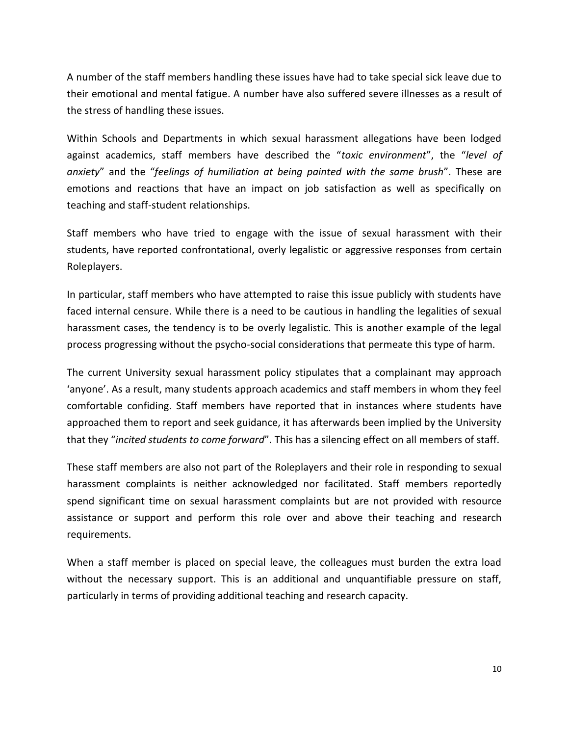A number of the staff members handling these issues have had to take special sick leave due to their emotional and mental fatigue. A number have also suffered severe illnesses as a result of the stress of handling these issues.

Within Schools and Departments in which sexual harassment allegations have been lodged against academics, staff members have described the "*toxic environment*", the "*level of anxiety*" and the "*feelings of humiliation at being painted with the same brush*". These are emotions and reactions that have an impact on job satisfaction as well as specifically on teaching and staff-student relationships.

Staff members who have tried to engage with the issue of sexual harassment with their students, have reported confrontational, overly legalistic or aggressive responses from certain Roleplayers.

In particular, staff members who have attempted to raise this issue publicly with students have faced internal censure. While there is a need to be cautious in handling the legalities of sexual harassment cases, the tendency is to be overly legalistic. This is another example of the legal process progressing without the psycho-social considerations that permeate this type of harm.

The current University sexual harassment policy stipulates that a complainant may approach 'anyone'. As a result, many students approach academics and staff members in whom they feel comfortable confiding. Staff members have reported that in instances where students have approached them to report and seek guidance, it has afterwards been implied by the University that they "*incited students to come forward*". This has a silencing effect on all members of staff.

These staff members are also not part of the Roleplayers and their role in responding to sexual harassment complaints is neither acknowledged nor facilitated. Staff members reportedly spend significant time on sexual harassment complaints but are not provided with resource assistance or support and perform this role over and above their teaching and research requirements.

When a staff member is placed on special leave, the colleagues must burden the extra load without the necessary support. This is an additional and unquantifiable pressure on staff, particularly in terms of providing additional teaching and research capacity.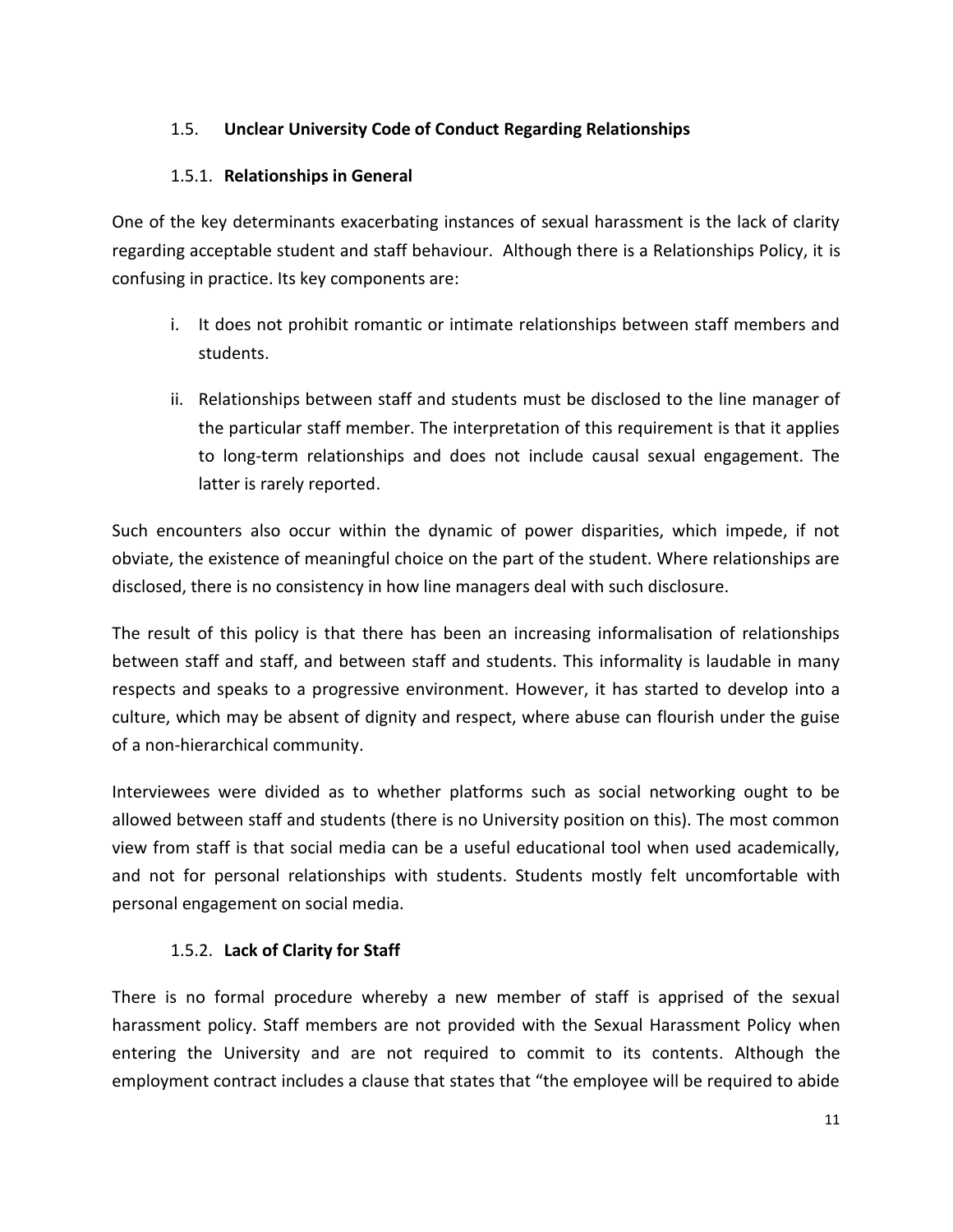### 1.5. **Unclear University Code of Conduct Regarding Relationships**

#### 1.5.1. **Relationships in General**

One of the key determinants exacerbating instances of sexual harassment is the lack of clarity regarding acceptable student and staff behaviour. Although there is a Relationships Policy, it is confusing in practice. Its key components are:

i. It does not prohibit romantic or intimate relationships between staff members and students.

ii. Relationships between staff and students must be disclosed to the line manager of the particular staff member. The interpretation of this requirement is that it applies to long-term relationships and does not include causal sexual engagement. The latter is rarely reported.

Such encounters also occur within the dynamic of power disparities, which impede, if not obviate, the existence of meaningful choice on the part of the student. Where relationships are disclosed, there is no consistency in how line managers deal with such disclosure.

The result of this policy is that there has been an increasing informalisation of relationships between staff and staff, and between staff and students. This informality is laudable in many respects and speaks to a progressive environment. However, it has started to develop into a culture, which may be absent of dignity and respect, where abuse can flourish under the guise of a non-hierarchical community.

Interviewees were divided as to whether platforms such as social networking ought to be allowed between staff and students (there is no University position on this). The most common view from staff is that social media can be a useful educational tool when used academically, and not for personal relationships with students. Students mostly felt uncomfortable with personal engagement on social media.

#### 1.5.2. **Lack of Clarity for Staff**

There is no formal procedure whereby a new member of staff is apprised of the sexual harassment policy. Staff members are not provided with the Sexual Harassment Policy when entering the University and are not required to commit to its contents. Although the employment contract includes a clause that states that "the employee will be required to abide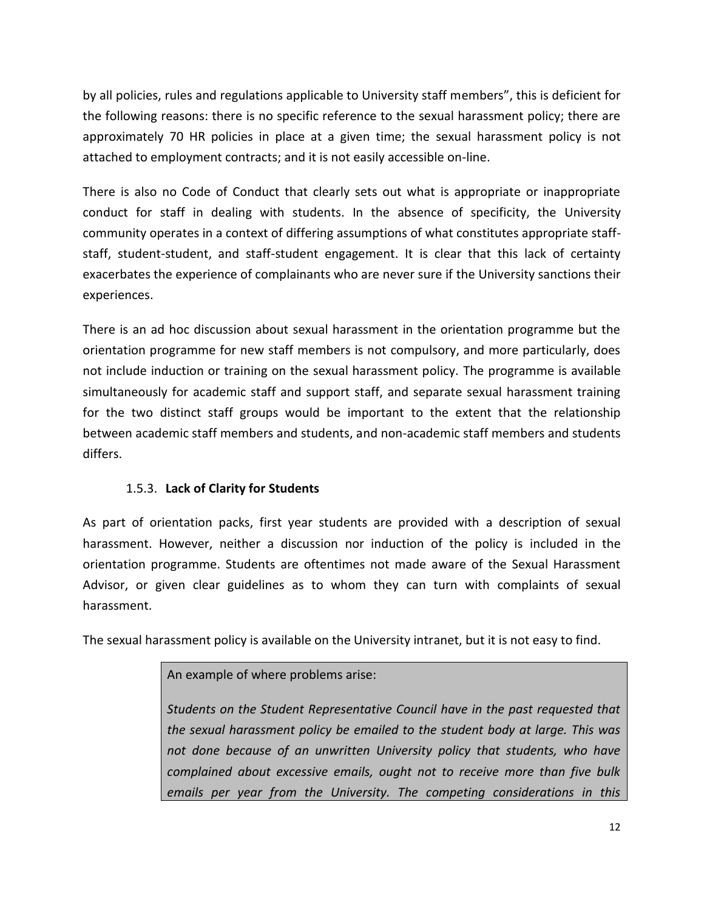by all policies, rules and regulations applicable to University staff members", this is deficient for the following reasons: there is no specific reference to the sexual harassment policy; there are approximately 70 HR policies in place at a given time; the sexual harassment policy is not attached to employment contracts; and it is not easily accessible on-line.

There is also no Code of Conduct that clearly sets out what is appropriate or inappropriate conduct for staff in dealing with students. In the absence of specificity, the University community operates in a context of differing assumptions of what constitutes appropriate staff-staff, student-student, and staff-student engagement. It is clear that this lack of certainty exacerbates the experience of complainants who are never sure if the University sanctions their experiences.

There is an ad hoc discussion about sexual harassment in the orientation programme but the orientation programme for new staff members is not compulsory, and more particularly, does not include induction or training on the sexual harassment policy. The programme is available simultaneously for academic staff and support staff, and separate sexual harassment training for the two distinct staff groups would be important to the extent that the relationship between academic staff members and students, and non-academic staff members and students differs.

### 1.5.3. **Lack of Clarity for Students**

As part of orientation packs, first year students are provided with a description of sexual harassment. However, neither a discussion nor induction of the policy is included in the orientation programme. Students are oftentimes not made aware of the Sexual Harassment Advisor, or given clear guidelines as to whom they can turn with complaints of sexual harassment.

The sexual harassment policy is available on the University intranet, but it is not easy to find.

> An example of where problems arise:
>
> *Students on the Student Representative Council have in the past requested that the sexual harassment policy be emailed to the student body at large. This was not done because of an unwritten University policy that students, who have complained about excessive emails, ought not to receive more than five bulk emails per year from the University. The competing considerations in this*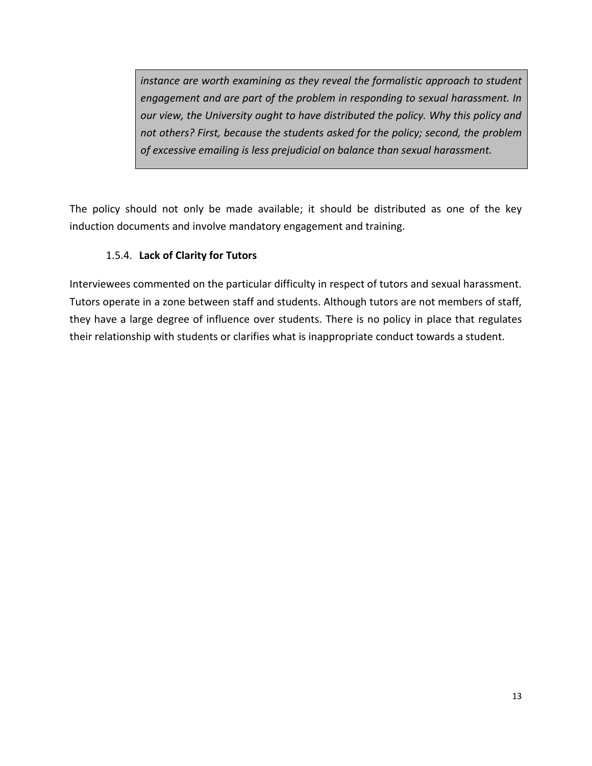> *instance are worth examining as they reveal the formalistic approach to student engagement and are part of the problem in responding to sexual harassment. In our view, the University ought to have distributed the policy. Why this policy and not others? First, because the students asked for the policy; second, the problem of excessive emailing is less prejudicial on balance than sexual harassment.*

The policy should not only be made available; it should be distributed as one of the key induction documents and involve mandatory engagement and training.

#### 1.5.4. **Lack of Clarity for Tutors**

Interviewees commented on the particular difficulty in respect of tutors and sexual harassment. Tutors operate in a zone between staff and students. Although tutors are not members of staff, they have a large degree of influence over students. There is no policy in place that regulates their relationship with students or clarifies what is inappropriate conduct towards a student.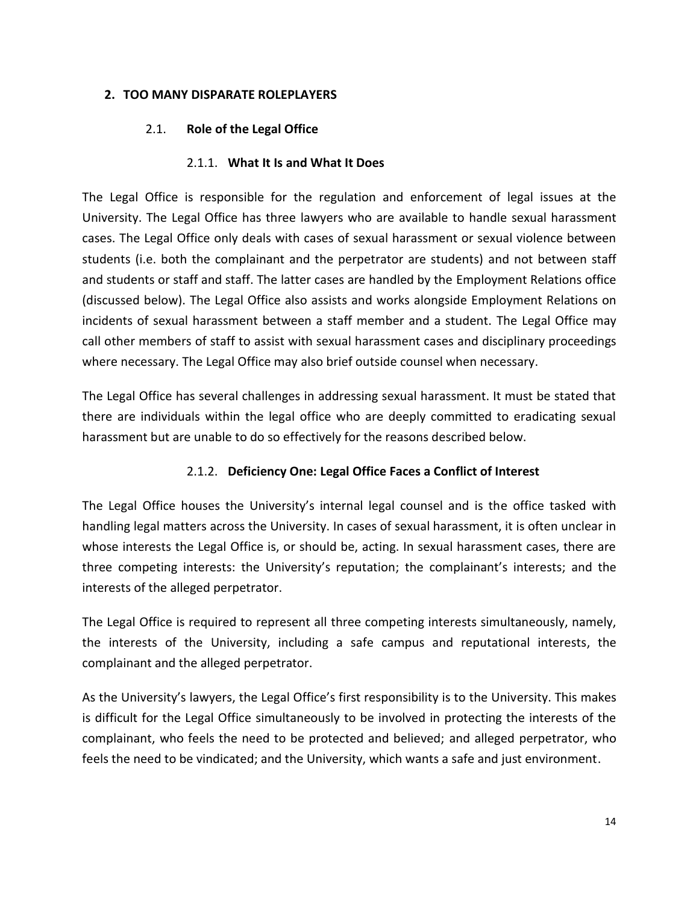## 2. TOO MANY DISPARATE ROLEPLAYERS

### 2.1. Role of the Legal Office

#### 2.1.1. What It Is and What It Does

The Legal Office is responsible for the regulation and enforcement of legal issues at the University. The Legal Office has three lawyers who are available to handle sexual harassment cases. The Legal Office only deals with cases of sexual harassment or sexual violence between students (i.e. both the complainant and the perpetrator are students) and not between staff and students or staff and staff. The latter cases are handled by the Employment Relations office (discussed below). The Legal Office also assists and works alongside Employment Relations on incidents of sexual harassment between a staff member and a student. The Legal Office may call other members of staff to assist with sexual harassment cases and disciplinary proceedings where necessary. The Legal Office may also brief outside counsel when necessary.

The Legal Office has several challenges in addressing sexual harassment. It must be stated that there are individuals within the legal office who are deeply committed to eradicating sexual harassment but are unable to do so effectively for the reasons described below.

#### 2.1.2. Deficiency One: Legal Office Faces a Conflict of Interest

The Legal Office houses the University's internal legal counsel and is the office tasked with handling legal matters across the University. In cases of sexual harassment, it is often unclear in whose interests the Legal Office is, or should be, acting. In sexual harassment cases, there are three competing interests: the University's reputation; the complainant's interests; and the interests of the alleged perpetrator.

The Legal Office is required to represent all three competing interests simultaneously, namely, the interests of the University, including a safe campus and reputational interests, the complainant and the alleged perpetrator.

As the University's lawyers, the Legal Office's first responsibility is to the University. This makes is difficult for the Legal Office simultaneously to be involved in protecting the interests of the complainant, who feels the need to be protected and believed; and alleged perpetrator, who feels the need to be vindicated; and the University, which wants a safe and just environment.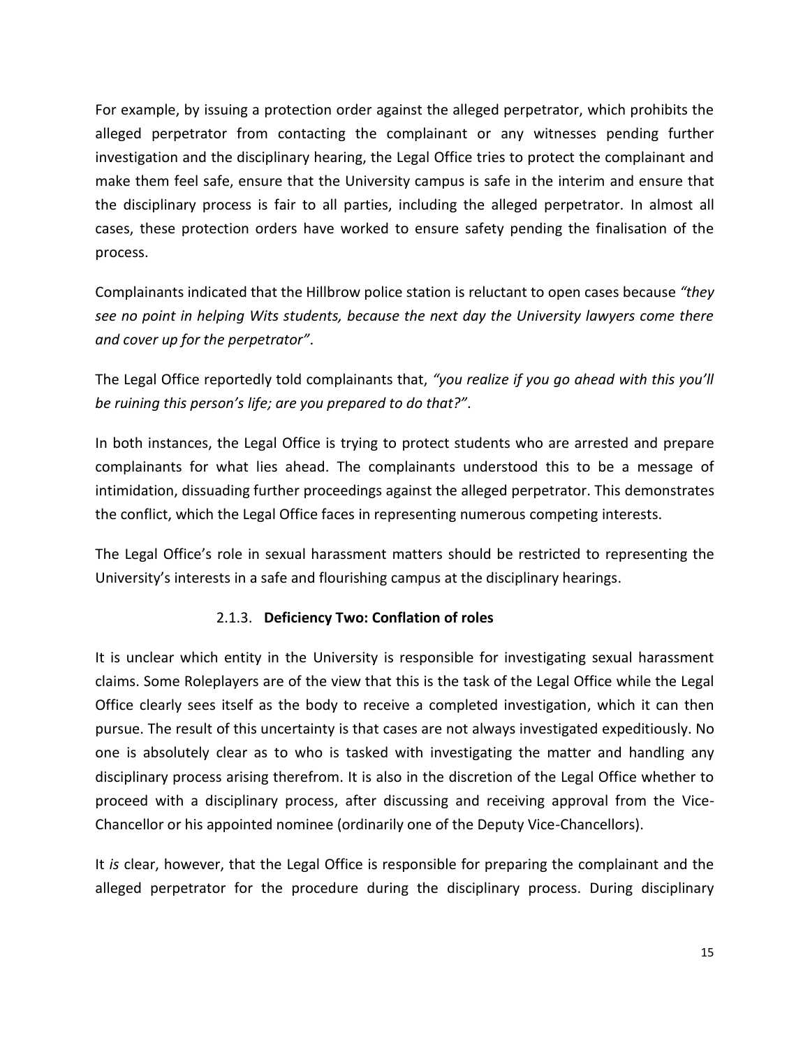For example, by issuing a protection order against the alleged perpetrator, which prohibits the alleged perpetrator from contacting the complainant or any witnesses pending further investigation and the disciplinary hearing, the Legal Office tries to protect the complainant and make them feel safe, ensure that the University campus is safe in the interim and ensure that the disciplinary process is fair to all parties, including the alleged perpetrator. In almost all cases, these protection orders have worked to ensure safety pending the finalisation of the process.

Complainants indicated that the Hillbrow police station is reluctant to open cases because *"they see no point in helping Wits students, because the next day the University lawyers come there and cover up for the perpetrator"*.

The Legal Office reportedly told complainants that, *"you realize if you go ahead with this you'll be ruining this person's life; are you prepared to do that?"*.

In both instances, the Legal Office is trying to protect students who are arrested and prepare complainants for what lies ahead. The complainants understood this to be a message of intimidation, dissuading further proceedings against the alleged perpetrator. This demonstrates the conflict, which the Legal Office faces in representing numerous competing interests.

The Legal Office's role in sexual harassment matters should be restricted to representing the University's interests in a safe and flourishing campus at the disciplinary hearings.

#### 2.1.3. **Deficiency Two: Conflation of roles**

It is unclear which entity in the University is responsible for investigating sexual harassment claims. Some Roleplayers are of the view that this is the task of the Legal Office while the Legal Office clearly sees itself as the body to receive a completed investigation, which it can then pursue. The result of this uncertainty is that cases are not always investigated expeditiously. No one is absolutely clear as to who is tasked with investigating the matter and handling any disciplinary process arising therefrom. It is also in the discretion of the Legal Office whether to proceed with a disciplinary process, after discussing and receiving approval from the Vice-Chancellor or his appointed nominee (ordinarily one of the Deputy Vice-Chancellors).

It *is* clear, however, that the Legal Office is responsible for preparing the complainant and the alleged perpetrator for the procedure during the disciplinary process. During disciplinary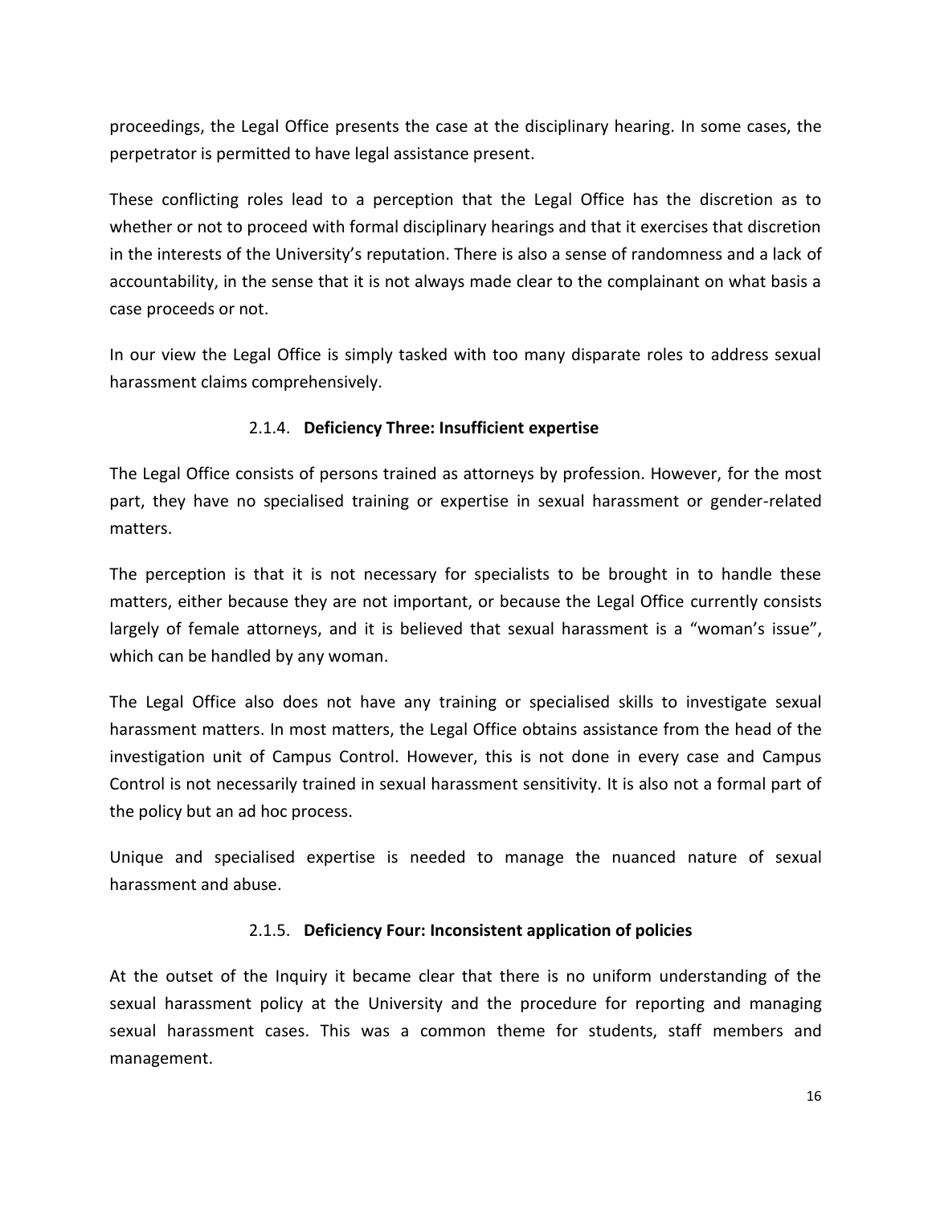proceedings, the Legal Office presents the case at the disciplinary hearing. In some cases, the perpetrator is permitted to have legal assistance present.

These conflicting roles lead to a perception that the Legal Office has the discretion as to whether or not to proceed with formal disciplinary hearings and that it exercises that discretion in the interests of the University's reputation. There is also a sense of randomness and a lack of accountability, in the sense that it is not always made clear to the complainant on what basis a case proceeds or not.

In our view the Legal Office is simply tasked with too many disparate roles to address sexual harassment claims comprehensively.

### 2.1.4. **Deficiency Three: Insufficient expertise**

The Legal Office consists of persons trained as attorneys by profession. However, for the most part, they have no specialised training or expertise in sexual harassment or gender-related matters.

The perception is that it is not necessary for specialists to be brought in to handle these matters, either because they are not important, or because the Legal Office currently consists largely of female attorneys, and it is believed that sexual harassment is a "woman's issue", which can be handled by any woman.

The Legal Office also does not have any training or specialised skills to investigate sexual harassment matters. In most matters, the Legal Office obtains assistance from the head of the investigation unit of Campus Control. However, this is not done in every case and Campus Control is not necessarily trained in sexual harassment sensitivity. It is also not a formal part of the policy but an ad hoc process.

Unique and specialised expertise is needed to manage the nuanced nature of sexual harassment and abuse.

### 2.1.5. **Deficiency Four: Inconsistent application of policies**

At the outset of the Inquiry it became clear that there is no uniform understanding of the sexual harassment policy at the University and the procedure for reporting and managing sexual harassment cases. This was a common theme for students, staff members and management.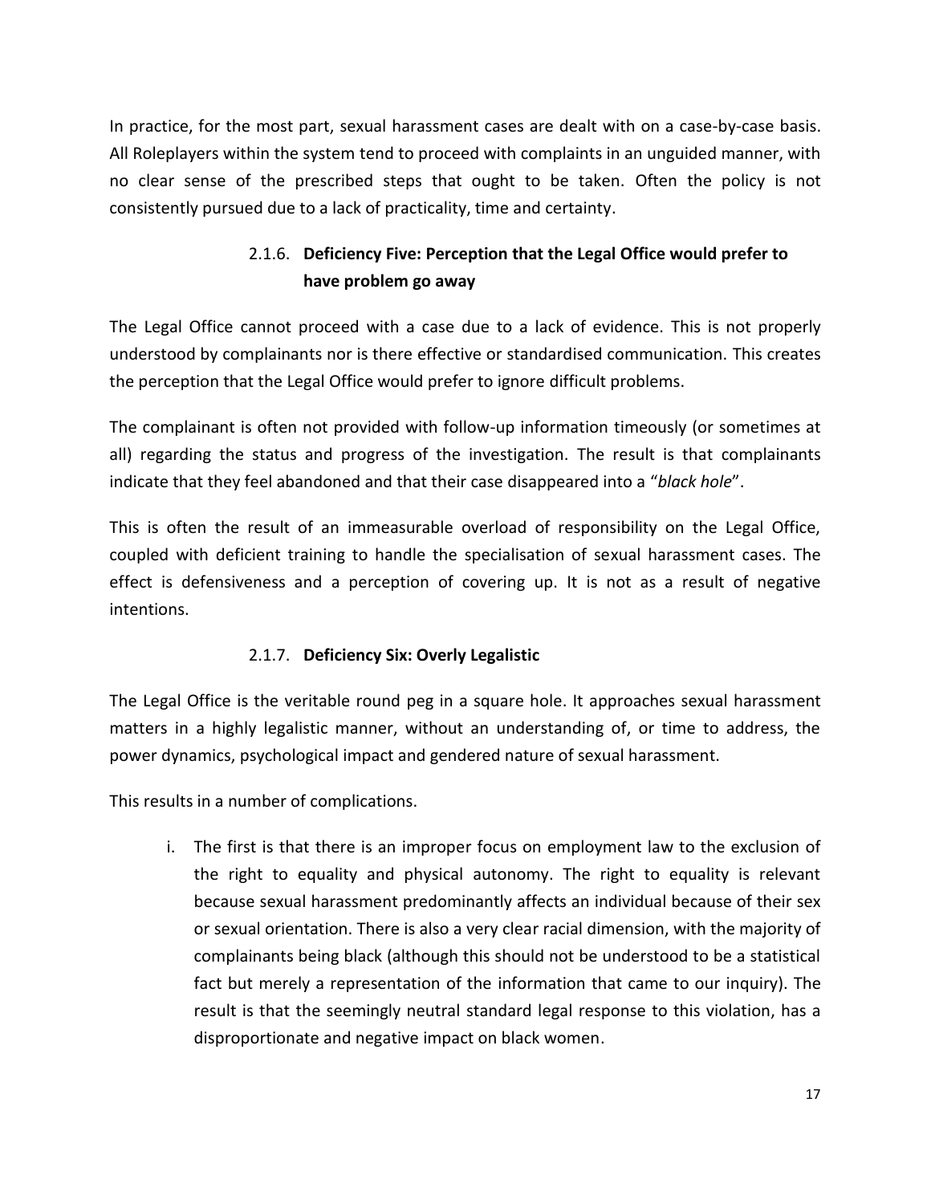In practice, for the most part, sexual harassment cases are dealt with on a case-by-case basis. All Roleplayers within the system tend to proceed with complaints in an unguided manner, with no clear sense of the prescribed steps that ought to be taken. Often the policy is not consistently pursued due to a lack of practicality, time and certainty.

### 2.1.6. Deficiency Five: Perception that the Legal Office would prefer to have problem go away

The Legal Office cannot proceed with a case due to a lack of evidence. This is not properly understood by complainants nor is there effective or standardised communication. This creates the perception that the Legal Office would prefer to ignore difficult problems.

The complainant is often not provided with follow-up information timeously (or sometimes at all) regarding the status and progress of the investigation. The result is that complainants indicate that they feel abandoned and that their case disappeared into a "*black hole*".

This is often the result of an immeasurable overload of responsibility on the Legal Office, coupled with deficient training to handle the specialisation of sexual harassment cases. The effect is defensiveness and a perception of covering up. It is not as a result of negative intentions.

### 2.1.7. Deficiency Six: Overly Legalistic

The Legal Office is the veritable round peg in a square hole. It approaches sexual harassment matters in a highly legalistic manner, without an understanding of, or time to address, the power dynamics, psychological impact and gendered nature of sexual harassment.

This results in a number of complications.

i. The first is that there is an improper focus on employment law to the exclusion of the right to equality and physical autonomy. The right to equality is relevant because sexual harassment predominantly affects an individual because of their sex or sexual orientation. There is also a very clear racial dimension, with the majority of complainants being black (although this should not be understood to be a statistical fact but merely a representation of the information that came to our inquiry). The result is that the seemingly neutral standard legal response to this violation, has a disproportionate and negative impact on black women.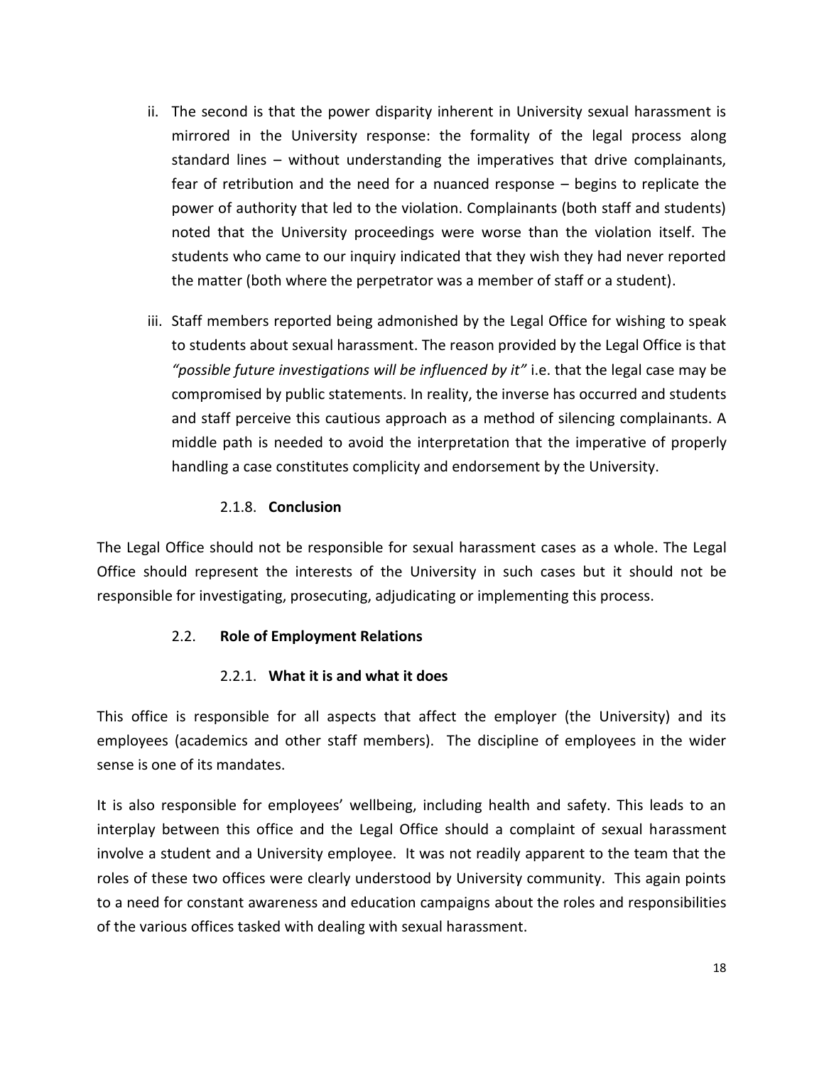ii. The second is that the power disparity inherent in University sexual harassment is mirrored in the University response: the formality of the legal process along standard lines – without understanding the imperatives that drive complainants, fear of retribution and the need for a nuanced response – begins to replicate the power of authority that led to the violation. Complainants (both staff and students) noted that the University proceedings were worse than the violation itself. The students who came to our inquiry indicated that they wish they had never reported the matter (both where the perpetrator was a member of staff or a student).

iii. Staff members reported being admonished by the Legal Office for wishing to speak to students about sexual harassment. The reason provided by the Legal Office is that *"possible future investigations will be influenced by it"* i.e. that the legal case may be compromised by public statements. In reality, the inverse has occurred and students and staff perceive this cautious approach as a method of silencing complainants. A middle path is needed to avoid the interpretation that the imperative of properly handling a case constitutes complicity and endorsement by the University.

#### 2.1.8. **Conclusion**

The Legal Office should not be responsible for sexual harassment cases as a whole. The Legal Office should represent the interests of the University in such cases but it should not be responsible for investigating, prosecuting, adjudicating or implementing this process.

### 2.2. **Role of Employment Relations**

#### 2.2.1. **What it is and what it does**

This office is responsible for all aspects that affect the employer (the University) and its employees (academics and other staff members). The discipline of employees in the wider sense is one of its mandates.

It is also responsible for employees' wellbeing, including health and safety. This leads to an interplay between this office and the Legal Office should a complaint of sexual harassment involve a student and a University employee. It was not readily apparent to the team that the roles of these two offices were clearly understood by University community. This again points to a need for constant awareness and education campaigns about the roles and responsibilities of the various offices tasked with dealing with sexual harassment.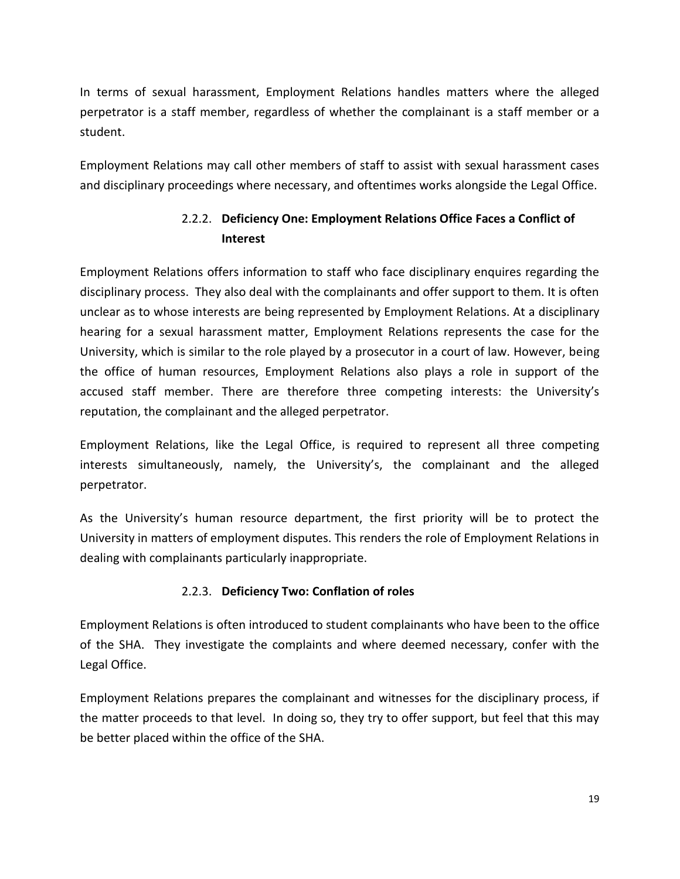In terms of sexual harassment, Employment Relations handles matters where the alleged perpetrator is a staff member, regardless of whether the complainant is a staff member or a student.

Employment Relations may call other members of staff to assist with sexual harassment cases and disciplinary proceedings where necessary, and oftentimes works alongside the Legal Office.

### 2.2.2. **Deficiency One: Employment Relations Office Faces a Conflict of Interest**

Employment Relations offers information to staff who face disciplinary enquires regarding the disciplinary process. They also deal with the complainants and offer support to them. It is often unclear as to whose interests are being represented by Employment Relations. At a disciplinary hearing for a sexual harassment matter, Employment Relations represents the case for the University, which is similar to the role played by a prosecutor in a court of law. However, being the office of human resources, Employment Relations also plays a role in support of the accused staff member. There are therefore three competing interests: the University's reputation, the complainant and the alleged perpetrator.

Employment Relations, like the Legal Office, is required to represent all three competing interests simultaneously, namely, the University's, the complainant and the alleged perpetrator.

As the University's human resource department, the first priority will be to protect the University in matters of employment disputes. This renders the role of Employment Relations in dealing with complainants particularly inappropriate.

### 2.2.3. **Deficiency Two: Conflation of roles**

Employment Relations is often introduced to student complainants who have been to the office of the SHA. They investigate the complaints and where deemed necessary, confer with the Legal Office.

Employment Relations prepares the complainant and witnesses for the disciplinary process, if the matter proceeds to that level. In doing so, they try to offer support, but feel that this may be better placed within the office of the SHA.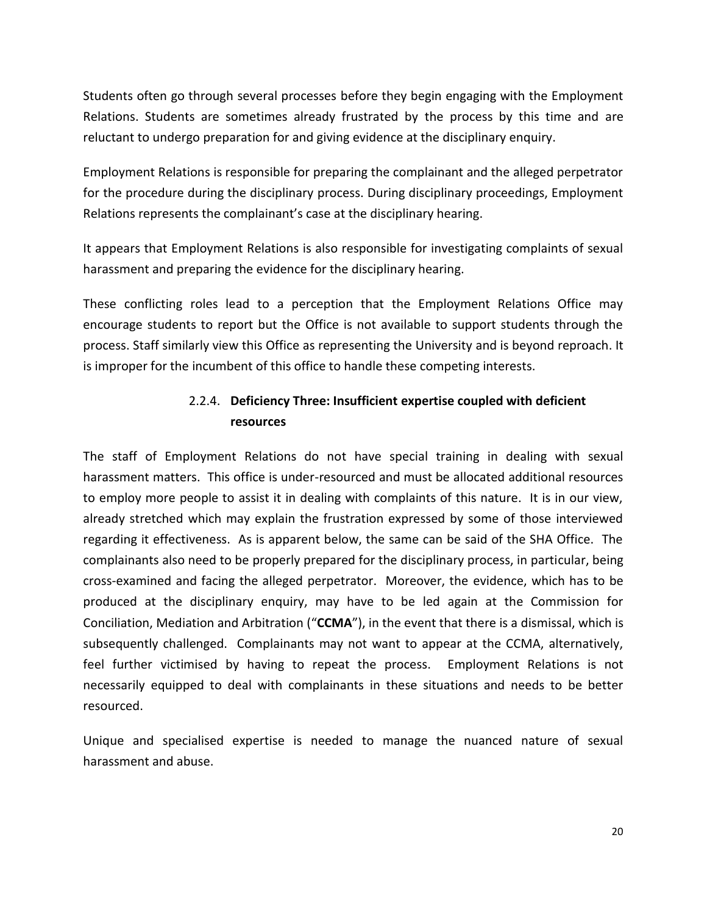Students often go through several processes before they begin engaging with the Employment Relations. Students are sometimes already frustrated by the process by this time and are reluctant to undergo preparation for and giving evidence at the disciplinary enquiry.

Employment Relations is responsible for preparing the complainant and the alleged perpetrator for the procedure during the disciplinary process. During disciplinary proceedings, Employment Relations represents the complainant's case at the disciplinary hearing.

It appears that Employment Relations is also responsible for investigating complaints of sexual harassment and preparing the evidence for the disciplinary hearing.

These conflicting roles lead to a perception that the Employment Relations Office may encourage students to report but the Office is not available to support students through the process. Staff similarly view this Office as representing the University and is beyond reproach. It is improper for the incumbent of this office to handle these competing interests.

#### 2.2.4. **Deficiency Three: Insufficient expertise coupled with deficient resources**

The staff of Employment Relations do not have special training in dealing with sexual harassment matters. This office is under-resourced and must be allocated additional resources to employ more people to assist it in dealing with complaints of this nature. It is in our view, already stretched which may explain the frustration expressed by some of those interviewed regarding it effectiveness. As is apparent below, the same can be said of the SHA Office. The complainants also need to be properly prepared for the disciplinary process, in particular, being cross-examined and facing the alleged perpetrator. Moreover, the evidence, which has to be produced at the disciplinary enquiry, may have to be led again at the Commission for Conciliation, Mediation and Arbitration ("**CCMA**"), in the event that there is a dismissal, which is subsequently challenged. Complainants may not want to appear at the CCMA, alternatively, feel further victimised by having to repeat the process. Employment Relations is not necessarily equipped to deal with complainants in these situations and needs to be better resourced.

Unique and specialised expertise is needed to manage the nuanced nature of sexual harassment and abuse.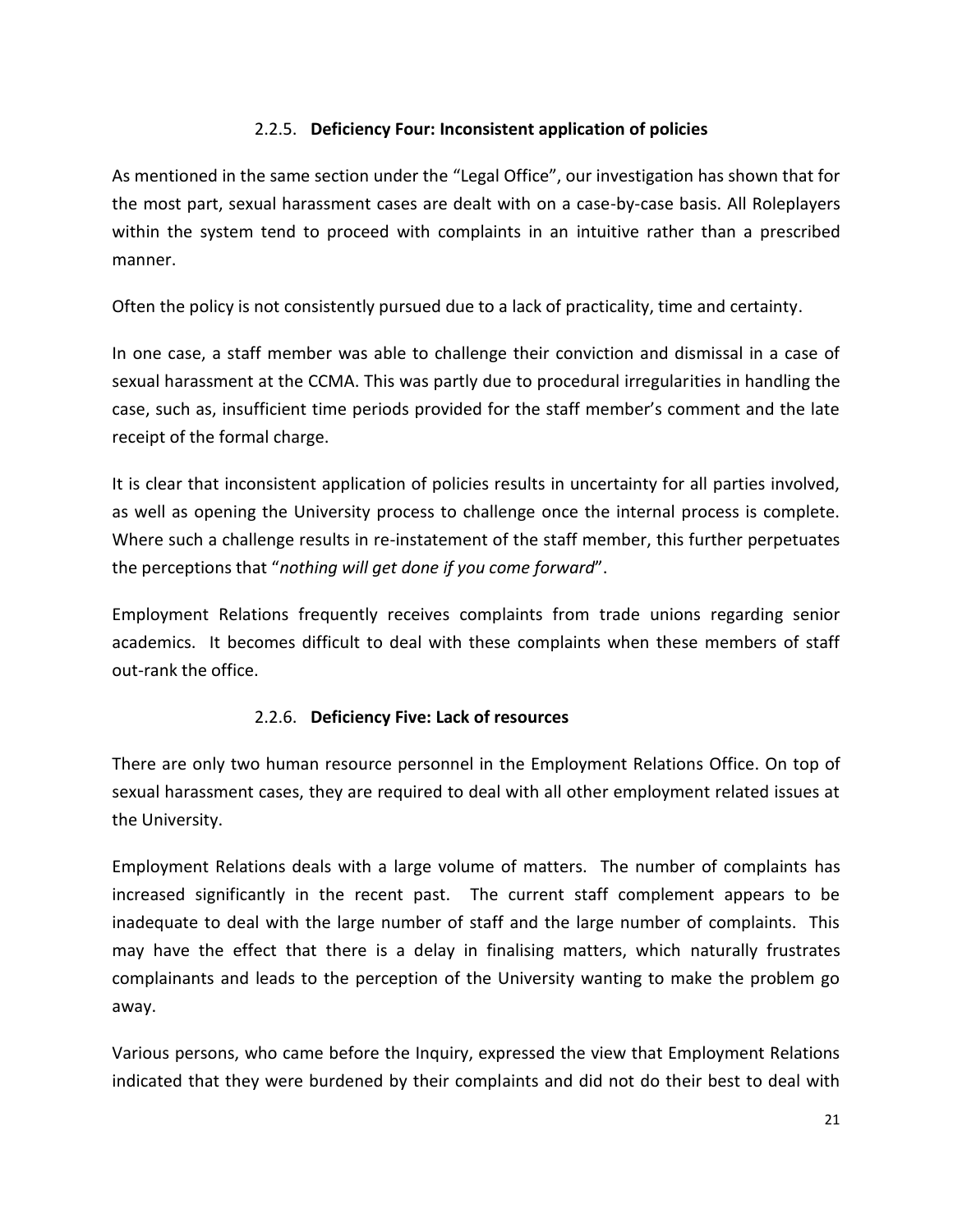#### 2.2.5. **Deficiency Four: Inconsistent application of policies**

As mentioned in the same section under the "Legal Office", our investigation has shown that for the most part, sexual harassment cases are dealt with on a case-by-case basis. All Roleplayers within the system tend to proceed with complaints in an intuitive rather than a prescribed manner.

Often the policy is not consistently pursued due to a lack of practicality, time and certainty.

In one case, a staff member was able to challenge their conviction and dismissal in a case of sexual harassment at the CCMA. This was partly due to procedural irregularities in handling the case, such as, insufficient time periods provided for the staff member's comment and the late receipt of the formal charge.

It is clear that inconsistent application of policies results in uncertainty for all parties involved, as well as opening the University process to challenge once the internal process is complete. Where such a challenge results in re-instatement of the staff member, this further perpetuates the perceptions that "*nothing will get done if you come forward*".

Employment Relations frequently receives complaints from trade unions regarding senior academics. It becomes difficult to deal with these complaints when these members of staff out-rank the office.

#### 2.2.6. **Deficiency Five: Lack of resources**

There are only two human resource personnel in the Employment Relations Office. On top of sexual harassment cases, they are required to deal with all other employment related issues at the University.

Employment Relations deals with a large volume of matters. The number of complaints has increased significantly in the recent past. The current staff complement appears to be inadequate to deal with the large number of staff and the large number of complaints. This may have the effect that there is a delay in finalising matters, which naturally frustrates complainants and leads to the perception of the University wanting to make the problem go away.

Various persons, who came before the Inquiry, expressed the view that Employment Relations indicated that they were burdened by their complaints and did not do their best to deal with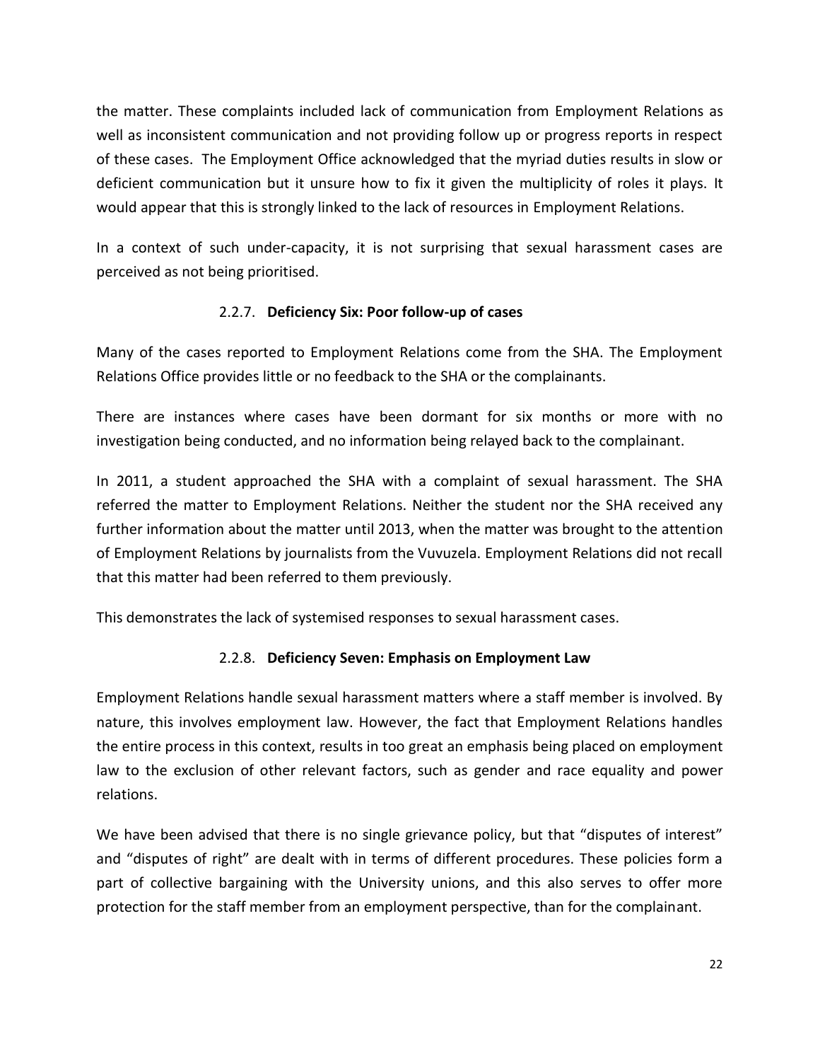the matter. These complaints included lack of communication from Employment Relations as well as inconsistent communication and not providing follow up or progress reports in respect of these cases. The Employment Office acknowledged that the myriad duties results in slow or deficient communication but it unsure how to fix it given the multiplicity of roles it plays. It would appear that this is strongly linked to the lack of resources in Employment Relations.

In a context of such under-capacity, it is not surprising that sexual harassment cases are perceived as not being prioritised.

### 2.2.7. **Deficiency Six: Poor follow-up of cases**

Many of the cases reported to Employment Relations come from the SHA. The Employment Relations Office provides little or no feedback to the SHA or the complainants.

There are instances where cases have been dormant for six months or more with no investigation being conducted, and no information being relayed back to the complainant.

In 2011, a student approached the SHA with a complaint of sexual harassment. The SHA referred the matter to Employment Relations. Neither the student nor the SHA received any further information about the matter until 2013, when the matter was brought to the attention of Employment Relations by journalists from the Vuvuzela. Employment Relations did not recall that this matter had been referred to them previously.

This demonstrates the lack of systemised responses to sexual harassment cases.

### 2.2.8. **Deficiency Seven: Emphasis on Employment Law**

Employment Relations handle sexual harassment matters where a staff member is involved. By nature, this involves employment law. However, the fact that Employment Relations handles the entire process in this context, results in too great an emphasis being placed on employment law to the exclusion of other relevant factors, such as gender and race equality and power relations.

We have been advised that there is no single grievance policy, but that "disputes of interest" and "disputes of right" are dealt with in terms of different procedures. These policies form a part of collective bargaining with the University unions, and this also serves to offer more protection for the staff member from an employment perspective, than for the complainant.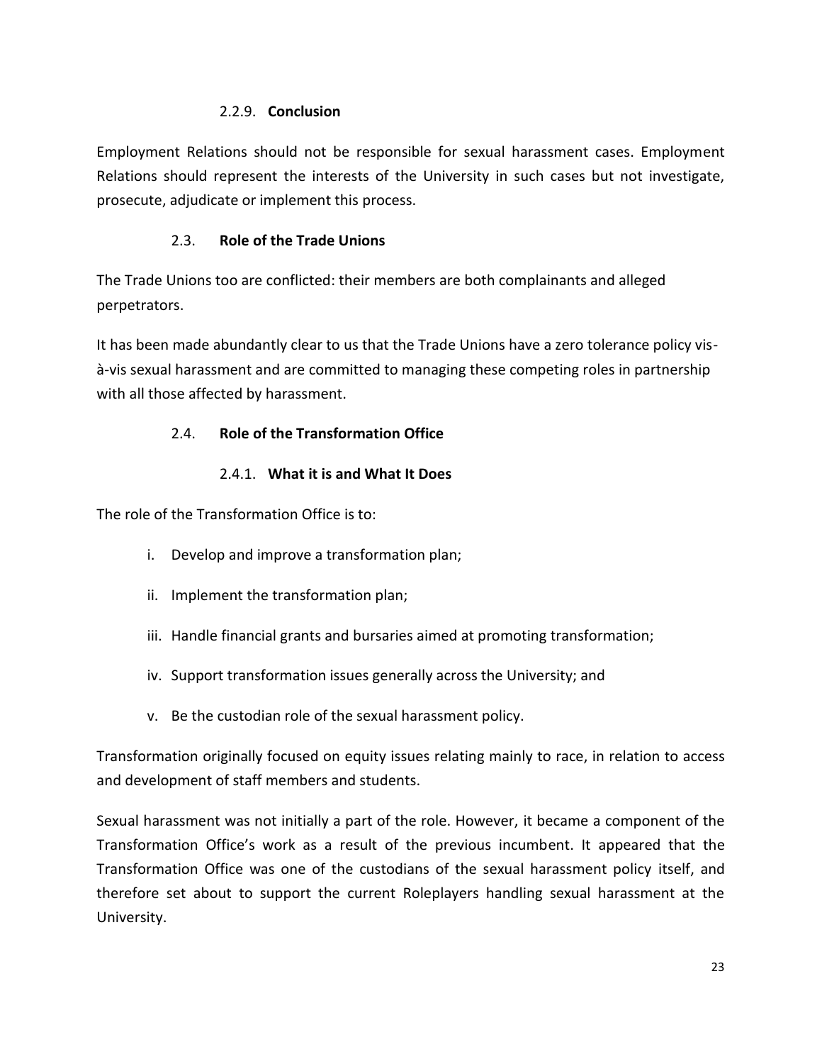#### 2.2.9. **Conclusion**

Employment Relations should not be responsible for sexual harassment cases. Employment Relations should represent the interests of the University in such cases but not investigate, prosecute, adjudicate or implement this process.

### 2.3. **Role of the Trade Unions**

The Trade Unions too are conflicted: their members are both complainants and alleged perpetrators.

It has been made abundantly clear to us that the Trade Unions have a zero tolerance policy vis-à-vis sexual harassment and are committed to managing these competing roles in partnership with all those affected by harassment.

### 2.4. **Role of the Transformation Office**

#### 2.4.1. **What it is and What It Does**

The role of the Transformation Office is to:

i. Develop and improve a transformation plan;

ii. Implement the transformation plan;

iii. Handle financial grants and bursaries aimed at promoting transformation;

iv. Support transformation issues generally across the University; and

v. Be the custodian role of the sexual harassment policy.

Transformation originally focused on equity issues relating mainly to race, in relation to access and development of staff members and students.

Sexual harassment was not initially a part of the role. However, it became a component of the Transformation Office's work as a result of the previous incumbent. It appeared that the Transformation Office was one of the custodians of the sexual harassment policy itself, and therefore set about to support the current Roleplayers handling sexual harassment at the University.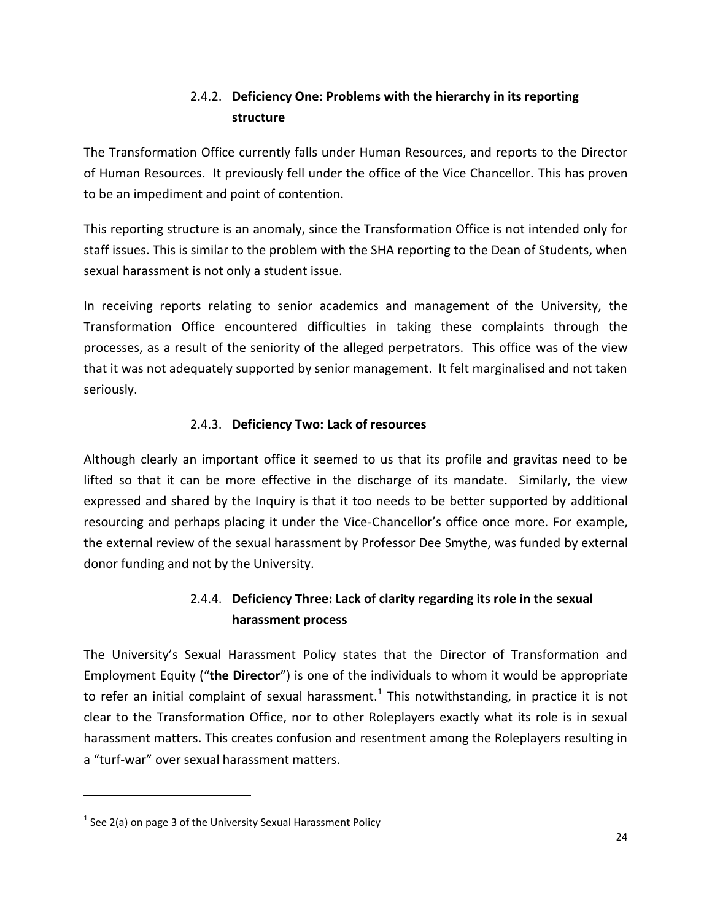### 2.4.2. **Deficiency One: Problems with the hierarchy in its reporting structure**

The Transformation Office currently falls under Human Resources, and reports to the Director of Human Resources. It previously fell under the office of the Vice Chancellor. This has proven to be an impediment and point of contention.

This reporting structure is an anomaly, since the Transformation Office is not intended only for staff issues. This is similar to the problem with the SHA reporting to the Dean of Students, when sexual harassment is not only a student issue.

In receiving reports relating to senior academics and management of the University, the Transformation Office encountered difficulties in taking these complaints through the processes, as a result of the seniority of the alleged perpetrators. This office was of the view that it was not adequately supported by senior management. It felt marginalised and not taken seriously.

### 2.4.3. **Deficiency Two: Lack of resources**

Although clearly an important office it seemed to us that its profile and gravitas need to be lifted so that it can be more effective in the discharge of its mandate. Similarly, the view expressed and shared by the Inquiry is that it too needs to be better supported by additional resourcing and perhaps placing it under the Vice-Chancellor's office once more. For example, the external review of the sexual harassment by Professor Dee Smythe, was funded by external donor funding and not by the University.

### 2.4.4. **Deficiency Three: Lack of clarity regarding its role in the sexual harassment process**

The University's Sexual Harassment Policy states that the Director of Transformation and Employment Equity ("**the Director**") is one of the individuals to whom it would be appropriate to refer an initial complaint of sexual harassment.[1] This notwithstanding, in practice it is not clear to the Transformation Office, nor to other Roleplayers exactly what its role is in sexual harassment matters. This creates confusion and resentment among the Roleplayers resulting in a "turf-war" over sexual harassment matters.

---

[1] See 2(a) on page 3 of the University Sexual Harassment Policy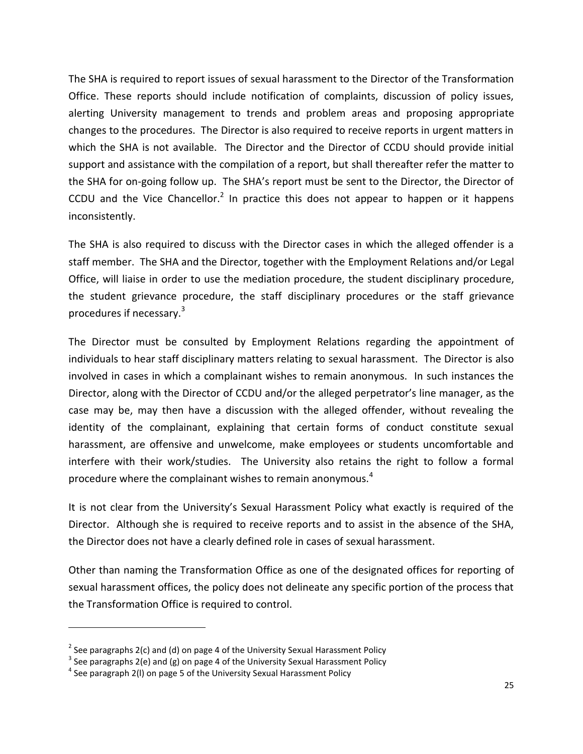The SHA is required to report issues of sexual harassment to the Director of the Transformation Office. These reports should include notification of complaints, discussion of policy issues, alerting University management to trends and problem areas and proposing appropriate changes to the procedures. The Director is also required to receive reports in urgent matters in which the SHA is not available. The Director and the Director of CCDU should provide initial support and assistance with the compilation of a report, but shall thereafter refer the matter to the SHA for on-going follow up. The SHA's report must be sent to the Director, the Director of CCDU and the Vice Chancellor.[2] In practice this does not appear to happen or it happens inconsistently.

The SHA is also required to discuss with the Director cases in which the alleged offender is a staff member. The SHA and the Director, together with the Employment Relations and/or Legal Office, will liaise in order to use the mediation procedure, the student disciplinary procedure, the student grievance procedure, the staff disciplinary procedures or the staff grievance procedures if necessary.[3]

The Director must be consulted by Employment Relations regarding the appointment of individuals to hear staff disciplinary matters relating to sexual harassment. The Director is also involved in cases in which a complainant wishes to remain anonymous. In such instances the Director, along with the Director of CCDU and/or the alleged perpetrator's line manager, as the case may be, may then have a discussion with the alleged offender, without revealing the identity of the complainant, explaining that certain forms of conduct constitute sexual harassment, are offensive and unwelcome, make employees or students uncomfortable and interfere with their work/studies. The University also retains the right to follow a formal procedure where the complainant wishes to remain anonymous.[4]

It is not clear from the University's Sexual Harassment Policy what exactly is required of the Director. Although she is required to receive reports and to assist in the absence of the SHA, the Director does not have a clearly defined role in cases of sexual harassment.

Other than naming the Transformation Office as one of the designated offices for reporting of sexual harassment offices, the policy does not delineate any specific portion of the process that the Transformation Office is required to control.

---

[2] See paragraphs 2(c) and (d) on page 4 of the University Sexual Harassment Policy

[3] See paragraphs 2(e) and (g) on page 4 of the University Sexual Harassment Policy

[4] See paragraph 2(l) on page 5 of the University Sexual Harassment Policy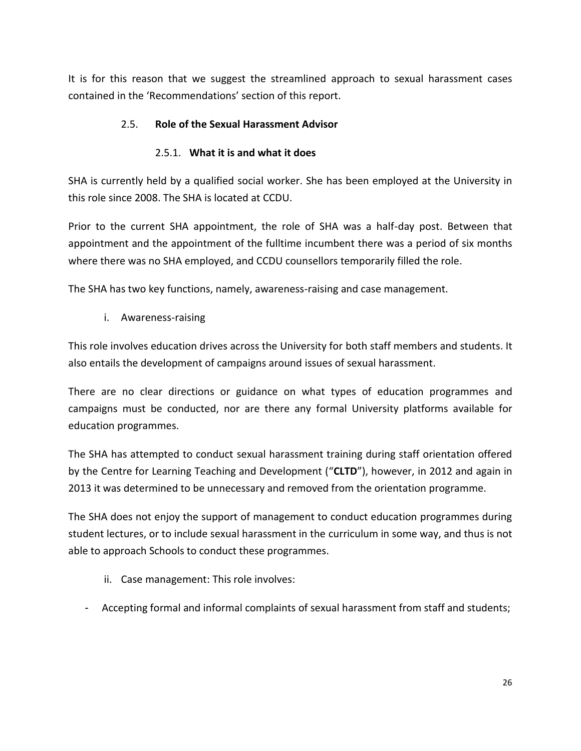It is for this reason that we suggest the streamlined approach to sexual harassment cases contained in the 'Recommendations' section of this report.

## 2.5. Role of the Sexual Harassment Advisor

### 2.5.1. What it is and what it does

SHA is currently held by a qualified social worker. She has been employed at the University in this role since 2008. The SHA is located at CCDU.

Prior to the current SHA appointment, the role of SHA was a half-day post. Between that appointment and the appointment of the fulltime incumbent there was a period of six months where there was no SHA employed, and CCDU counsellors temporarily filled the role.

The SHA has two key functions, namely, awareness-raising and case management.

i. Awareness-raising

This role involves education drives across the University for both staff members and students. It also entails the development of campaigns around issues of sexual harassment.

There are no clear directions or guidance on what types of education programmes and campaigns must be conducted, nor are there any formal University platforms available for education programmes.

The SHA has attempted to conduct sexual harassment training during staff orientation offered by the Centre for Learning Teaching and Development ("**CLTD**"), however, in 2012 and again in 2013 it was determined to be unnecessary and removed from the orientation programme.

The SHA does not enjoy the support of management to conduct education programmes during student lectures, or to include sexual harassment in the curriculum in some way, and thus is not able to approach Schools to conduct these programmes.

ii. Case management: This role involves:

- Accepting formal and informal complaints of sexual harassment from staff and students;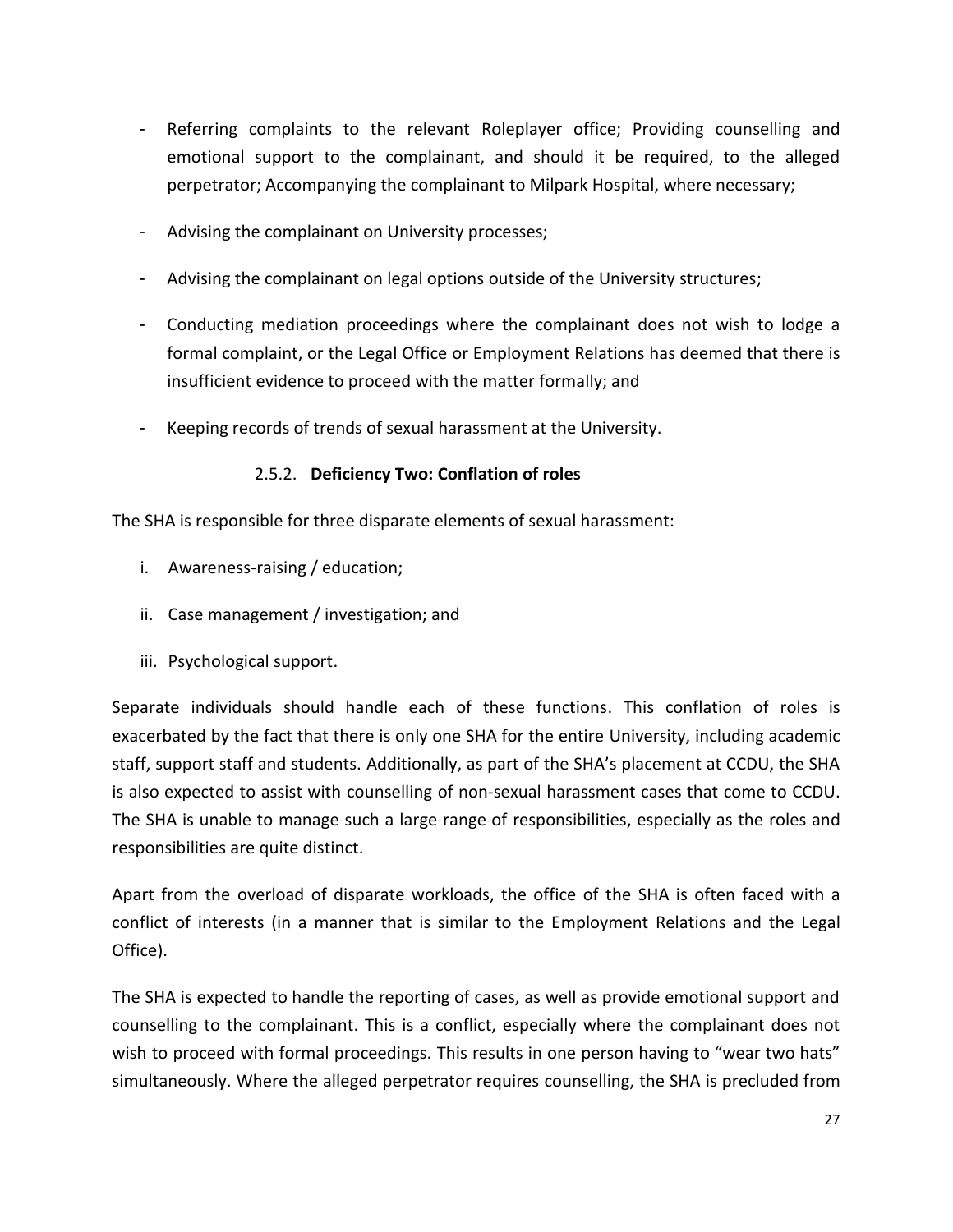- Referring complaints to the relevant Roleplayer office; Providing counselling and emotional support to the complainant, and should it be required, to the alleged perpetrator; Accompanying the complainant to Milpark Hospital, where necessary;
- Advising the complainant on University processes;
- Advising the complainant on legal options outside of the University structures;
- Conducting mediation proceedings where the complainant does not wish to lodge a formal complaint, or the Legal Office or Employment Relations has deemed that there is insufficient evidence to proceed with the matter formally; and
- Keeping records of trends of sexual harassment at the University.

#### 2.5.2. **Deficiency Two: Conflation of roles**

The SHA is responsible for three disparate elements of sexual harassment:

i. Awareness-raising / education;

ii. Case management / investigation; and

iii. Psychological support.

Separate individuals should handle each of these functions. This conflation of roles is exacerbated by the fact that there is only one SHA for the entire University, including academic staff, support staff and students. Additionally, as part of the SHA's placement at CCDU, the SHA is also expected to assist with counselling of non-sexual harassment cases that come to CCDU. The SHA is unable to manage such a large range of responsibilities, especially as the roles and responsibilities are quite distinct.

Apart from the overload of disparate workloads, the office of the SHA is often faced with a conflict of interests (in a manner that is similar to the Employment Relations and the Legal Office).

The SHA is expected to handle the reporting of cases, as well as provide emotional support and counselling to the complainant. This is a conflict, especially where the complainant does not wish to proceed with formal proceedings. This results in one person having to "wear two hats" simultaneously. Where the alleged perpetrator requires counselling, the SHA is precluded from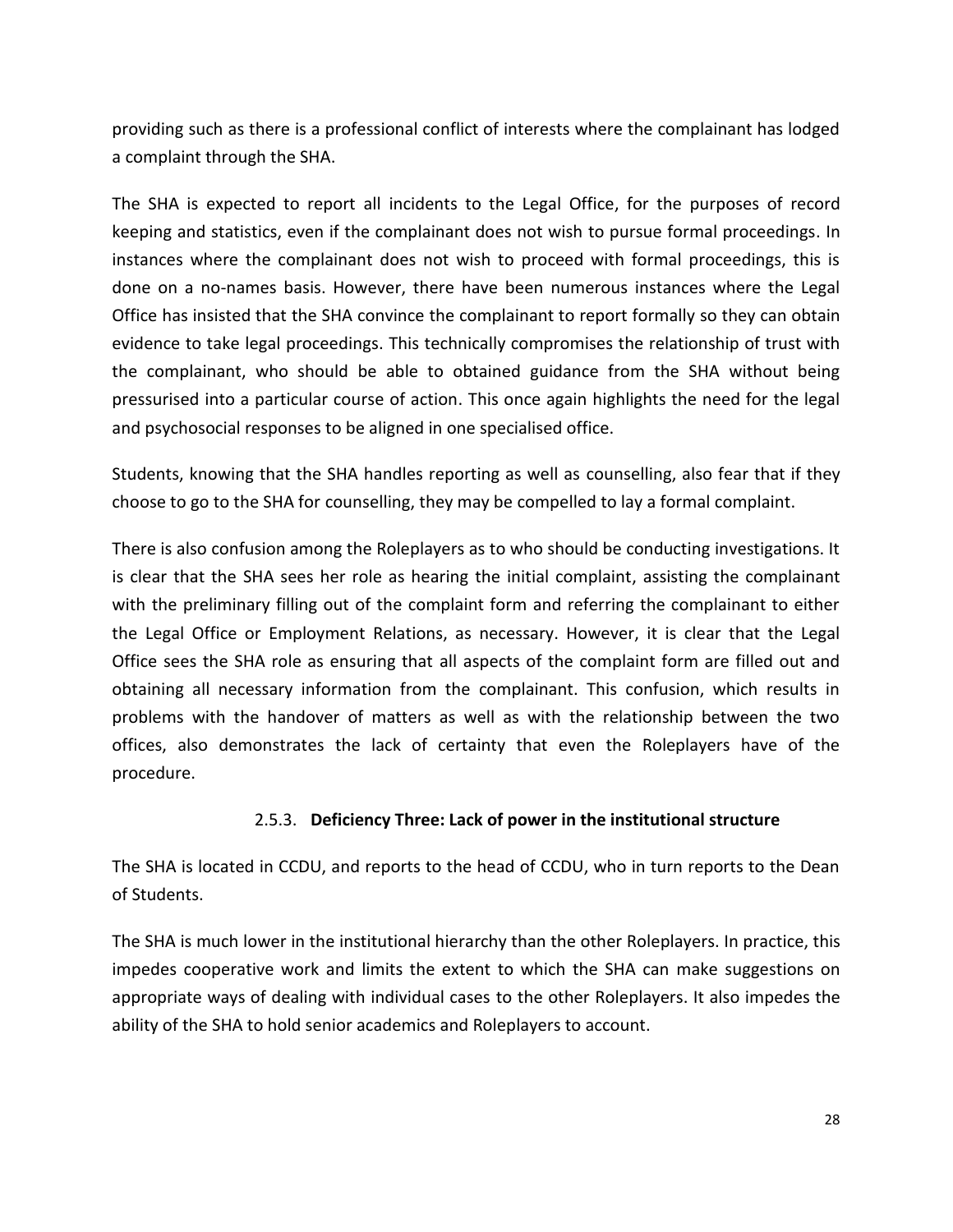providing such as there is a professional conflict of interests where the complainant has lodged a complaint through the SHA.

The SHA is expected to report all incidents to the Legal Office, for the purposes of record keeping and statistics, even if the complainant does not wish to pursue formal proceedings. In instances where the complainant does not wish to proceed with formal proceedings, this is done on a no-names basis. However, there have been numerous instances where the Legal Office has insisted that the SHA convince the complainant to report formally so they can obtain evidence to take legal proceedings. This technically compromises the relationship of trust with the complainant, who should be able to obtained guidance from the SHA without being pressurised into a particular course of action. This once again highlights the need for the legal and psychosocial responses to be aligned in one specialised office.

Students, knowing that the SHA handles reporting as well as counselling, also fear that if they choose to go to the SHA for counselling, they may be compelled to lay a formal complaint.

There is also confusion among the Roleplayers as to who should be conducting investigations. It is clear that the SHA sees her role as hearing the initial complaint, assisting the complainant with the preliminary filling out of the complaint form and referring the complainant to either the Legal Office or Employment Relations, as necessary. However, it is clear that the Legal Office sees the SHA role as ensuring that all aspects of the complaint form are filled out and obtaining all necessary information from the complainant. This confusion, which results in problems with the handover of matters as well as with the relationship between the two offices, also demonstrates the lack of certainty that even the Roleplayers have of the procedure.

#### 2.5.3. **Deficiency Three: Lack of power in the institutional structure**

The SHA is located in CCDU, and reports to the head of CCDU, who in turn reports to the Dean of Students.

The SHA is much lower in the institutional hierarchy than the other Roleplayers. In practice, this impedes cooperative work and limits the extent to which the SHA can make suggestions on appropriate ways of dealing with individual cases to the other Roleplayers. It also impedes the ability of the SHA to hold senior academics and Roleplayers to account.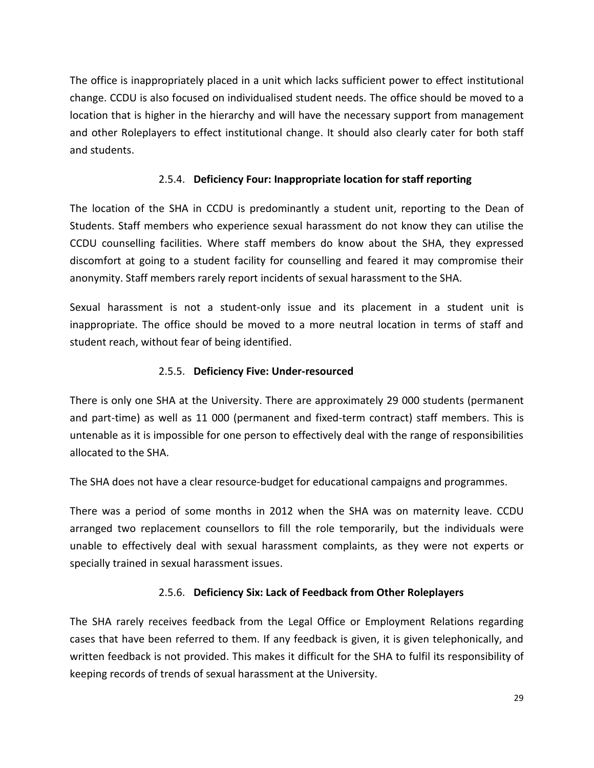The office is inappropriately placed in a unit which lacks sufficient power to effect institutional change. CCDU is also focused on individualised student needs. The office should be moved to a location that is higher in the hierarchy and will have the necessary support from management and other Roleplayers to effect institutional change. It should also clearly cater for both staff and students.

### 2.5.4. **Deficiency Four: Inappropriate location for staff reporting**

The location of the SHA in CCDU is predominantly a student unit, reporting to the Dean of Students. Staff members who experience sexual harassment do not know they can utilise the CCDU counselling facilities. Where staff members do know about the SHA, they expressed discomfort at going to a student facility for counselling and feared it may compromise their anonymity. Staff members rarely report incidents of sexual harassment to the SHA.

Sexual harassment is not a student-only issue and its placement in a student unit is inappropriate. The office should be moved to a more neutral location in terms of staff and student reach, without fear of being identified.

### 2.5.5. **Deficiency Five: Under-resourced**

There is only one SHA at the University. There are approximately 29 000 students (permanent and part-time) as well as 11 000 (permanent and fixed-term contract) staff members. This is untenable as it is impossible for one person to effectively deal with the range of responsibilities allocated to the SHA.

The SHA does not have a clear resource-budget for educational campaigns and programmes.

There was a period of some months in 2012 when the SHA was on maternity leave. CCDU arranged two replacement counsellors to fill the role temporarily, but the individuals were unable to effectively deal with sexual harassment complaints, as they were not experts or specially trained in sexual harassment issues.

### 2.5.6. **Deficiency Six: Lack of Feedback from Other Roleplayers**

The SHA rarely receives feedback from the Legal Office or Employment Relations regarding cases that have been referred to them. If any feedback is given, it is given telephonically, and written feedback is not provided. This makes it difficult for the SHA to fulfil its responsibility of keeping records of trends of sexual harassment at the University.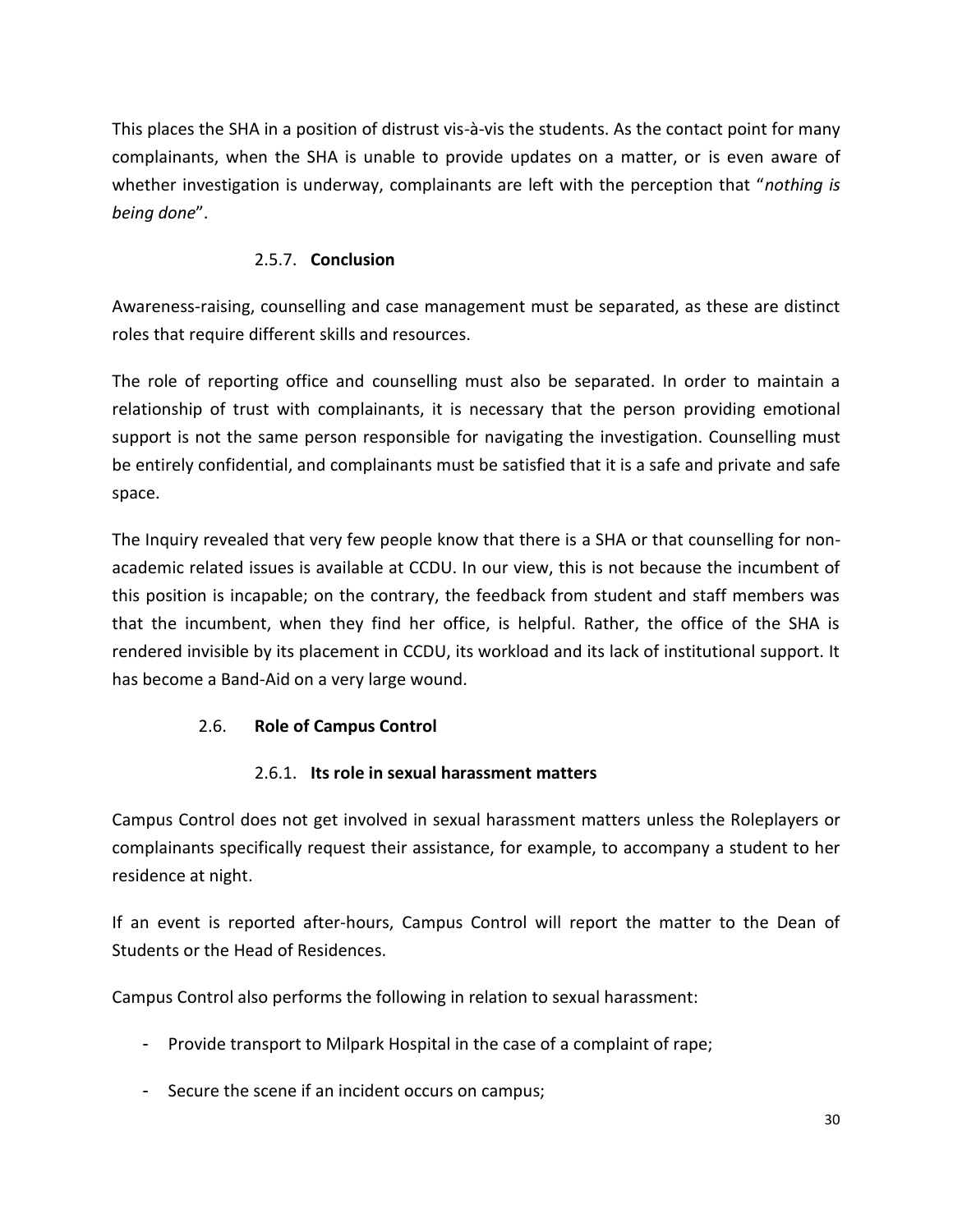This places the SHA in a position of distrust vis-à-vis the students. As the contact point for many complainants, when the SHA is unable to provide updates on a matter, or is even aware of whether investigation is underway, complainants are left with the perception that "*nothing is being done*".

#### 2.5.7. **Conclusion**

Awareness-raising, counselling and case management must be separated, as these are distinct roles that require different skills and resources.

The role of reporting office and counselling must also be separated. In order to maintain a relationship of trust with complainants, it is necessary that the person providing emotional support is not the same person responsible for navigating the investigation. Counselling must be entirely confidential, and complainants must be satisfied that it is a safe and private and safe space.

The Inquiry revealed that very few people know that there is a SHA or that counselling for non-academic related issues is available at CCDU. In our view, this is not because the incumbent of this position is incapable; on the contrary, the feedback from student and staff members was that the incumbent, when they find her office, is helpful. Rather, the office of the SHA is rendered invisible by its placement in CCDU, its workload and its lack of institutional support. It has become a Band-Aid on a very large wound.

### 2.6. **Role of Campus Control**

#### 2.6.1. **Its role in sexual harassment matters**

Campus Control does not get involved in sexual harassment matters unless the Roleplayers or complainants specifically request their assistance, for example, to accompany a student to her residence at night.

If an event is reported after-hours, Campus Control will report the matter to the Dean of Students or the Head of Residences.

Campus Control also performs the following in relation to sexual harassment:

- Provide transport to Milpark Hospital in the case of a complaint of rape;
- Secure the scene if an incident occurs on campus;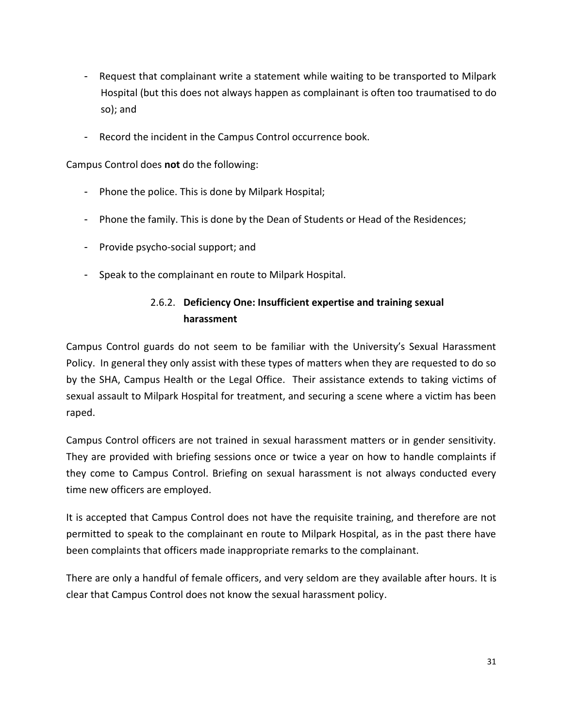- Request that complainant write a statement while waiting to be transported to Milpark Hospital (but this does not always happen as complainant is often too traumatised to do so); and
- Record the incident in the Campus Control occurrence book.

Campus Control does **not** do the following:

- Phone the police. This is done by Milpark Hospital;
- Phone the family. This is done by the Dean of Students or Head of the Residences;
- Provide psycho-social support; and
- Speak to the complainant en route to Milpark Hospital.

#### 2.6.2. Deficiency One: Insufficient expertise and training sexual harassment

Campus Control guards do not seem to be familiar with the University's Sexual Harassment Policy. In general they only assist with these types of matters when they are requested to do so by the SHA, Campus Health or the Legal Office. Their assistance extends to taking victims of sexual assault to Milpark Hospital for treatment, and securing a scene where a victim has been raped.

Campus Control officers are not trained in sexual harassment matters or in gender sensitivity. They are provided with briefing sessions once or twice a year on how to handle complaints if they come to Campus Control. Briefing on sexual harassment is not always conducted every time new officers are employed.

It is accepted that Campus Control does not have the requisite training, and therefore are not permitted to speak to the complainant en route to Milpark Hospital, as in the past there have been complaints that officers made inappropriate remarks to the complainant.

There are only a handful of female officers, and very seldom are they available after hours. It is clear that Campus Control does not know the sexual harassment policy.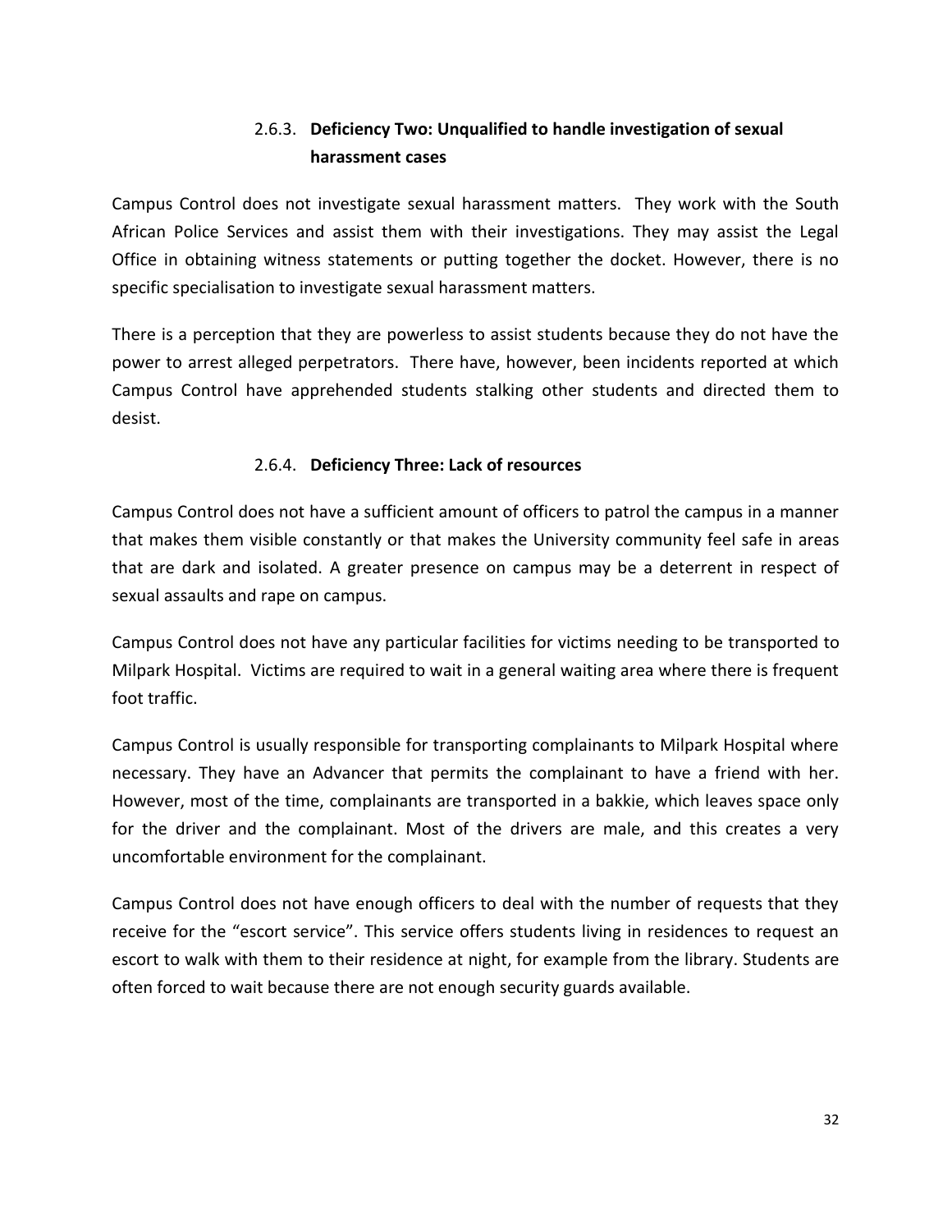### 2.6.3. Deficiency Two: Unqualified to handle investigation of sexual harassment cases

Campus Control does not investigate sexual harassment matters. They work with the South African Police Services and assist them with their investigations. They may assist the Legal Office in obtaining witness statements or putting together the docket. However, there is no specific specialisation to investigate sexual harassment matters.

There is a perception that they are powerless to assist students because they do not have the power to arrest alleged perpetrators. There have, however, been incidents reported at which Campus Control have apprehended students stalking other students and directed them to desist.

### 2.6.4. Deficiency Three: Lack of resources

Campus Control does not have a sufficient amount of officers to patrol the campus in a manner that makes them visible constantly or that makes the University community feel safe in areas that are dark and isolated. A greater presence on campus may be a deterrent in respect of sexual assaults and rape on campus.

Campus Control does not have any particular facilities for victims needing to be transported to Milpark Hospital. Victims are required to wait in a general waiting area where there is frequent foot traffic.

Campus Control is usually responsible for transporting complainants to Milpark Hospital where necessary. They have an Advancer that permits the complainant to have a friend with her. However, most of the time, complainants are transported in a bakkie, which leaves space only for the driver and the complainant. Most of the drivers are male, and this creates a very uncomfortable environment for the complainant.

Campus Control does not have enough officers to deal with the number of requests that they receive for the "escort service". This service offers students living in residences to request an escort to walk with them to their residence at night, for example from the library. Students are often forced to wait because there are not enough security guards available.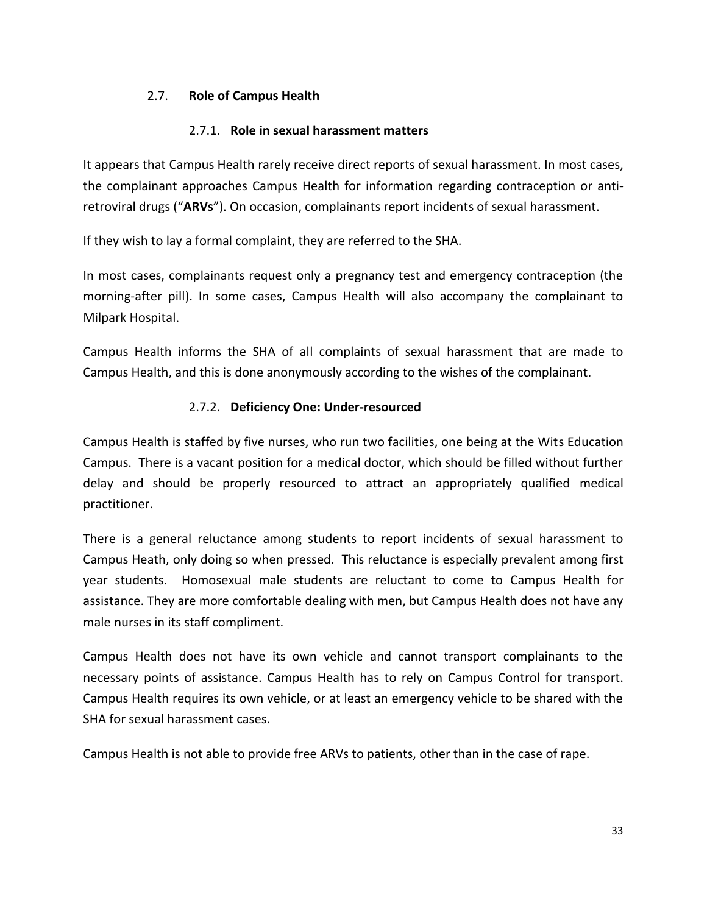### 2.7. **Role of Campus Health**

#### 2.7.1. **Role in sexual harassment matters**

It appears that Campus Health rarely receive direct reports of sexual harassment. In most cases, the complainant approaches Campus Health for information regarding contraception or anti-retroviral drugs ("**ARVs**"). On occasion, complainants report incidents of sexual harassment.

If they wish to lay a formal complaint, they are referred to the SHA.

In most cases, complainants request only a pregnancy test and emergency contraception (the morning-after pill). In some cases, Campus Health will also accompany the complainant to Milpark Hospital.

Campus Health informs the SHA of all complaints of sexual harassment that are made to Campus Health, and this is done anonymously according to the wishes of the complainant.

#### 2.7.2. **Deficiency One: Under-resourced**

Campus Health is staffed by five nurses, who run two facilities, one being at the Wits Education Campus. There is a vacant position for a medical doctor, which should be filled without further delay and should be properly resourced to attract an appropriately qualified medical practitioner.

There is a general reluctance among students to report incidents of sexual harassment to Campus Heath, only doing so when pressed. This reluctance is especially prevalent among first year students. Homosexual male students are reluctant to come to Campus Health for assistance. They are more comfortable dealing with men, but Campus Health does not have any male nurses in its staff compliment.

Campus Health does not have its own vehicle and cannot transport complainants to the necessary points of assistance. Campus Health has to rely on Campus Control for transport. Campus Health requires its own vehicle, or at least an emergency vehicle to be shared with the SHA for sexual harassment cases.

Campus Health is not able to provide free ARVs to patients, other than in the case of rape.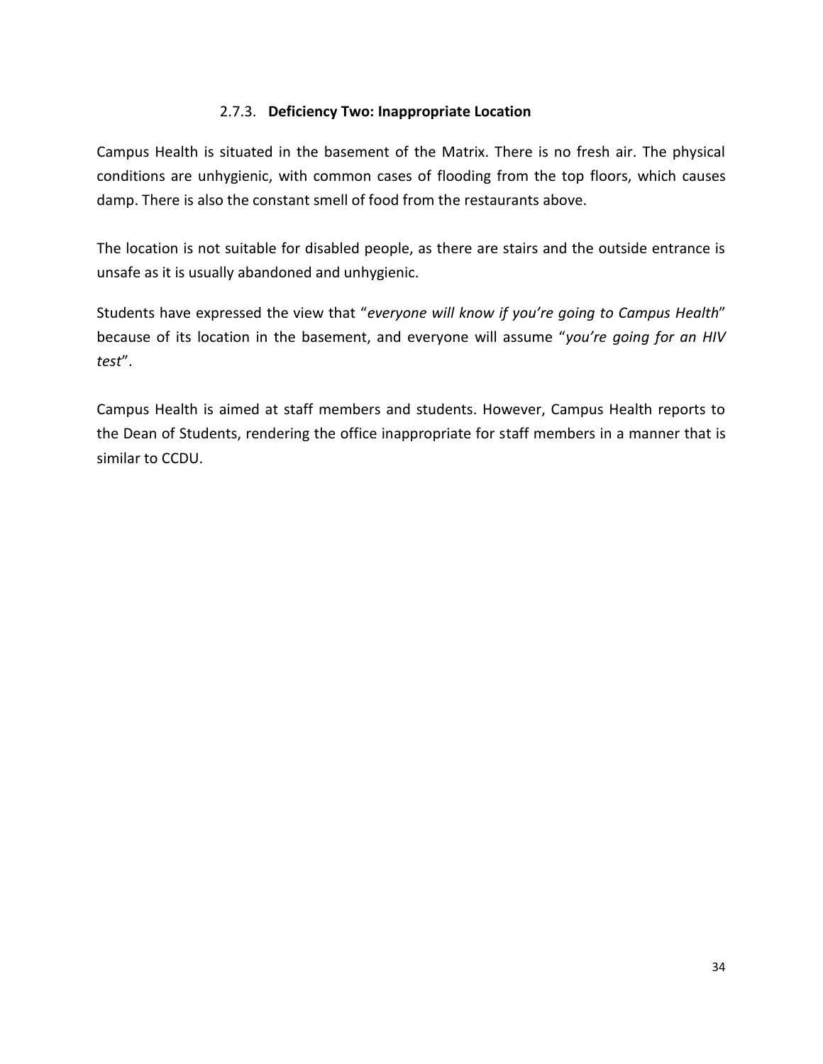### 2.7.3. **Deficiency Two: Inappropriate Location**

Campus Health is situated in the basement of the Matrix. There is no fresh air. The physical conditions are unhygienic, with common cases of flooding from the top floors, which causes damp. There is also the constant smell of food from the restaurants above.

The location is not suitable for disabled people, as there are stairs and the outside entrance is unsafe as it is usually abandoned and unhygienic.

Students have expressed the view that "*everyone will know if you're going to Campus Health*" because of its location in the basement, and everyone will assume "*you're going for an HIV test*".

Campus Health is aimed at staff members and students. However, Campus Health reports to the Dean of Students, rendering the office inappropriate for staff members in a manner that is similar to CCDU.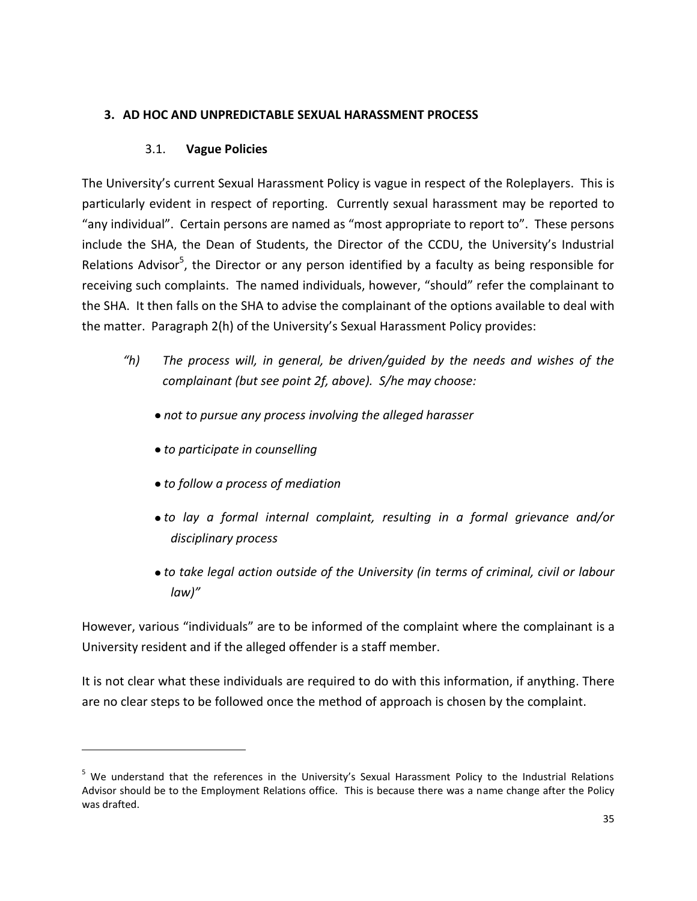## 3. AD HOC AND UNPREDICTABLE SEXUAL HARASSMENT PROCESS

### 3.1. Vague Policies

The University's current Sexual Harassment Policy is vague in respect of the Roleplayers. This is particularly evident in respect of reporting. Currently sexual harassment may be reported to "any individual". Certain persons are named as "most appropriate to report to". These persons include the SHA, the Dean of Students, the Director of the CCDU, the University's Industrial Relations Advisor[5], the Director or any person identified by a faculty as being responsible for receiving such complaints. The named individuals, however, "should" refer the complainant to the SHA. It then falls on the SHA to advise the complainant of the options available to deal with the matter. Paragraph 2(h) of the University's Sexual Harassment Policy provides:

> *"h) The process will, in general, be driven/guided by the needs and wishes of the complainant (but see point 2f, above). S/he may choose:*
>
> - *not to pursue any process involving the alleged harasser*
> - *to participate in counselling*
> - *to follow a process of mediation*
> - *to lay a formal internal complaint, resulting in a formal grievance and/or disciplinary process*
> - *to take legal action outside of the University (in terms of criminal, civil or labour law)"*

However, various "individuals" are to be informed of the complaint where the complainant is a University resident and if the alleged offender is a staff member.

It is not clear what these individuals are required to do with this information, if anything. There are no clear steps to be followed once the method of approach is chosen by the complaint.

---

[5] We understand that the references in the University's Sexual Harassment Policy to the Industrial Relations Advisor should be to the Employment Relations office. This is because there was a name change after the Policy was drafted.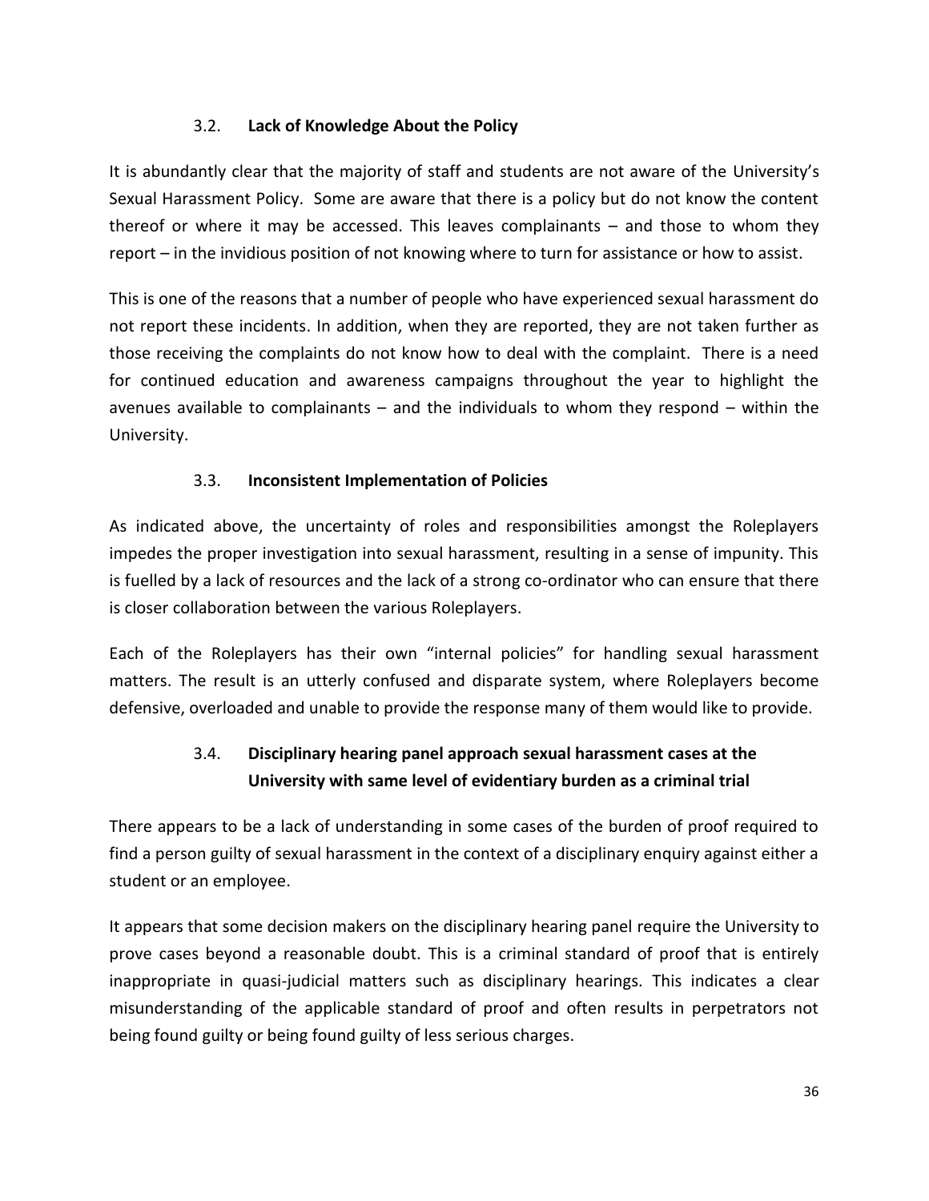### 3.2. **Lack of Knowledge About the Policy**

It is abundantly clear that the majority of staff and students are not aware of the University's Sexual Harassment Policy. Some are aware that there is a policy but do not know the content thereof or where it may be accessed. This leaves complainants – and those to whom they report – in the invidious position of not knowing where to turn for assistance or how to assist.

This is one of the reasons that a number of people who have experienced sexual harassment do not report these incidents. In addition, when they are reported, they are not taken further as those receiving the complaints do not know how to deal with the complaint. There is a need for continued education and awareness campaigns throughout the year to highlight the avenues available to complainants – and the individuals to whom they respond – within the University.

### 3.3. **Inconsistent Implementation of Policies**

As indicated above, the uncertainty of roles and responsibilities amongst the Roleplayers impedes the proper investigation into sexual harassment, resulting in a sense of impunity. This is fuelled by a lack of resources and the lack of a strong co-ordinator who can ensure that there is closer collaboration between the various Roleplayers.

Each of the Roleplayers has their own "internal policies" for handling sexual harassment matters. The result is an utterly confused and disparate system, where Roleplayers become defensive, overloaded and unable to provide the response many of them would like to provide.

### 3.4. **Disciplinary hearing panel approach sexual harassment cases at the University with same level of evidentiary burden as a criminal trial**

There appears to be a lack of understanding in some cases of the burden of proof required to find a person guilty of sexual harassment in the context of a disciplinary enquiry against either a student or an employee.

It appears that some decision makers on the disciplinary hearing panel require the University to prove cases beyond a reasonable doubt. This is a criminal standard of proof that is entirely inappropriate in quasi-judicial matters such as disciplinary hearings. This indicates a clear misunderstanding of the applicable standard of proof and often results in perpetrators not being found guilty or being found guilty of less serious charges.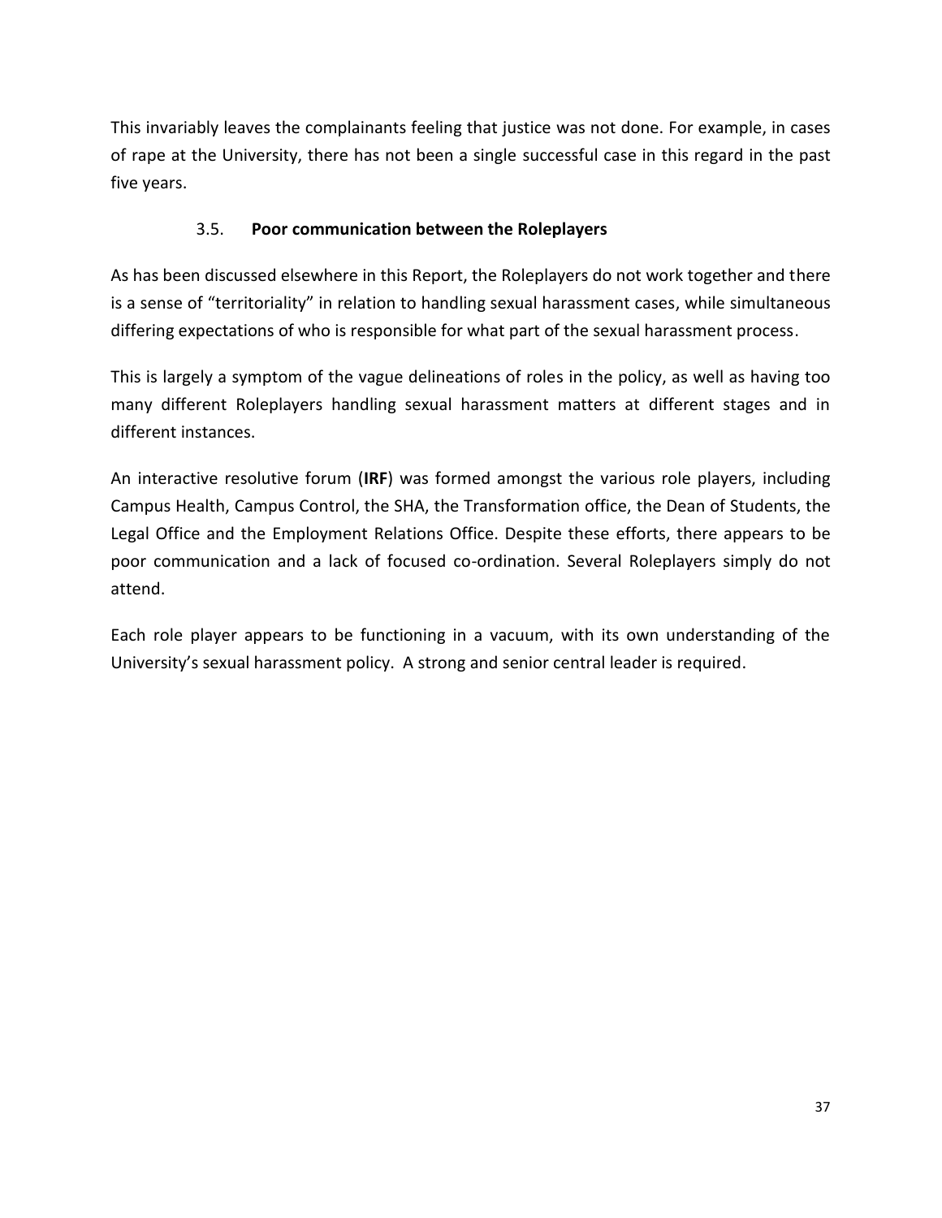This invariably leaves the complainants feeling that justice was not done. For example, in cases of rape at the University, there has not been a single successful case in this regard in the past five years.

### 3.5. Poor communication between the Roleplayers

As has been discussed elsewhere in this Report, the Roleplayers do not work together and there is a sense of "territoriality" in relation to handling sexual harassment cases, while simultaneous differing expectations of who is responsible for what part of the sexual harassment process.

This is largely a symptom of the vague delineations of roles in the policy, as well as having too many different Roleplayers handling sexual harassment matters at different stages and in different instances.

An interactive resolutive forum (**IRF**) was formed amongst the various role players, including Campus Health, Campus Control, the SHA, the Transformation office, the Dean of Students, the Legal Office and the Employment Relations Office. Despite these efforts, there appears to be poor communication and a lack of focused co-ordination. Several Roleplayers simply do not attend.

Each role player appears to be functioning in a vacuum, with its own understanding of the University's sexual harassment policy. A strong and senior central leader is required.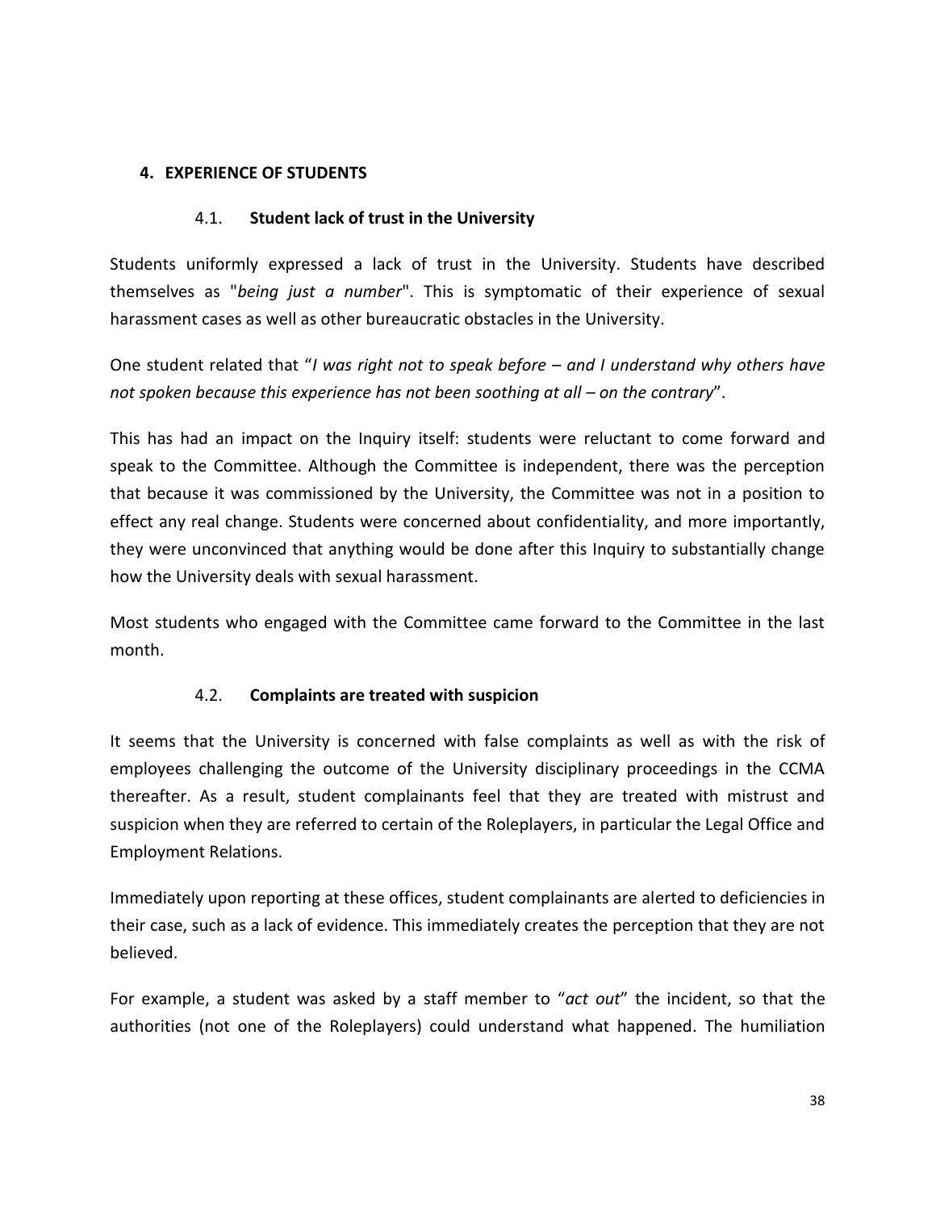## 4. EXPERIENCE OF STUDENTS

### 4.1. Student lack of trust in the University

Students uniformly expressed a lack of trust in the University. Students have described themselves as "*being just a number*". This is symptomatic of their experience of sexual harassment cases as well as other bureaucratic obstacles in the University.

One student related that "*I was right not to speak before – and I understand why others have not spoken because this experience has not been soothing at all – on the contrary*".

This has had an impact on the Inquiry itself: students were reluctant to come forward and speak to the Committee. Although the Committee is independent, there was the perception that because it was commissioned by the University, the Committee was not in a position to effect any real change. Students were concerned about confidentiality, and more importantly, they were unconvinced that anything would be done after this Inquiry to substantially change how the University deals with sexual harassment.

Most students who engaged with the Committee came forward to the Committee in the last month.

### 4.2. Complaints are treated with suspicion

It seems that the University is concerned with false complaints as well as with the risk of employees challenging the outcome of the University disciplinary proceedings in the CCMA thereafter. As a result, student complainants feel that they are treated with mistrust and suspicion when they are referred to certain of the Roleplayers, in particular the Legal Office and Employment Relations.

Immediately upon reporting at these offices, student complainants are alerted to deficiencies in their case, such as a lack of evidence. This immediately creates the perception that they are not believed.

For example, a student was asked by a staff member to "*act out*" the incident, so that the authorities (not one of the Roleplayers) could understand what happened. The humiliation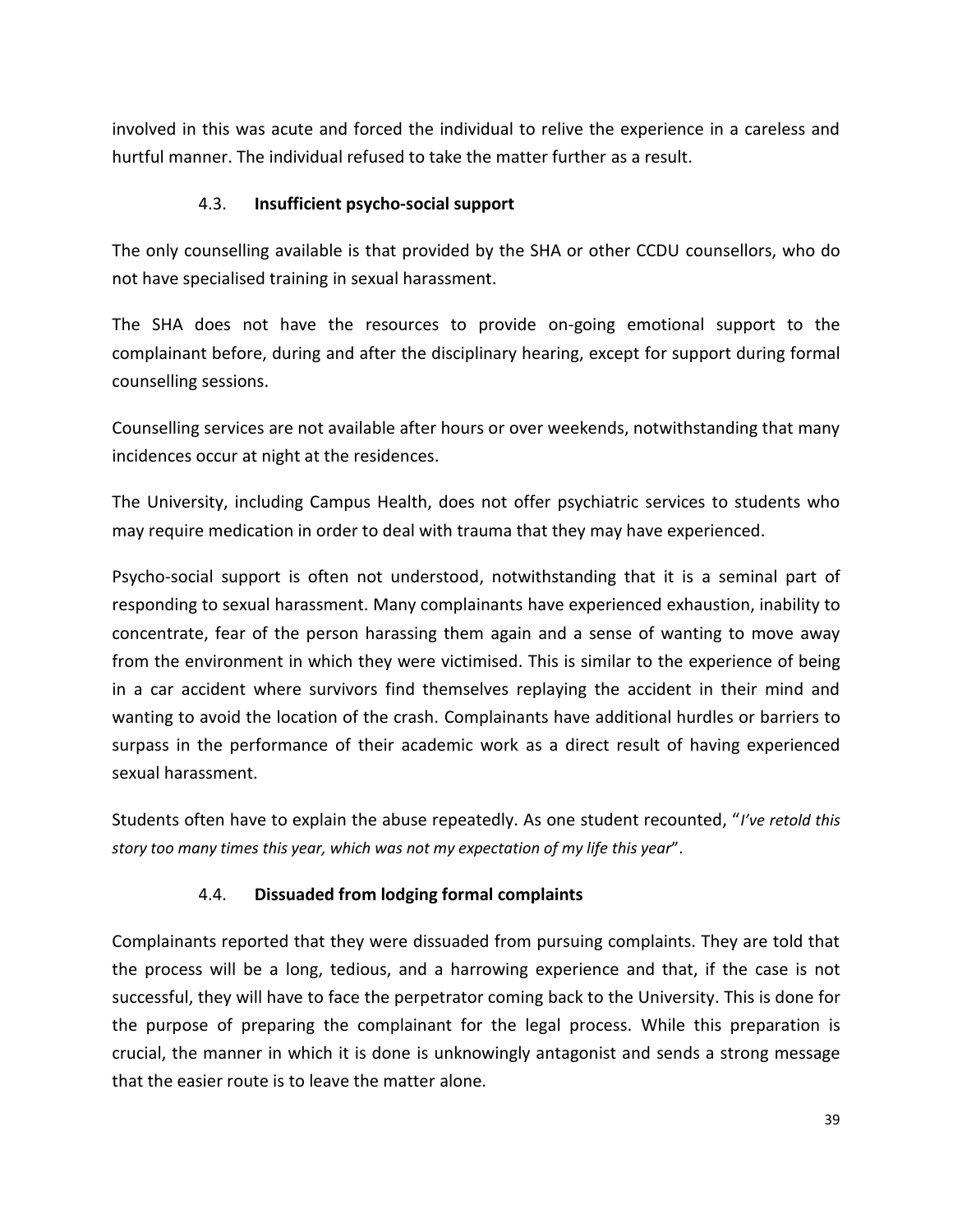involved in this was acute and forced the individual to relive the experience in a careless and hurtful manner. The individual refused to take the matter further as a result.

### 4.3. **Insufficient psycho-social support**

The only counselling available is that provided by the SHA or other CCDU counsellors, who do not have specialised training in sexual harassment.

The SHA does not have the resources to provide on-going emotional support to the complainant before, during and after the disciplinary hearing, except for support during formal counselling sessions.

Counselling services are not available after hours or over weekends, notwithstanding that many incidences occur at night at the residences.

The University, including Campus Health, does not offer psychiatric services to students who may require medication in order to deal with trauma that they may have experienced.

Psycho-social support is often not understood, notwithstanding that it is a seminal part of responding to sexual harassment. Many complainants have experienced exhaustion, inability to concentrate, fear of the person harassing them again and a sense of wanting to move away from the environment in which they were victimised. This is similar to the experience of being in a car accident where survivors find themselves replaying the accident in their mind and wanting to avoid the location of the crash. Complainants have additional hurdles or barriers to surpass in the performance of their academic work as a direct result of having experienced sexual harassment.

Students often have to explain the abuse repeatedly. As one student recounted, "*I've retold this story too many times this year, which was not my expectation of my life this year*".

### 4.4. **Dissuaded from lodging formal complaints**

Complainants reported that they were dissuaded from pursuing complaints. They are told that the process will be a long, tedious, and a harrowing experience and that, if the case is not successful, they will have to face the perpetrator coming back to the University. This is done for the purpose of preparing the complainant for the legal process. While this preparation is crucial, the manner in which it is done is unknowingly antagonist and sends a strong message that the easier route is to leave the matter alone.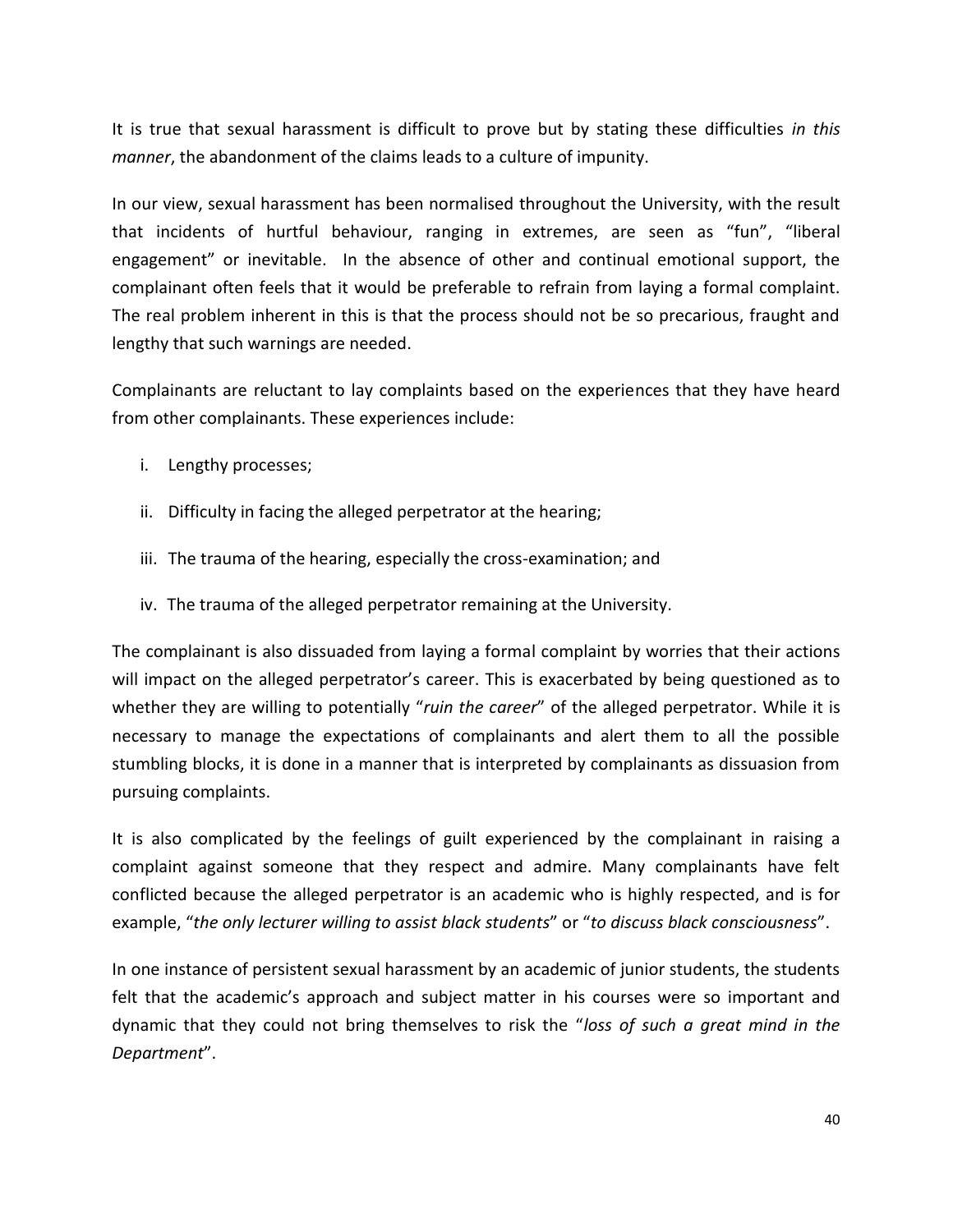It is true that sexual harassment is difficult to prove but by stating these difficulties *in this manner*, the abandonment of the claims leads to a culture of impunity.

In our view, sexual harassment has been normalised throughout the University, with the result that incidents of hurtful behaviour, ranging in extremes, are seen as "fun", "liberal engagement" or inevitable. In the absence of other and continual emotional support, the complainant often feels that it would be preferable to refrain from laying a formal complaint. The real problem inherent in this is that the process should not be so precarious, fraught and lengthy that such warnings are needed.

Complainants are reluctant to lay complaints based on the experiences that they have heard from other complainants. These experiences include:

i. Lengthy processes;

ii. Difficulty in facing the alleged perpetrator at the hearing;

iii. The trauma of the hearing, especially the cross-examination; and

iv. The trauma of the alleged perpetrator remaining at the University.

The complainant is also dissuaded from laying a formal complaint by worries that their actions will impact on the alleged perpetrator's career. This is exacerbated by being questioned as to whether they are willing to potentially "*ruin the career*" of the alleged perpetrator. While it is necessary to manage the expectations of complainants and alert them to all the possible stumbling blocks, it is done in a manner that is interpreted by complainants as dissuasion from pursuing complaints.

It is also complicated by the feelings of guilt experienced by the complainant in raising a complaint against someone that they respect and admire. Many complainants have felt conflicted because the alleged perpetrator is an academic who is highly respected, and is for example, "*the only lecturer willing to assist black students*" or "*to discuss black consciousness*".

In one instance of persistent sexual harassment by an academic of junior students, the students felt that the academic's approach and subject matter in his courses were so important and dynamic that they could not bring themselves to risk the "*loss of such a great mind in the Department*".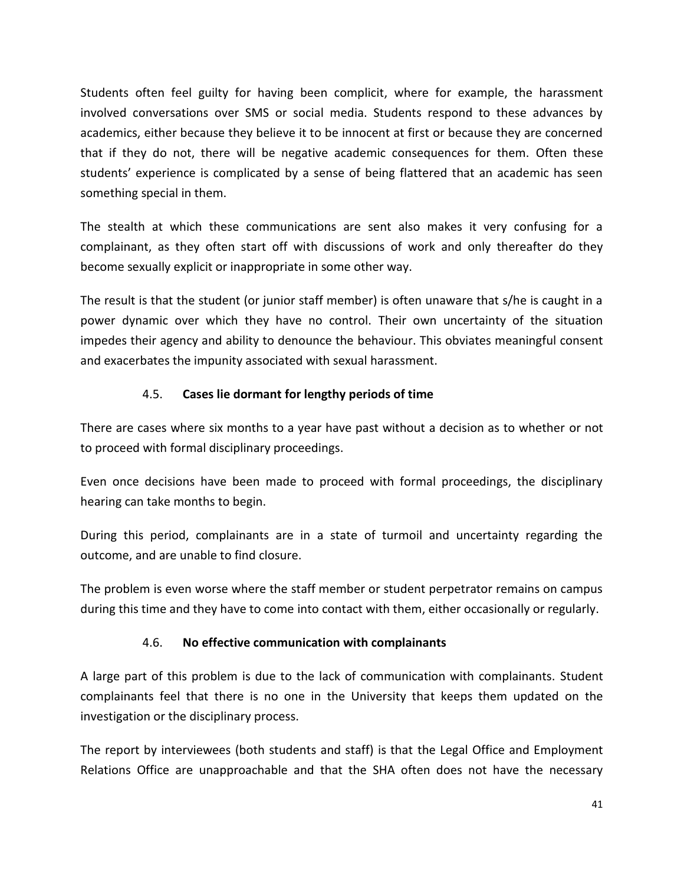Students often feel guilty for having been complicit, where for example, the harassment involved conversations over SMS or social media. Students respond to these advances by academics, either because they believe it to be innocent at first or because they are concerned that if they do not, there will be negative academic consequences for them. Often these students' experience is complicated by a sense of being flattered that an academic has seen something special in them.

The stealth at which these communications are sent also makes it very confusing for a complainant, as they often start off with discussions of work and only thereafter do they become sexually explicit or inappropriate in some other way.

The result is that the student (or junior staff member) is often unaware that s/he is caught in a power dynamic over which they have no control. Their own uncertainty of the situation impedes their agency and ability to denounce the behaviour. This obviates meaningful consent and exacerbates the impunity associated with sexual harassment.

### 4.5. Cases lie dormant for lengthy periods of time

There are cases where six months to a year have past without a decision as to whether or not to proceed with formal disciplinary proceedings.

Even once decisions have been made to proceed with formal proceedings, the disciplinary hearing can take months to begin.

During this period, complainants are in a state of turmoil and uncertainty regarding the outcome, and are unable to find closure.

The problem is even worse where the staff member or student perpetrator remains on campus during this time and they have to come into contact with them, either occasionally or regularly.

### 4.6. No effective communication with complainants

A large part of this problem is due to the lack of communication with complainants. Student complainants feel that there is no one in the University that keeps them updated on the investigation or the disciplinary process.

The report by interviewees (both students and staff) is that the Legal Office and Employment Relations Office are unapproachable and that the SHA often does not have the necessary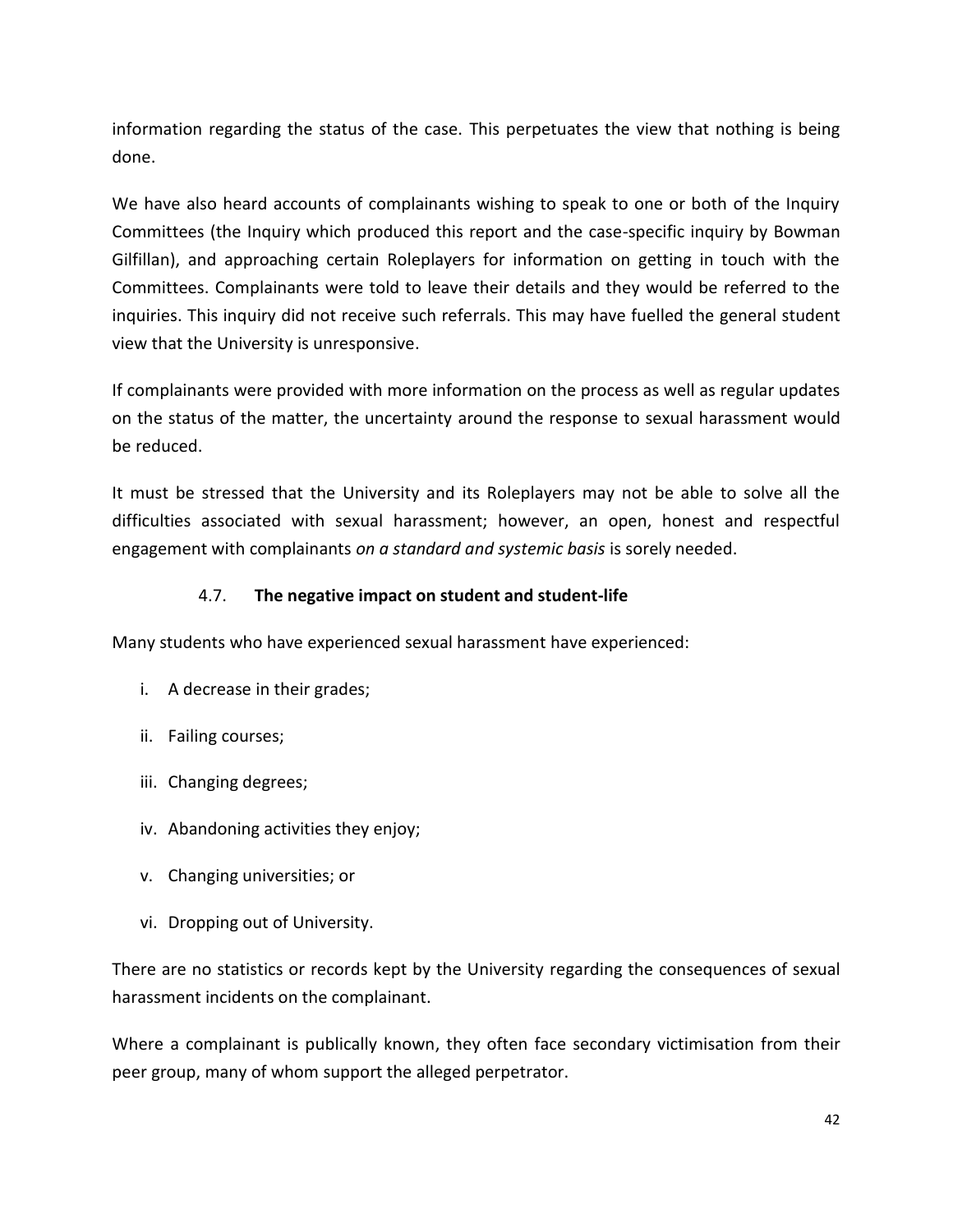information regarding the status of the case. This perpetuates the view that nothing is being done.

We have also heard accounts of complainants wishing to speak to one or both of the Inquiry Committees (the Inquiry which produced this report and the case-specific inquiry by Bowman Gilfillan), and approaching certain Roleplayers for information on getting in touch with the Committees. Complainants were told to leave their details and they would be referred to the inquiries. This inquiry did not receive such referrals. This may have fuelled the general student view that the University is unresponsive.

If complainants were provided with more information on the process as well as regular updates on the status of the matter, the uncertainty around the response to sexual harassment would be reduced.

It must be stressed that the University and its Roleplayers may not be able to solve all the difficulties associated with sexual harassment; however, an open, honest and respectful engagement with complainants *on a standard and systemic basis* is sorely needed.

### 4.7. **The negative impact on student and student-life**

Many students who have experienced sexual harassment have experienced:

i. A decrease in their grades;

ii. Failing courses;

iii. Changing degrees;

iv. Abandoning activities they enjoy;

v. Changing universities; or

vi. Dropping out of University.

There are no statistics or records kept by the University regarding the consequences of sexual harassment incidents on the complainant.

Where a complainant is publically known, they often face secondary victimisation from their peer group, many of whom support the alleged perpetrator.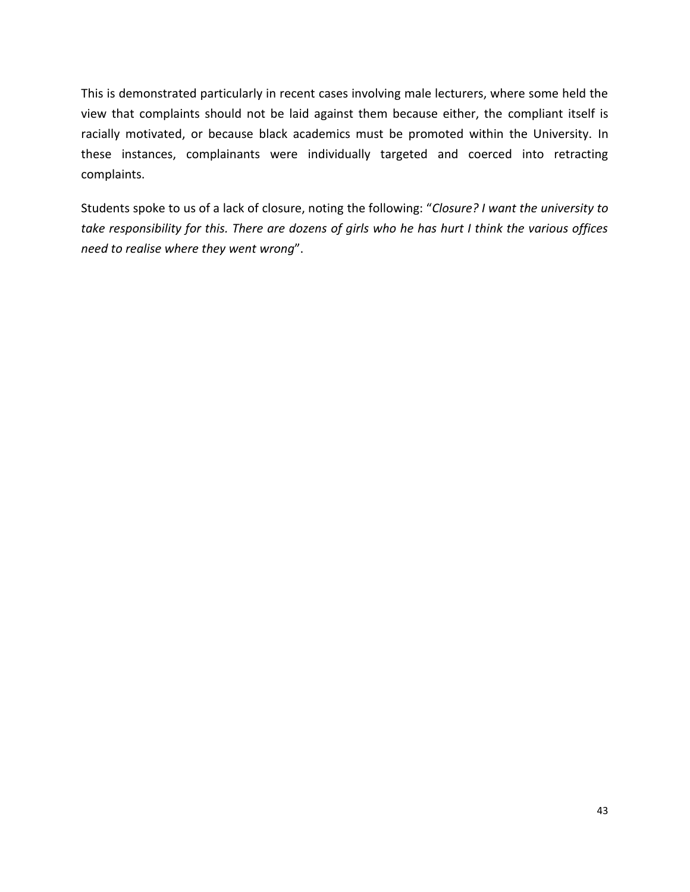This is demonstrated particularly in recent cases involving male lecturers, where some held the view that complaints should not be laid against them because either, the compliant itself is racially motivated, or because black academics must be promoted within the University. In these instances, complainants were individually targeted and coerced into retracting complaints.

Students spoke to us of a lack of closure, noting the following: "*Closure? I want the university to take responsibility for this. There are dozens of girls who he has hurt I think the various offices need to realise where they went wrong*".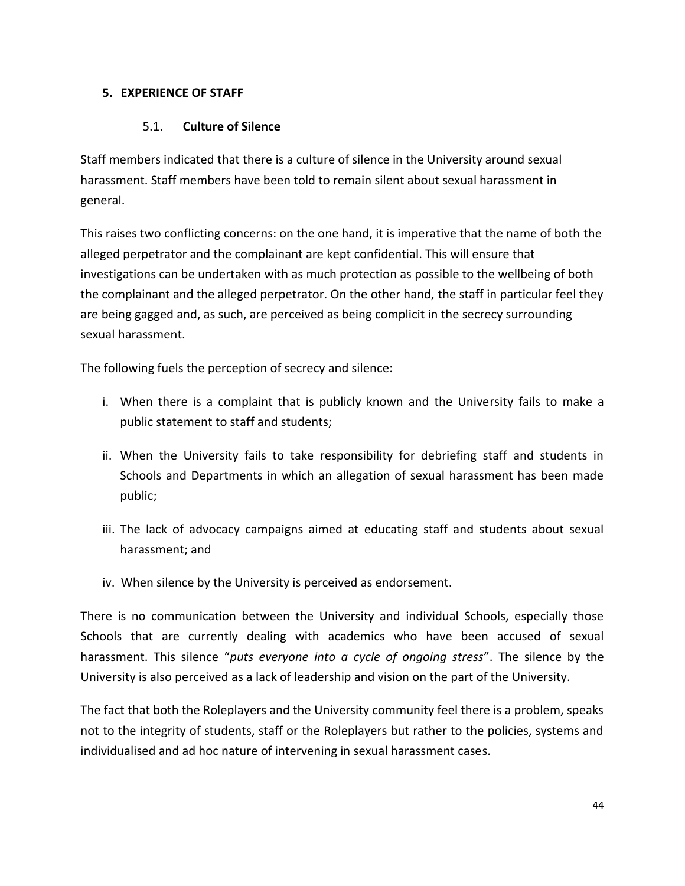## 5. EXPERIENCE OF STAFF

### 5.1. Culture of Silence

Staff members indicated that there is a culture of silence in the University around sexual harassment. Staff members have been told to remain silent about sexual harassment in general.

This raises two conflicting concerns: on the one hand, it is imperative that the name of both the alleged perpetrator and the complainant are kept confidential. This will ensure that investigations can be undertaken with as much protection as possible to the wellbeing of both the complainant and the alleged perpetrator. On the other hand, the staff in particular feel they are being gagged and, as such, are perceived as being complicit in the secrecy surrounding sexual harassment.

The following fuels the perception of secrecy and silence:

i. When there is a complaint that is publicly known and the University fails to make a public statement to staff and students;

ii. When the University fails to take responsibility for debriefing staff and students in Schools and Departments in which an allegation of sexual harassment has been made public;

iii. The lack of advocacy campaigns aimed at educating staff and students about sexual harassment; and

iv. When silence by the University is perceived as endorsement.

There is no communication between the University and individual Schools, especially those Schools that are currently dealing with academics who have been accused of sexual harassment. This silence "*puts everyone into a cycle of ongoing stress*". The silence by the University is also perceived as a lack of leadership and vision on the part of the University.

The fact that both the Roleplayers and the University community feel there is a problem, speaks not to the integrity of students, staff or the Roleplayers but rather to the policies, systems and individualised and ad hoc nature of intervening in sexual harassment cases.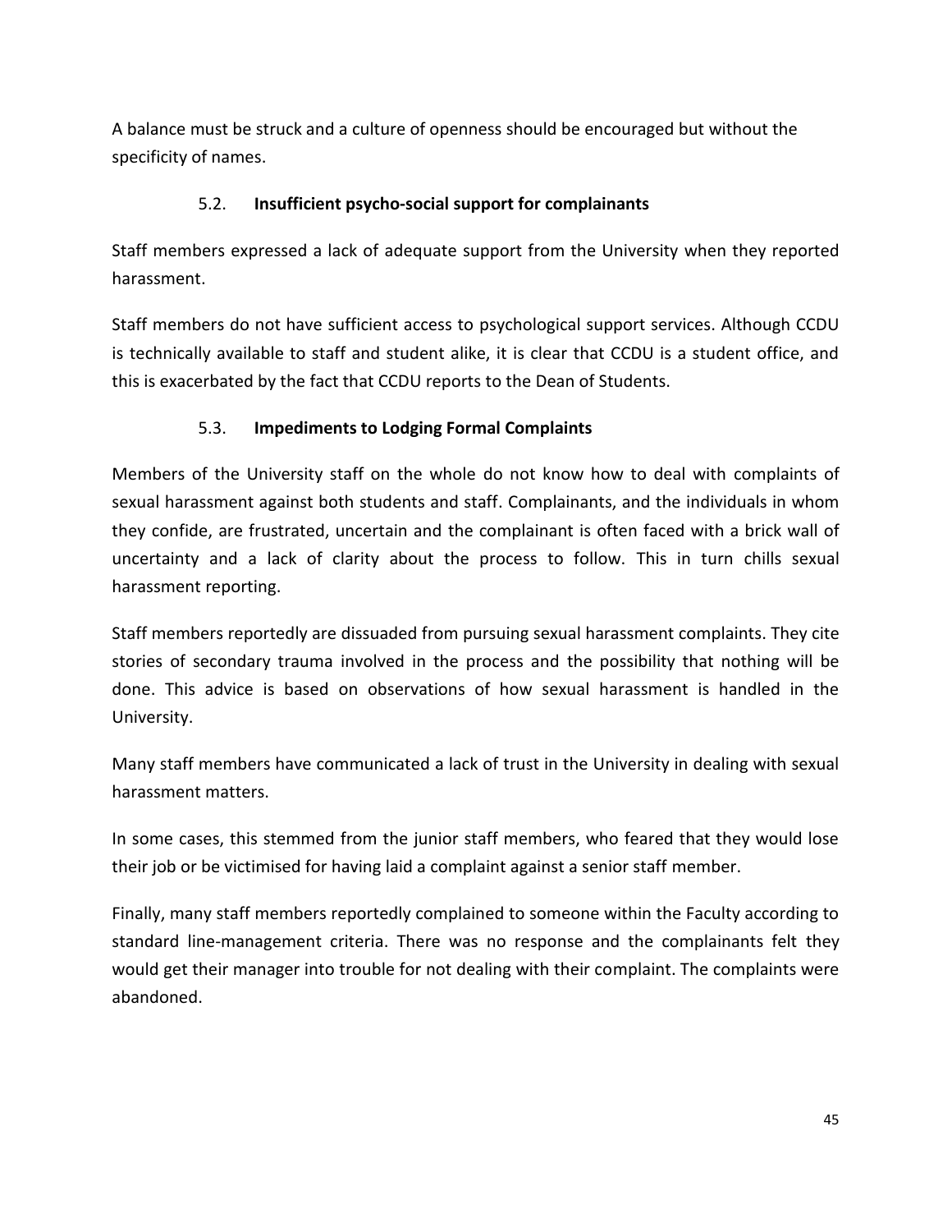A balance must be struck and a culture of openness should be encouraged but without the specificity of names.

### 5.2. Insufficient psycho-social support for complainants

Staff members expressed a lack of adequate support from the University when they reported harassment.

Staff members do not have sufficient access to psychological support services. Although CCDU is technically available to staff and student alike, it is clear that CCDU is a student office, and this is exacerbated by the fact that CCDU reports to the Dean of Students.

### 5.3. Impediments to Lodging Formal Complaints

Members of the University staff on the whole do not know how to deal with complaints of sexual harassment against both students and staff. Complainants, and the individuals in whom they confide, are frustrated, uncertain and the complainant is often faced with a brick wall of uncertainty and a lack of clarity about the process to follow. This in turn chills sexual harassment reporting.

Staff members reportedly are dissuaded from pursuing sexual harassment complaints. They cite stories of secondary trauma involved in the process and the possibility that nothing will be done. This advice is based on observations of how sexual harassment is handled in the University.

Many staff members have communicated a lack of trust in the University in dealing with sexual harassment matters.

In some cases, this stemmed from the junior staff members, who feared that they would lose their job or be victimised for having laid a complaint against a senior staff member.

Finally, many staff members reportedly complained to someone within the Faculty according to standard line-management criteria. There was no response and the complainants felt they would get their manager into trouble for not dealing with their complaint. The complaints were abandoned.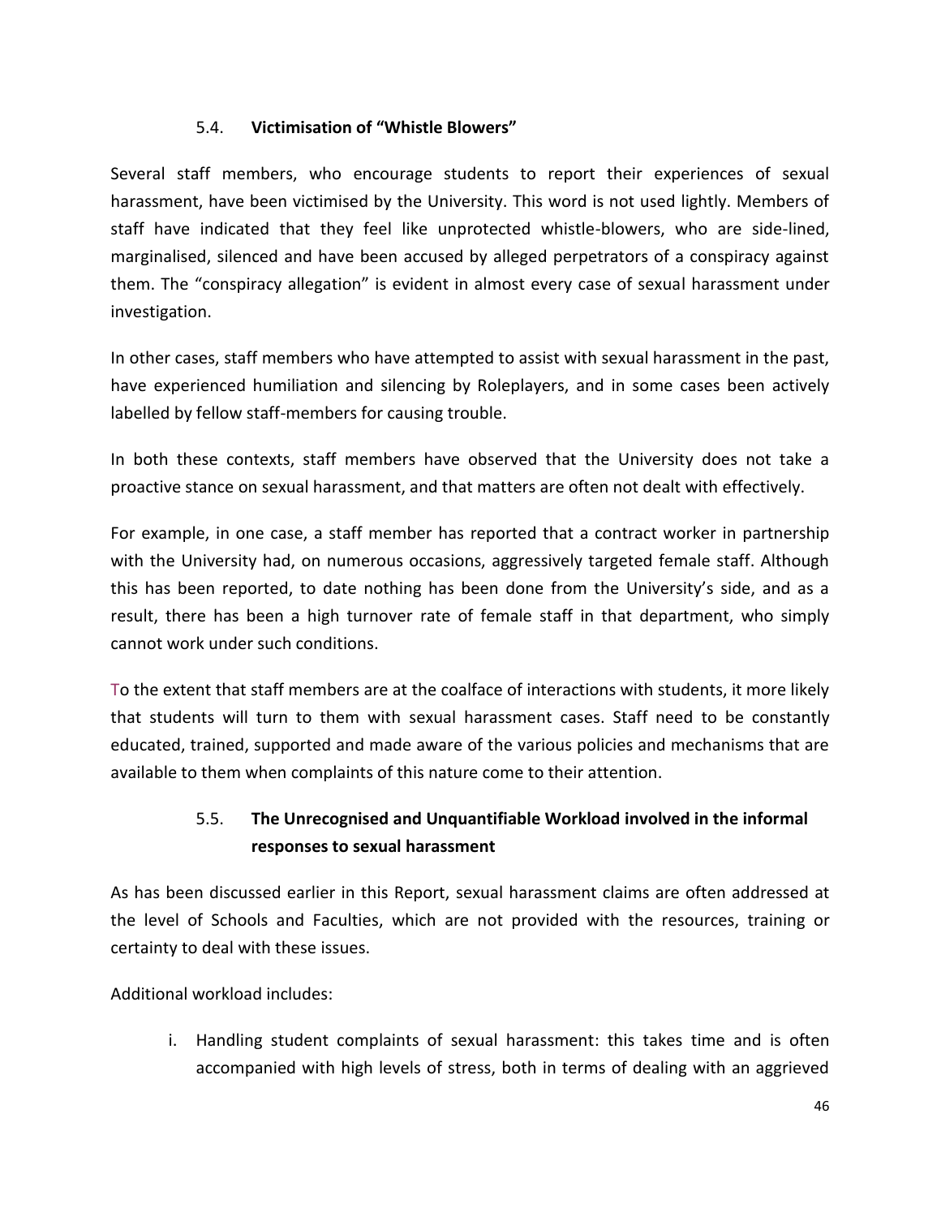### 5.4. **Victimisation of "Whistle Blowers"**

Several staff members, who encourage students to report their experiences of sexual harassment, have been victimised by the University. This word is not used lightly. Members of staff have indicated that they feel like unprotected whistle-blowers, who are side-lined, marginalised, silenced and have been accused by alleged perpetrators of a conspiracy against them. The "conspiracy allegation" is evident in almost every case of sexual harassment under investigation.

In other cases, staff members who have attempted to assist with sexual harassment in the past, have experienced humiliation and silencing by Roleplayers, and in some cases been actively labelled by fellow staff-members for causing trouble.

In both these contexts, staff members have observed that the University does not take a proactive stance on sexual harassment, and that matters are often not dealt with effectively.

For example, in one case, a staff member has reported that a contract worker in partnership with the University had, on numerous occasions, aggressively targeted female staff. Although this has been reported, to date nothing has been done from the University's side, and as a result, there has been a high turnover rate of female staff in that department, who simply cannot work under such conditions.

To the extent that staff members are at the coalface of interactions with students, it more likely that students will turn to them with sexual harassment cases. Staff need to be constantly educated, trained, supported and made aware of the various policies and mechanisms that are available to them when complaints of this nature come to their attention.

### 5.5. **The Unrecognised and Unquantifiable Workload involved in the informal responses to sexual harassment**

As has been discussed earlier in this Report, sexual harassment claims are often addressed at the level of Schools and Faculties, which are not provided with the resources, training or certainty to deal with these issues.

Additional workload includes:

i. Handling student complaints of sexual harassment: this takes time and is often accompanied with high levels of stress, both in terms of dealing with an aggrieved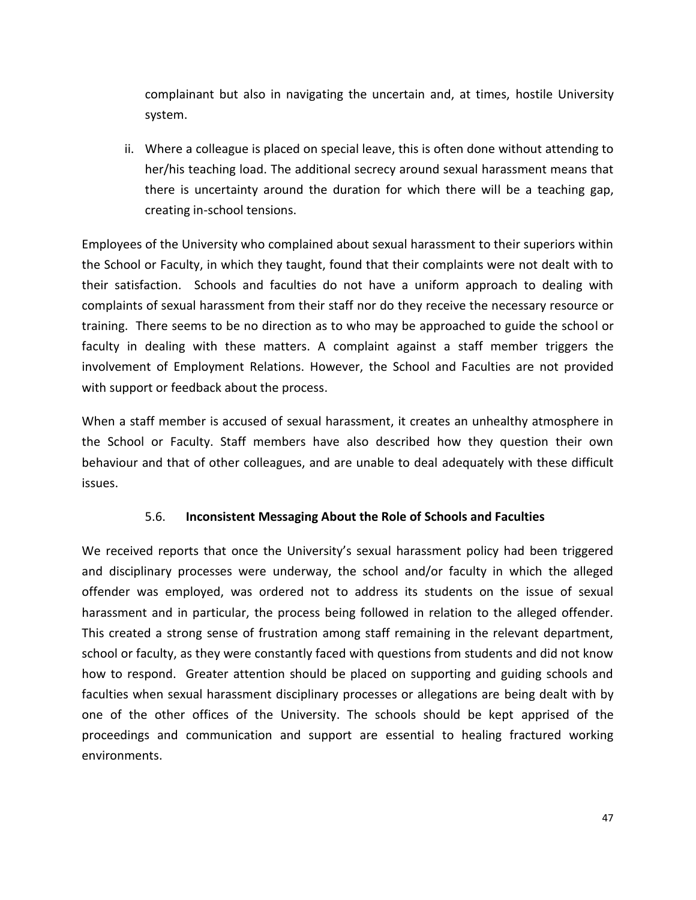complainant but also in navigating the uncertain and, at times, hostile University system.

ii. Where a colleague is placed on special leave, this is often done without attending to her/his teaching load. The additional secrecy around sexual harassment means that there is uncertainty around the duration for which there will be a teaching gap, creating in-school tensions.

Employees of the University who complained about sexual harassment to their superiors within the School or Faculty, in which they taught, found that their complaints were not dealt with to their satisfaction. Schools and faculties do not have a uniform approach to dealing with complaints of sexual harassment from their staff nor do they receive the necessary resource or training. There seems to be no direction as to who may be approached to guide the school or faculty in dealing with these matters. A complaint against a staff member triggers the involvement of Employment Relations. However, the School and Faculties are not provided with support or feedback about the process.

When a staff member is accused of sexual harassment, it creates an unhealthy atmosphere in the School or Faculty. Staff members have also described how they question their own behaviour and that of other colleagues, and are unable to deal adequately with these difficult issues.

### 5.6. Inconsistent Messaging About the Role of Schools and Faculties

We received reports that once the University's sexual harassment policy had been triggered and disciplinary processes were underway, the school and/or faculty in which the alleged offender was employed, was ordered not to address its students on the issue of sexual harassment and in particular, the process being followed in relation to the alleged offender. This created a strong sense of frustration among staff remaining in the relevant department, school or faculty, as they were constantly faced with questions from students and did not know how to respond. Greater attention should be placed on supporting and guiding schools and faculties when sexual harassment disciplinary processes or allegations are being dealt with by one of the other offices of the University. The schools should be kept apprised of the proceedings and communication and support are essential to healing fractured working environments.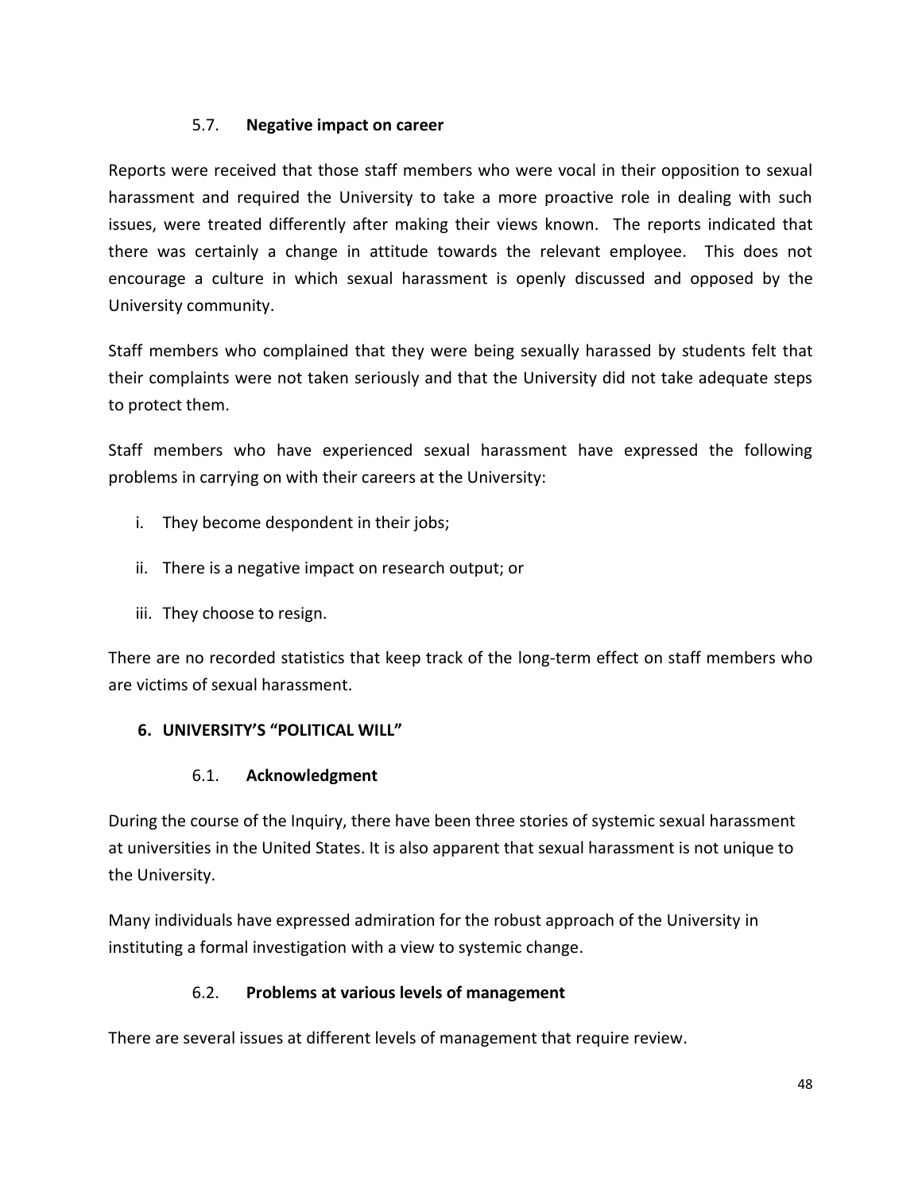### 5.7. **Negative impact on career**

Reports were received that those staff members who were vocal in their opposition to sexual harassment and required the University to take a more proactive role in dealing with such issues, were treated differently after making their views known. The reports indicated that there was certainly a change in attitude towards the relevant employee. This does not encourage a culture in which sexual harassment is openly discussed and opposed by the University community.

Staff members who complained that they were being sexually harassed by students felt that their complaints were not taken seriously and that the University did not take adequate steps to protect them.

Staff members who have experienced sexual harassment have expressed the following problems in carrying on with their careers at the University:

i. They become despondent in their jobs;

ii. There is a negative impact on research output; or

iii. They choose to resign.

There are no recorded statistics that keep track of the long-term effect on staff members who are victims of sexual harassment.

## 6. UNIVERSITY'S "POLITICAL WILL"

### 6.1. **Acknowledgment**

During the course of the Inquiry, there have been three stories of systemic sexual harassment at universities in the United States. It is also apparent that sexual harassment is not unique to the University.

Many individuals have expressed admiration for the robust approach of the University in instituting a formal investigation with a view to systemic change.

### 6.2. **Problems at various levels of management**

There are several issues at different levels of management that require review.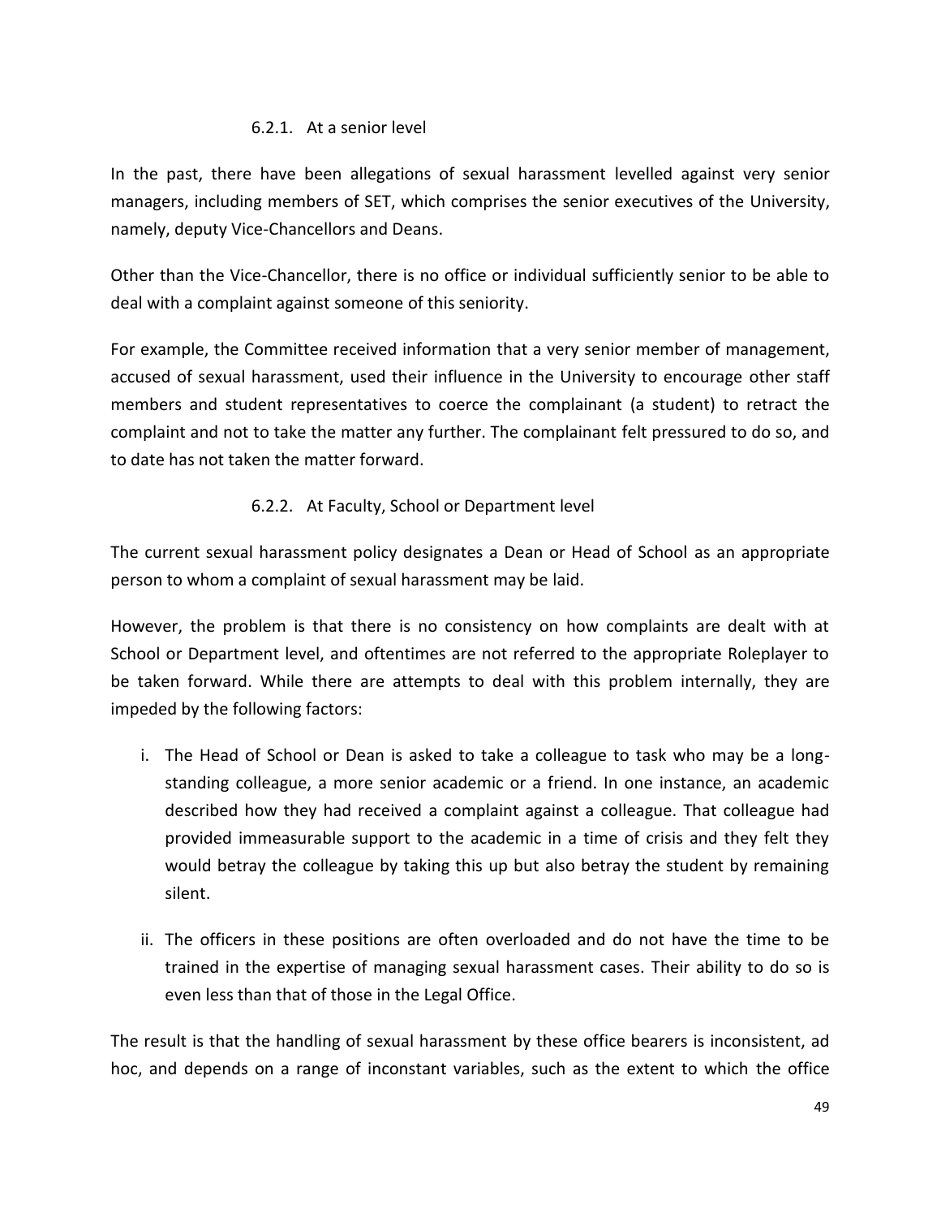#### 6.2.1. At a senior level

In the past, there have been allegations of sexual harassment levelled against very senior managers, including members of SET, which comprises the senior executives of the University, namely, deputy Vice-Chancellors and Deans.

Other than the Vice-Chancellor, there is no office or individual sufficiently senior to be able to deal with a complaint against someone of this seniority.

For example, the Committee received information that a very senior member of management, accused of sexual harassment, used their influence in the University to encourage other staff members and student representatives to coerce the complainant (a student) to retract the complaint and not to take the matter any further. The complainant felt pressured to do so, and to date has not taken the matter forward.

#### 6.2.2. At Faculty, School or Department level

The current sexual harassment policy designates a Dean or Head of School as an appropriate person to whom a complaint of sexual harassment may be laid.

However, the problem is that there is no consistency on how complaints are dealt with at School or Department level, and oftentimes are not referred to the appropriate Roleplayer to be taken forward. While there are attempts to deal with this problem internally, they are impeded by the following factors:

i. The Head of School or Dean is asked to take a colleague to task who may be a long-standing colleague, a more senior academic or a friend. In one instance, an academic described how they had received a complaint against a colleague. That colleague had provided immeasurable support to the academic in a time of crisis and they felt they would betray the colleague by taking this up but also betray the student by remaining silent.

ii. The officers in these positions are often overloaded and do not have the time to be trained in the expertise of managing sexual harassment cases. Their ability to do so is even less than that of those in the Legal Office.

The result is that the handling of sexual harassment by these office bearers is inconsistent, ad hoc, and depends on a range of inconstant variables, such as the extent to which the office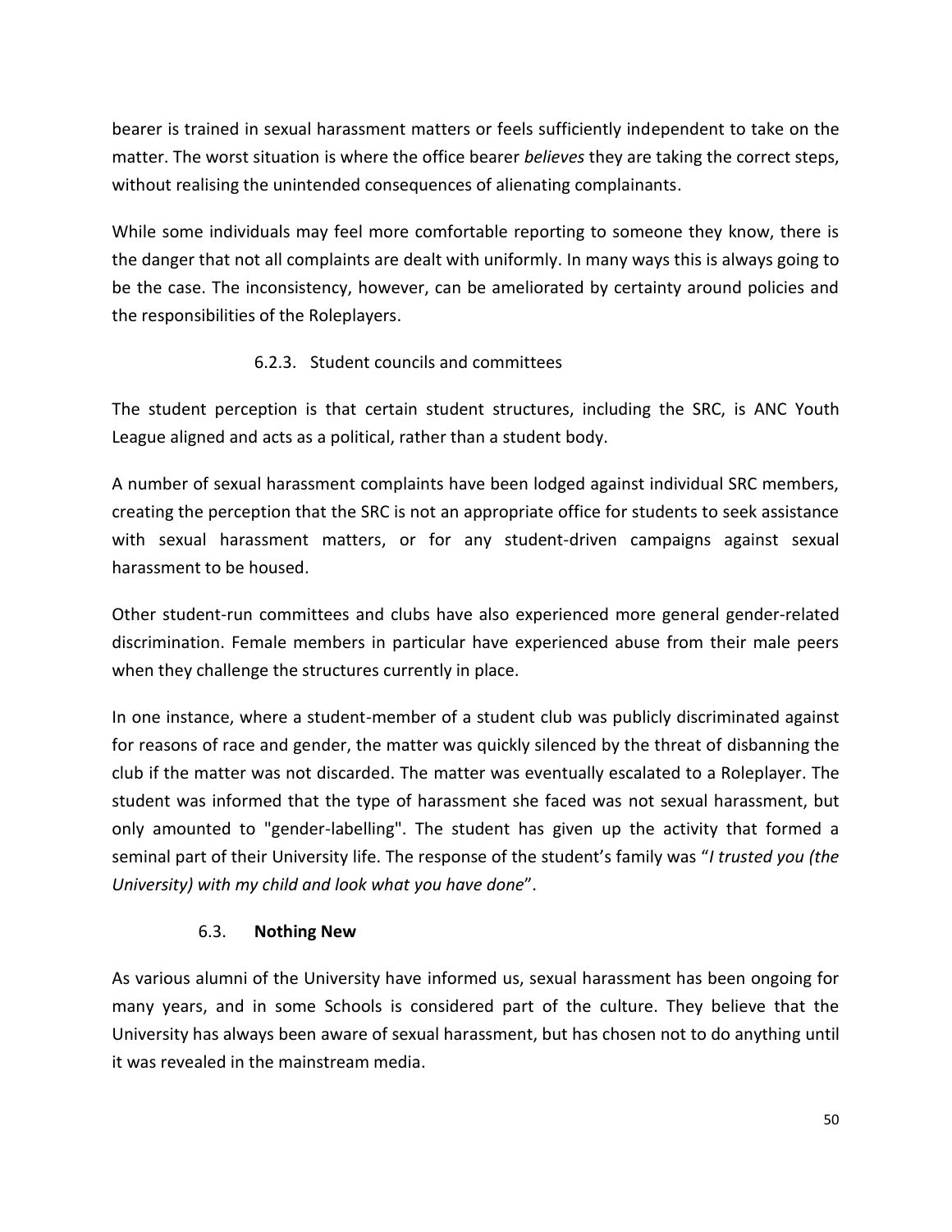bearer is trained in sexual harassment matters or feels sufficiently independent to take on the matter. The worst situation is where the office bearer *believes* they are taking the correct steps, without realising the unintended consequences of alienating complainants.

While some individuals may feel more comfortable reporting to someone they know, there is the danger that not all complaints are dealt with uniformly. In many ways this is always going to be the case. The inconsistency, however, can be ameliorated by certainty around policies and the responsibilities of the Roleplayers.

#### 6.2.3. Student councils and committees

The student perception is that certain student structures, including the SRC, is ANC Youth League aligned and acts as a political, rather than a student body.

A number of sexual harassment complaints have been lodged against individual SRC members, creating the perception that the SRC is not an appropriate office for students to seek assistance with sexual harassment matters, or for any student-driven campaigns against sexual harassment to be housed.

Other student-run committees and clubs have also experienced more general gender-related discrimination. Female members in particular have experienced abuse from their male peers when they challenge the structures currently in place.

In one instance, where a student-member of a student club was publicly discriminated against for reasons of race and gender, the matter was quickly silenced by the threat of disbanning the club if the matter was not discarded. The matter was eventually escalated to a Roleplayer. The student was informed that the type of harassment she faced was not sexual harassment, but only amounted to "gender-labelling". The student has given up the activity that formed a seminal part of their University life. The response of the student's family was "*I trusted you (the University) with my child and look what you have done*".

### 6.3. **Nothing New**

As various alumni of the University have informed us, sexual harassment has been ongoing for many years, and in some Schools is considered part of the culture. They believe that the University has always been aware of sexual harassment, but has chosen not to do anything until it was revealed in the mainstream media.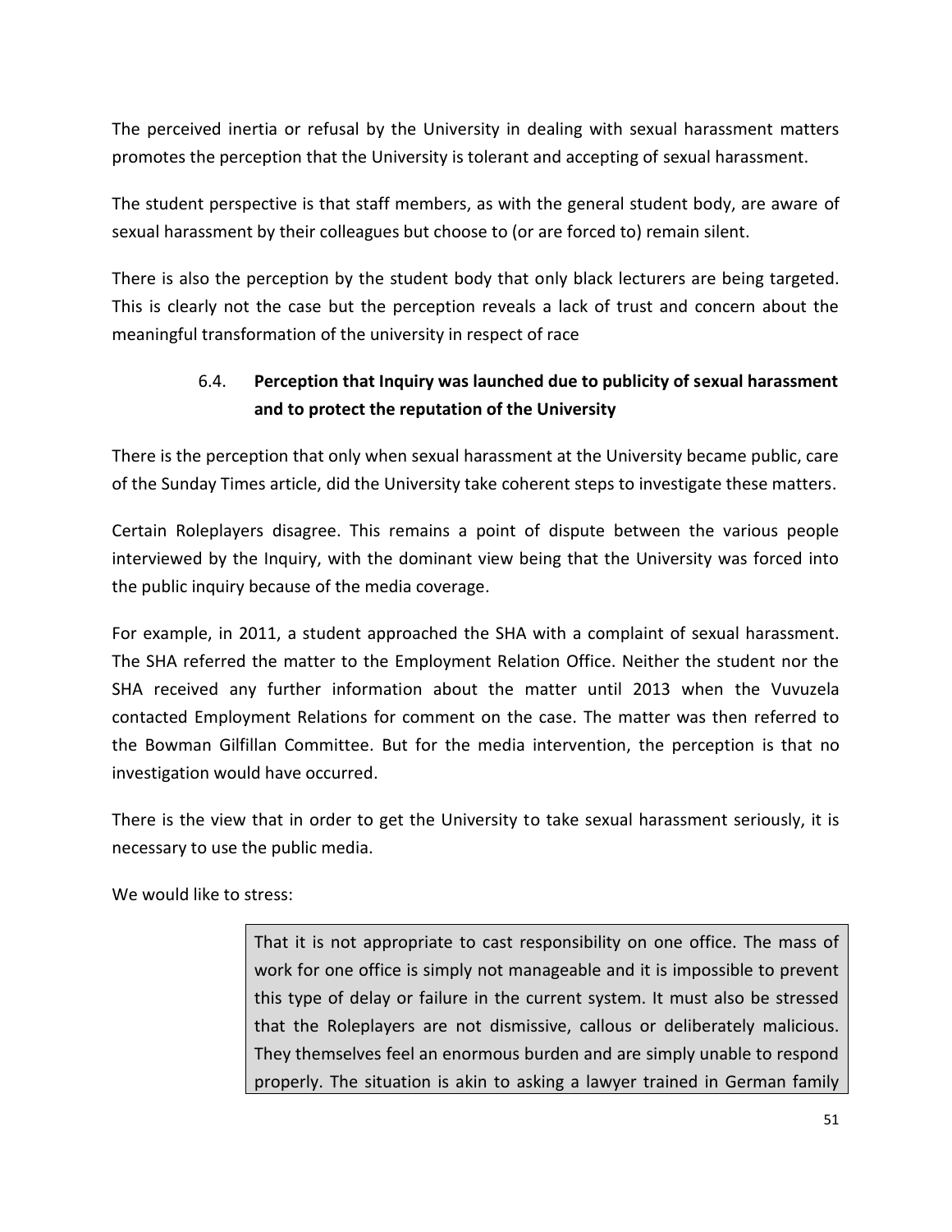The perceived inertia or refusal by the University in dealing with sexual harassment matters promotes the perception that the University is tolerant and accepting of sexual harassment.

The student perspective is that staff members, as with the general student body, are aware of sexual harassment by their colleagues but choose to (or are forced to) remain silent.

There is also the perception by the student body that only black lecturers are being targeted. This is clearly not the case but the perception reveals a lack of trust and concern about the meaningful transformation of the university in respect of race

### 6.4. Perception that Inquiry was launched due to publicity of sexual harassment and to protect the reputation of the University

There is the perception that only when sexual harassment at the University became public, care of the Sunday Times article, did the University take coherent steps to investigate these matters.

Certain Roleplayers disagree. This remains a point of dispute between the various people interviewed by the Inquiry, with the dominant view being that the University was forced into the public inquiry because of the media coverage.

For example, in 2011, a student approached the SHA with a complaint of sexual harassment. The SHA referred the matter to the Employment Relation Office. Neither the student nor the SHA received any further information about the matter until 2013 when the Vuvuzela contacted Employment Relations for comment on the case. The matter was then referred to the Bowman Gilfillan Committee. But for the media intervention, the perception is that no investigation would have occurred.

There is the view that in order to get the University to take sexual harassment seriously, it is necessary to use the public media.

We would like to stress:

> That it is not appropriate to cast responsibility on one office. The mass of work for one office is simply not manageable and it is impossible to prevent this type of delay or failure in the current system. It must also be stressed that the Roleplayers are not dismissive, callous or deliberately malicious. They themselves feel an enormous burden and are simply unable to respond properly. The situation is akin to asking a lawyer trained in German family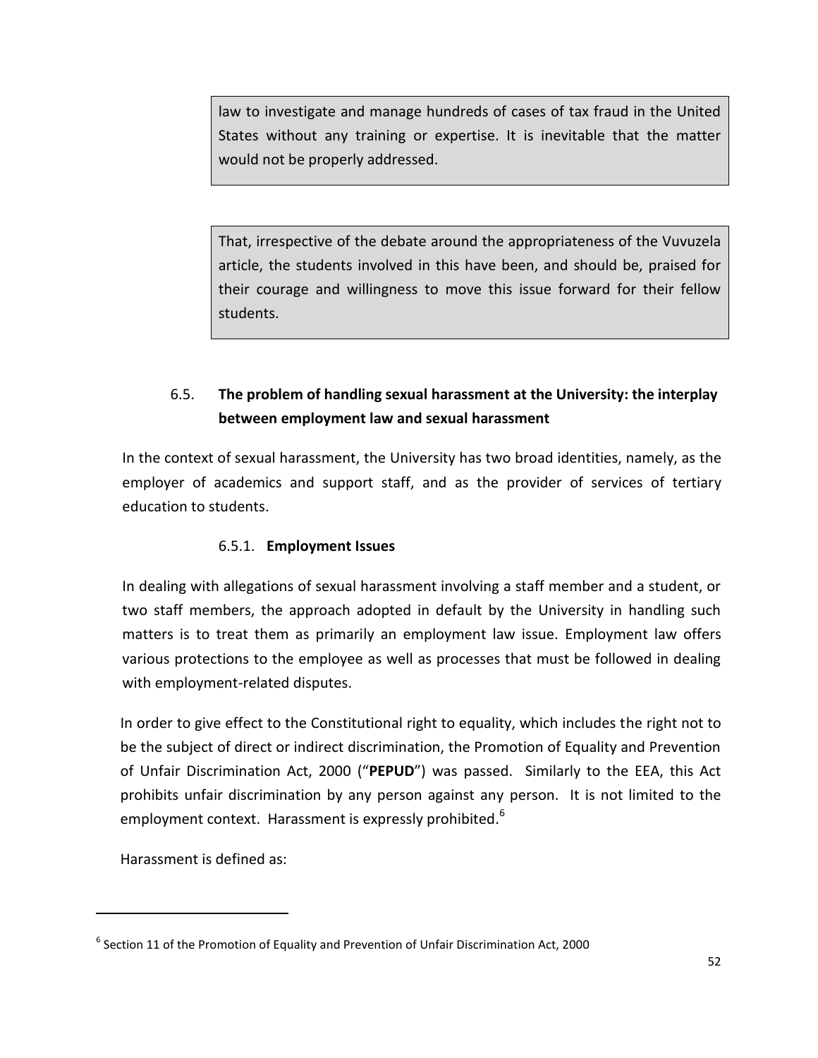> law to investigate and manage hundreds of cases of tax fraud in the United States without any training or expertise. It is inevitable that the matter would not be properly addressed.

> That, irrespective of the debate around the appropriateness of the Vuvuzela article, the students involved in this have been, and should be, praised for their courage and willingness to move this issue forward for their fellow students.

### 6.5. The problem of handling sexual harassment at the University: the interplay between employment law and sexual harassment

In the context of sexual harassment, the University has two broad identities, namely, as the employer of academics and support staff, and as the provider of services of tertiary education to students.

#### 6.5.1. Employment Issues

In dealing with allegations of sexual harassment involving a staff member and a student, or two staff members, the approach adopted in default by the University in handling such matters is to treat them as primarily an employment law issue. Employment law offers various protections to the employee as well as processes that must be followed in dealing with employment-related disputes.

In order to give effect to the Constitutional right to equality, which includes the right not to be the subject of direct or indirect discrimination, the Promotion of Equality and Prevention of Unfair Discrimination Act, 2000 ("**PEPUD**") was passed. Similarly to the EEA, this Act prohibits unfair discrimination by any person against any person. It is not limited to the employment context. Harassment is expressly prohibited.[6]

Harassment is defined as:

---

[6] Section 11 of the Promotion of Equality and Prevention of Unfair Discrimination Act, 2000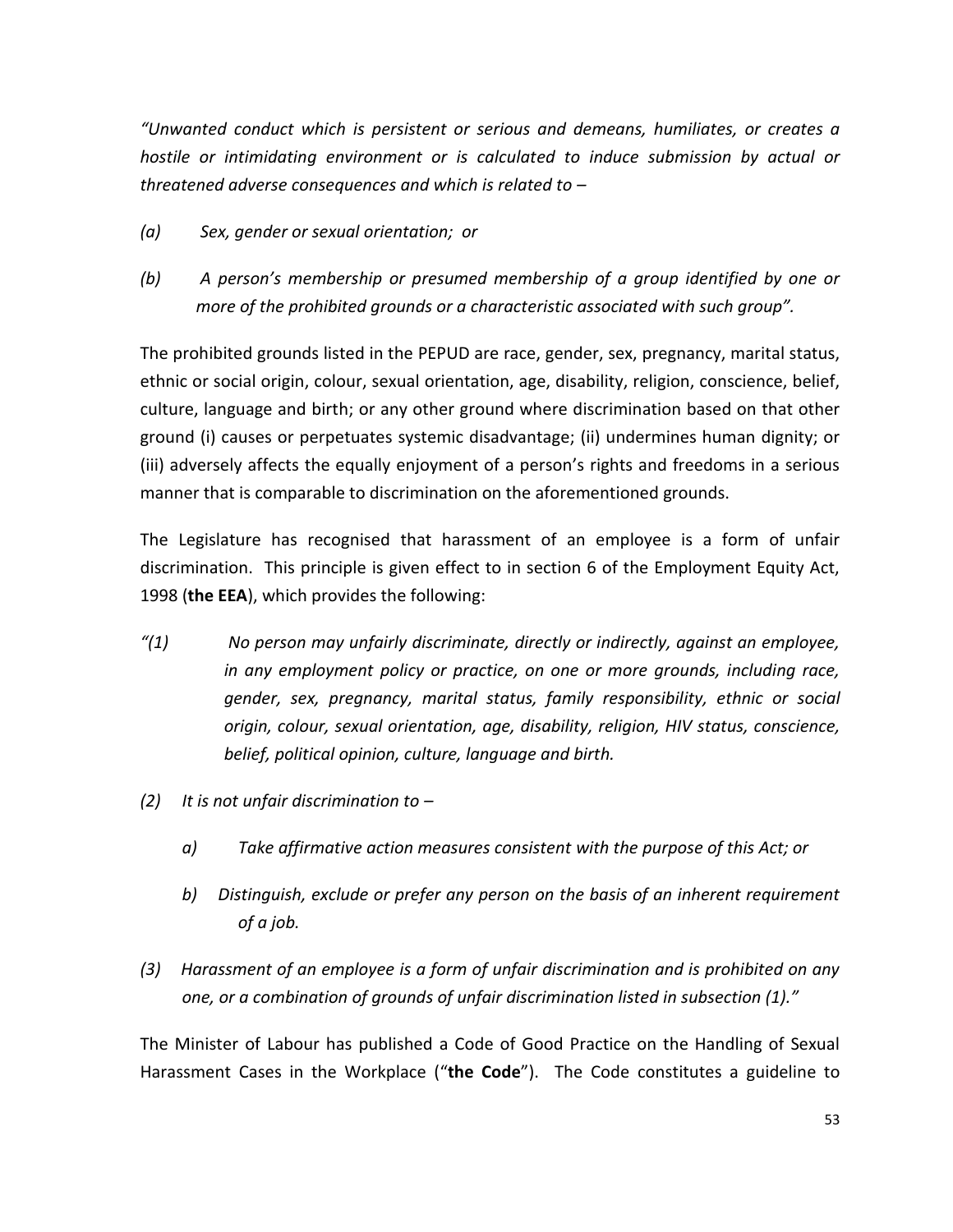*"Unwanted conduct which is persistent or serious and demeans, humiliates, or creates a hostile or intimidating environment or is calculated to induce submission by actual or threatened adverse consequences and which is related to –*

*(a) Sex, gender or sexual orientation; or*

*(b) A person's membership or presumed membership of a group identified by one or more of the prohibited grounds or a characteristic associated with such group".*

The prohibited grounds listed in the PEPUD are race, gender, sex, pregnancy, marital status, ethnic or social origin, colour, sexual orientation, age, disability, religion, conscience, belief, culture, language and birth; or any other ground where discrimination based on that other ground (i) causes or perpetuates systemic disadvantage; (ii) undermines human dignity; or (iii) adversely affects the equally enjoyment of a person's rights and freedoms in a serious manner that is comparable to discrimination on the aforementioned grounds.

The Legislature has recognised that harassment of an employee is a form of unfair discrimination. This principle is given effect to in section 6 of the Employment Equity Act, 1998 (**the EEA**), which provides the following:

*"(1) No person may unfairly discriminate, directly or indirectly, against an employee, in any employment policy or practice, on one or more grounds, including race, gender, sex, pregnancy, marital status, family responsibility, ethnic or social origin, colour, sexual orientation, age, disability, religion, HIV status, conscience, belief, political opinion, culture, language and birth.*

*(2) It is not unfair discrimination to –*

*a) Take affirmative action measures consistent with the purpose of this Act; or*

*b) Distinguish, exclude or prefer any person on the basis of an inherent requirement of a job.*

*(3) Harassment of an employee is a form of unfair discrimination and is prohibited on any one, or a combination of grounds of unfair discrimination listed in subsection (1)."*

The Minister of Labour has published a Code of Good Practice on the Handling of Sexual Harassment Cases in the Workplace ("**the Code**"). The Code constitutes a guideline to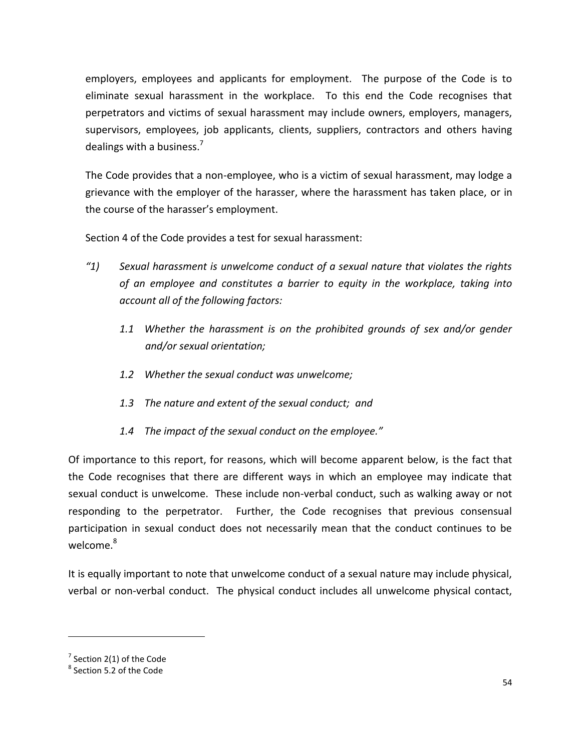employers, employees and applicants for employment. The purpose of the Code is to eliminate sexual harassment in the workplace. To this end the Code recognises that perpetrators and victims of sexual harassment may include owners, employers, managers, supervisors, employees, job applicants, clients, suppliers, contractors and others having dealings with a business.[7]

The Code provides that a non-employee, who is a victim of sexual harassment, may lodge a grievance with the employer of the harasser, where the harassment has taken place, or in the course of the harasser's employment.

Section 4 of the Code provides a test for sexual harassment:

*"1) Sexual harassment is unwelcome conduct of a sexual nature that violates the rights of an employee and constitutes a barrier to equity in the workplace, taking into account all of the following factors:*

*1.1 Whether the harassment is on the prohibited grounds of sex and/or gender and/or sexual orientation;*

*1.2 Whether the sexual conduct was unwelcome;*

*1.3 The nature and extent of the sexual conduct; and*

*1.4 The impact of the sexual conduct on the employee."*

Of importance to this report, for reasons, which will become apparent below, is the fact that the Code recognises that there are different ways in which an employee may indicate that sexual conduct is unwelcome. These include non-verbal conduct, such as walking away or not responding to the perpetrator. Further, the Code recognises that previous consensual participation in sexual conduct does not necessarily mean that the conduct continues to be welcome.[8]

It is equally important to note that unwelcome conduct of a sexual nature may include physical, verbal or non-verbal conduct. The physical conduct includes all unwelcome physical contact,

---

[7] Section 2(1) of the Code

[8] Section 5.2 of the Code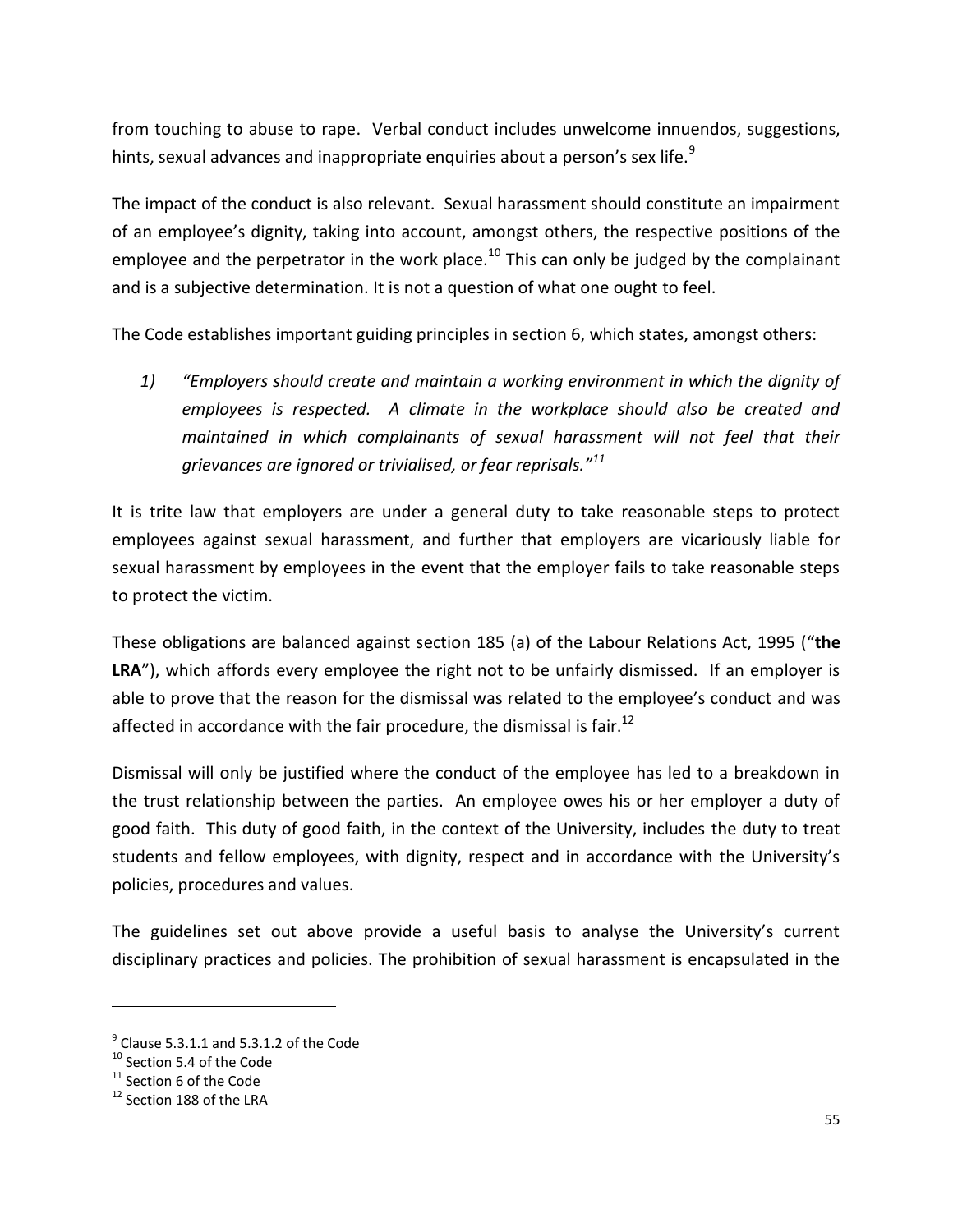from touching to abuse to rape. Verbal conduct includes unwelcome innuendos, suggestions, hints, sexual advances and inappropriate enquiries about a person's sex life.[9]

The impact of the conduct is also relevant. Sexual harassment should constitute an impairment of an employee's dignity, taking into account, amongst others, the respective positions of the employee and the perpetrator in the work place.[10] This can only be judged by the complainant and is a subjective determination. It is not a question of what one ought to feel.

The Code establishes important guiding principles in section 6, which states, amongst others:

1) *"Employers should create and maintain a working environment in which the dignity of employees is respected. A climate in the workplace should also be created and maintained in which complainants of sexual harassment will not feel that their grievances are ignored or trivialised, or fear reprisals."*[11]

It is trite law that employers are under a general duty to take reasonable steps to protect employees against sexual harassment, and further that employers are vicariously liable for sexual harassment by employees in the event that the employer fails to take reasonable steps to protect the victim.

These obligations are balanced against section 185 (a) of the Labour Relations Act, 1995 ("**the LRA**"), which affords every employee the right not to be unfairly dismissed. If an employer is able to prove that the reason for the dismissal was related to the employee's conduct and was affected in accordance with the fair procedure, the dismissal is fair.[12]

Dismissal will only be justified where the conduct of the employee has led to a breakdown in the trust relationship between the parties. An employee owes his or her employer a duty of good faith. This duty of good faith, in the context of the University, includes the duty to treat students and fellow employees, with dignity, respect and in accordance with the University's policies, procedures and values.

The guidelines set out above provide a useful basis to analyse the University's current disciplinary practices and policies. The prohibition of sexual harassment is encapsulated in the

---

[9] Clause 5.3.1.1 and 5.3.1.2 of the Code

[10] Section 5.4 of the Code

[11] Section 6 of the Code

[12] Section 188 of the LRA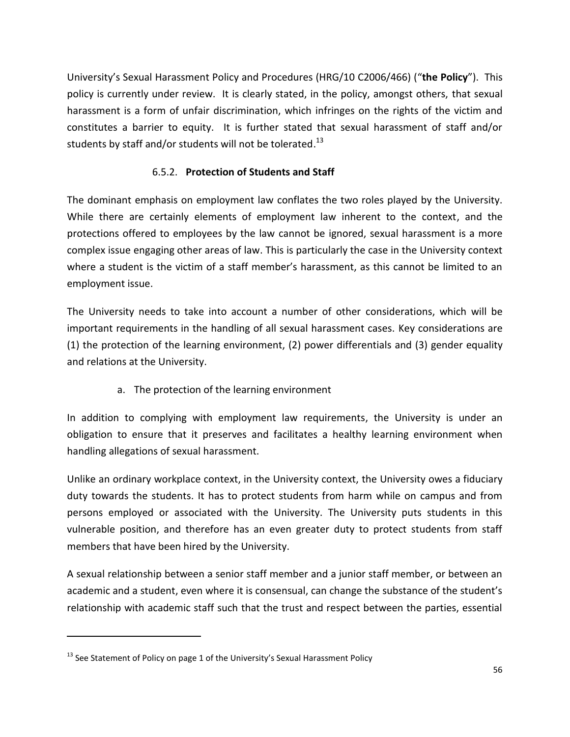University's Sexual Harassment Policy and Procedures (HRG/10 C2006/466) ("**the Policy**"). This policy is currently under review. It is clearly stated, in the policy, amongst others, that sexual harassment is a form of unfair discrimination, which infringes on the rights of the victim and constitutes a barrier to equity. It is further stated that sexual harassment of staff and/or students by staff and/or students will not be tolerated.[13]

#### 6.5.2. **Protection of Students and Staff**

The dominant emphasis on employment law conflates the two roles played by the University. While there are certainly elements of employment law inherent to the context, and the protections offered to employees by the law cannot be ignored, sexual harassment is a more complex issue engaging other areas of law. This is particularly the case in the University context where a student is the victim of a staff member's harassment, as this cannot be limited to an employment issue.

The University needs to take into account a number of other considerations, which will be important requirements in the handling of all sexual harassment cases. Key considerations are (1) the protection of the learning environment, (2) power differentials and (3) gender equality and relations at the University.

a. The protection of the learning environment

In addition to complying with employment law requirements, the University is under an obligation to ensure that it preserves and facilitates a healthy learning environment when handling allegations of sexual harassment.

Unlike an ordinary workplace context, in the University context, the University owes a fiduciary duty towards the students. It has to protect students from harm while on campus and from persons employed or associated with the University. The University puts students in this vulnerable position, and therefore has an even greater duty to protect students from staff members that have been hired by the University.

A sexual relationship between a senior staff member and a junior staff member, or between an academic and a student, even where it is consensual, can change the substance of the student's relationship with academic staff such that the trust and respect between the parties, essential

---

[13] See Statement of Policy on page 1 of the University's Sexual Harassment Policy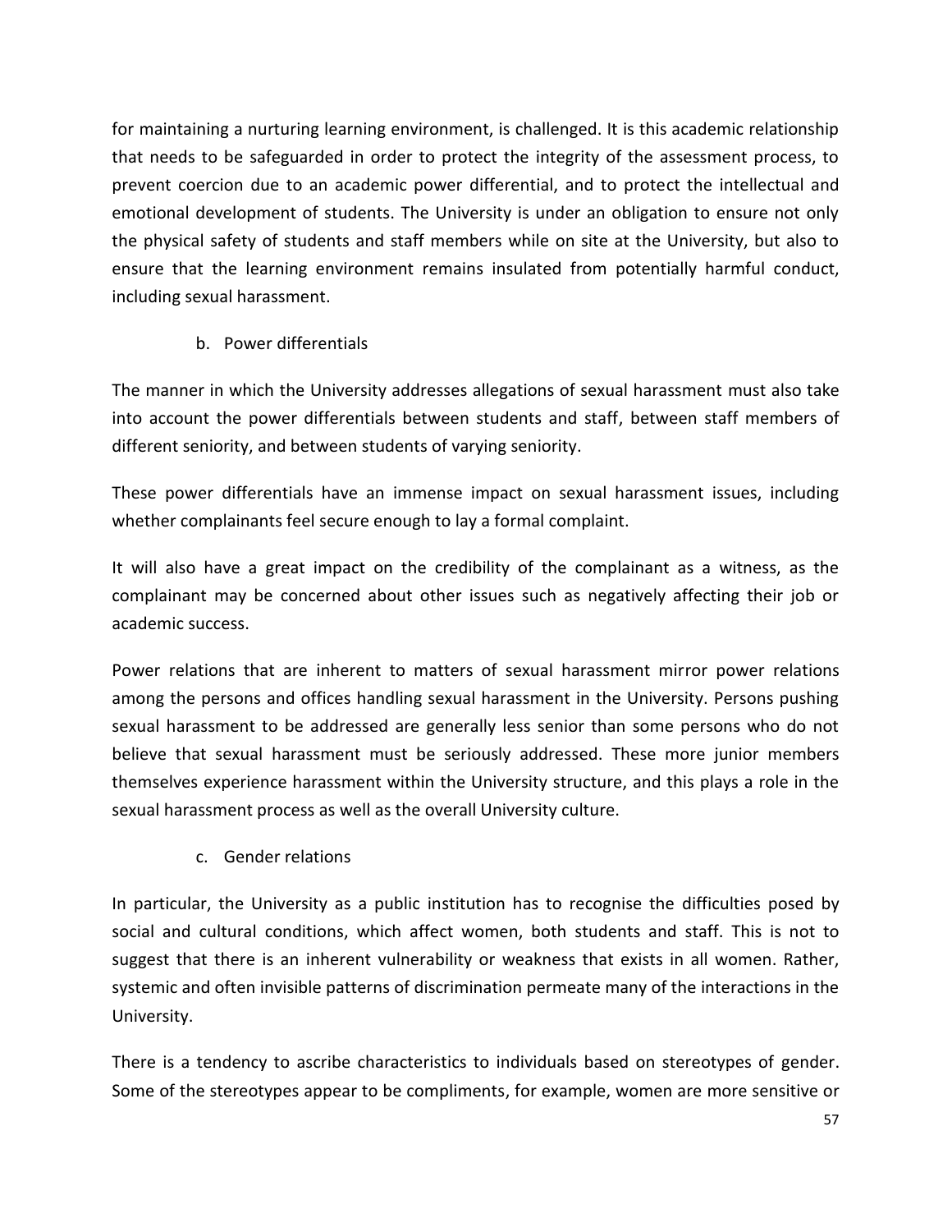for maintaining a nurturing learning environment, is challenged. It is this academic relationship that needs to be safeguarded in order to protect the integrity of the assessment process, to prevent coercion due to an academic power differential, and to protect the intellectual and emotional development of students. The University is under an obligation to ensure not only the physical safety of students and staff members while on site at the University, but also to ensure that the learning environment remains insulated from potentially harmful conduct, including sexual harassment.

b. Power differentials

The manner in which the University addresses allegations of sexual harassment must also take into account the power differentials between students and staff, between staff members of different seniority, and between students of varying seniority.

These power differentials have an immense impact on sexual harassment issues, including whether complainants feel secure enough to lay a formal complaint.

It will also have a great impact on the credibility of the complainant as a witness, as the complainant may be concerned about other issues such as negatively affecting their job or academic success.

Power relations that are inherent to matters of sexual harassment mirror power relations among the persons and offices handling sexual harassment in the University. Persons pushing sexual harassment to be addressed are generally less senior than some persons who do not believe that sexual harassment must be seriously addressed. These more junior members themselves experience harassment within the University structure, and this plays a role in the sexual harassment process as well as the overall University culture.

c. Gender relations

In particular, the University as a public institution has to recognise the difficulties posed by social and cultural conditions, which affect women, both students and staff. This is not to suggest that there is an inherent vulnerability or weakness that exists in all women. Rather, systemic and often invisible patterns of discrimination permeate many of the interactions in the University.

There is a tendency to ascribe characteristics to individuals based on stereotypes of gender. Some of the stereotypes appear to be compliments, for example, women are more sensitive or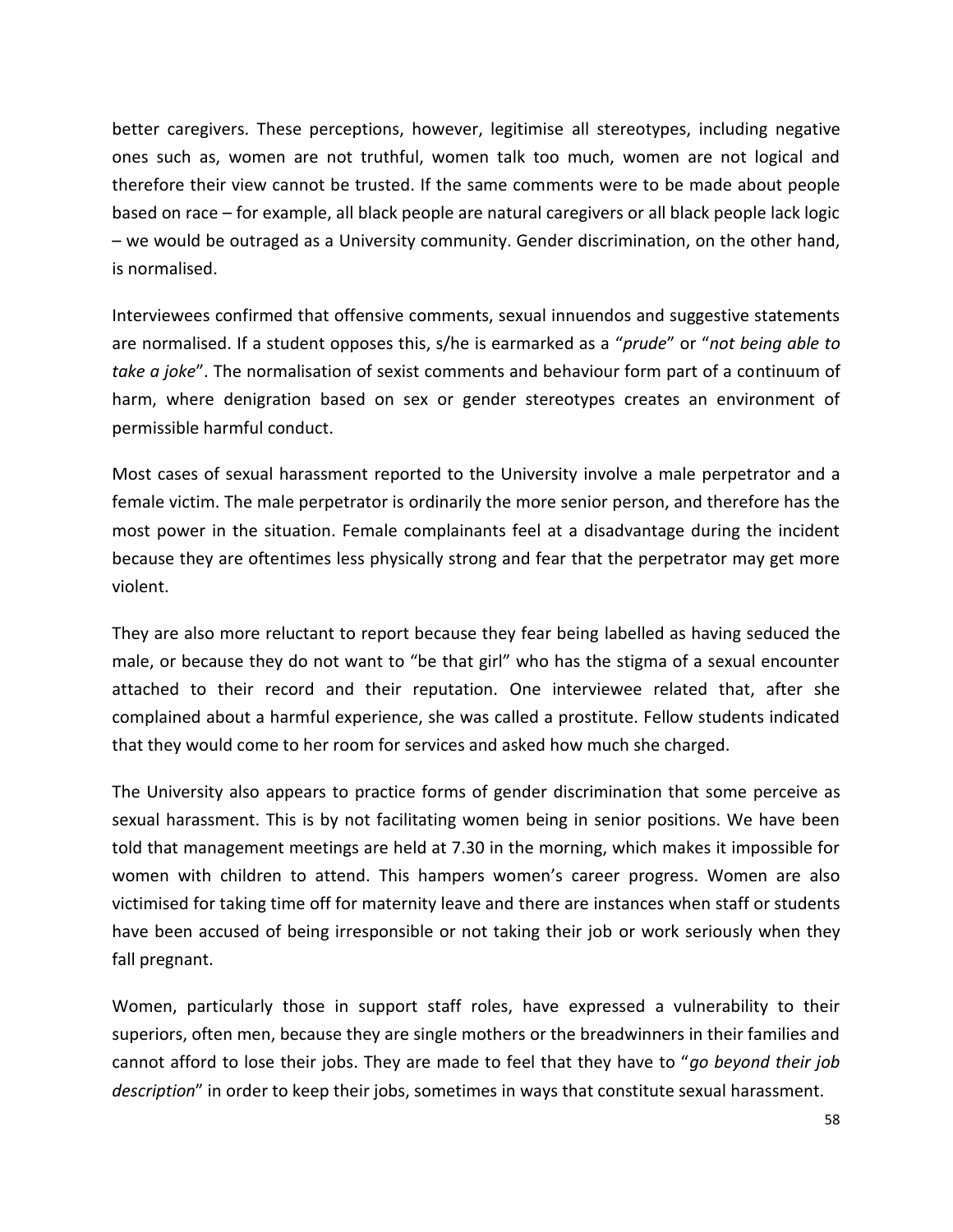better caregivers. These perceptions, however, legitimise all stereotypes, including negative ones such as, women are not truthful, women talk too much, women are not logical and therefore their view cannot be trusted. If the same comments were to be made about people based on race – for example, all black people are natural caregivers or all black people lack logic – we would be outraged as a University community. Gender discrimination, on the other hand, is normalised.

Interviewees confirmed that offensive comments, sexual innuendos and suggestive statements are normalised. If a student opposes this, s/he is earmarked as a "*prude*" or "*not being able to take a joke*". The normalisation of sexist comments and behaviour form part of a continuum of harm, where denigration based on sex or gender stereotypes creates an environment of permissible harmful conduct.

Most cases of sexual harassment reported to the University involve a male perpetrator and a female victim. The male perpetrator is ordinarily the more senior person, and therefore has the most power in the situation. Female complainants feel at a disadvantage during the incident because they are oftentimes less physically strong and fear that the perpetrator may get more violent.

They are also more reluctant to report because they fear being labelled as having seduced the male, or because they do not want to "be that girl" who has the stigma of a sexual encounter attached to their record and their reputation. One interviewee related that, after she complained about a harmful experience, she was called a prostitute. Fellow students indicated that they would come to her room for services and asked how much she charged.

The University also appears to practice forms of gender discrimination that some perceive as sexual harassment. This is by not facilitating women being in senior positions. We have been told that management meetings are held at 7.30 in the morning, which makes it impossible for women with children to attend. This hampers women's career progress. Women are also victimised for taking time off for maternity leave and there are instances when staff or students have been accused of being irresponsible or not taking their job or work seriously when they fall pregnant.

Women, particularly those in support staff roles, have expressed a vulnerability to their superiors, often men, because they are single mothers or the breadwinners in their families and cannot afford to lose their jobs. They are made to feel that they have to "*go beyond their job description*" in order to keep their jobs, sometimes in ways that constitute sexual harassment.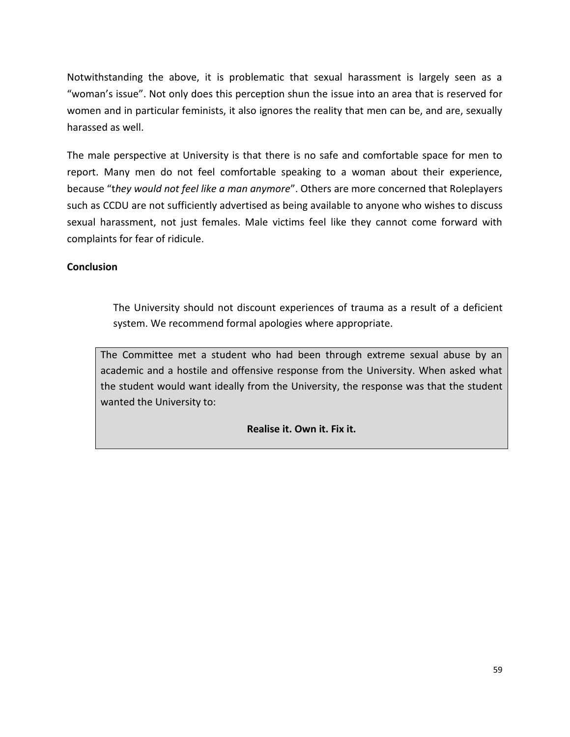Notwithstanding the above, it is problematic that sexual harassment is largely seen as a "woman's issue". Not only does this perception shun the issue into an area that is reserved for women and in particular feminists, it also ignores the reality that men can be, and are, sexually harassed as well.

The male perspective at University is that there is no safe and comfortable space for men to report. Many men do not feel comfortable speaking to a woman about their experience, because "t*hey would not feel like a man anymore*". Others are more concerned that Roleplayers such as CCDU are not sufficiently advertised as being available to anyone who wishes to discuss sexual harassment, not just females. Male victims feel like they cannot come forward with complaints for fear of ridicule.

**Conclusion**

> The University should not discount experiences of trauma as a result of a deficient system. We recommend formal apologies where appropriate.

> The Committee met a student who had been through extreme sexual abuse by an academic and a hostile and offensive response from the University. When asked what the student would want ideally from the University, the response was that the student wanted the University to:
>
> **Realise it. Own it. Fix it.**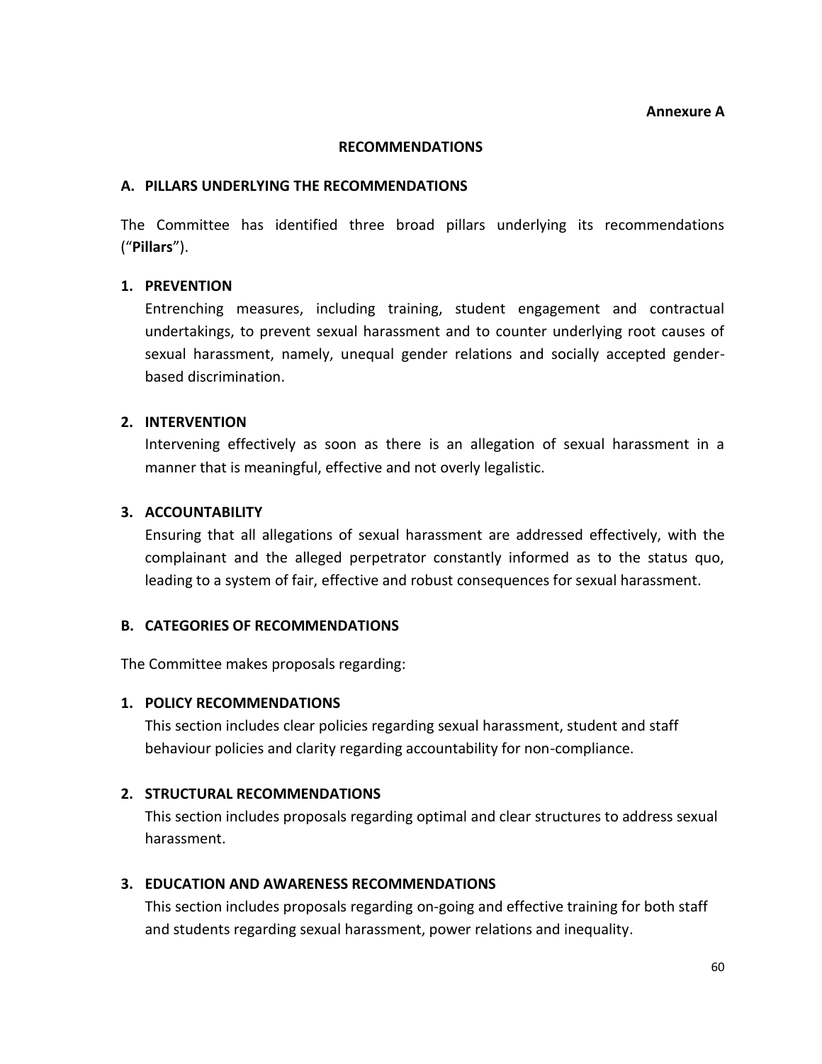**Annexure A**

## RECOMMENDATIONS

### A. PILLARS UNDERLYING THE RECOMMENDATIONS

The Committee has identified three broad pillars underlying its recommendations ("**Pillars**").

**1. PREVENTION**

Entrenching measures, including training, student engagement and contractual undertakings, to prevent sexual harassment and to counter underlying root causes of sexual harassment, namely, unequal gender relations and socially accepted gender-based discrimination.

**2. INTERVENTION**

Intervening effectively as soon as there is an allegation of sexual harassment in a manner that is meaningful, effective and not overly legalistic.

**3. ACCOUNTABILITY**

Ensuring that all allegations of sexual harassment are addressed effectively, with the complainant and the alleged perpetrator constantly informed as to the status quo, leading to a system of fair, effective and robust consequences for sexual harassment.

### B. CATEGORIES OF RECOMMENDATIONS

The Committee makes proposals regarding:

**1. POLICY RECOMMENDATIONS**

This section includes clear policies regarding sexual harassment, student and staff behaviour policies and clarity regarding accountability for non-compliance.

**2. STRUCTURAL RECOMMENDATIONS**

This section includes proposals regarding optimal and clear structures to address sexual harassment.

**3. EDUCATION AND AWARENESS RECOMMENDATIONS**

This section includes proposals regarding on-going and effective training for both staff and students regarding sexual harassment, power relations and inequality.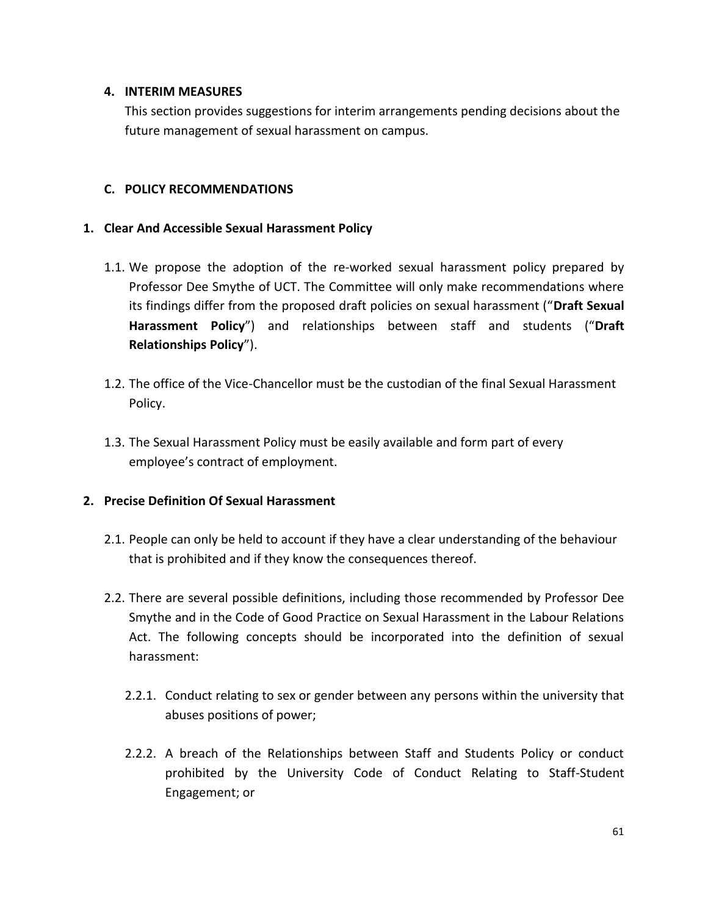#### 4. INTERIM MEASURES

This section provides suggestions for interim arrangements pending decisions about the future management of sexual harassment on campus.

## C. POLICY RECOMMENDATIONS

### 1. Clear And Accessible Sexual Harassment Policy

1.1. We propose the adoption of the re-worked sexual harassment policy prepared by Professor Dee Smythe of UCT. The Committee will only make recommendations where its findings differ from the proposed draft policies on sexual harassment ("**Draft Sexual Harassment Policy**") and relationships between staff and students ("**Draft Relationships Policy**").

1.2. The office of the Vice-Chancellor must be the custodian of the final Sexual Harassment Policy.

1.3. The Sexual Harassment Policy must be easily available and form part of every employee's contract of employment.

### 2. Precise Definition Of Sexual Harassment

2.1. People can only be held to account if they have a clear understanding of the behaviour that is prohibited and if they know the consequences thereof.

2.2. There are several possible definitions, including those recommended by Professor Dee Smythe and in the Code of Good Practice on Sexual Harassment in the Labour Relations Act. The following concepts should be incorporated into the definition of sexual harassment:

2.2.1. Conduct relating to sex or gender between any persons within the university that abuses positions of power;

2.2.2. A breach of the Relationships between Staff and Students Policy or conduct prohibited by the University Code of Conduct Relating to Staff-Student Engagement; or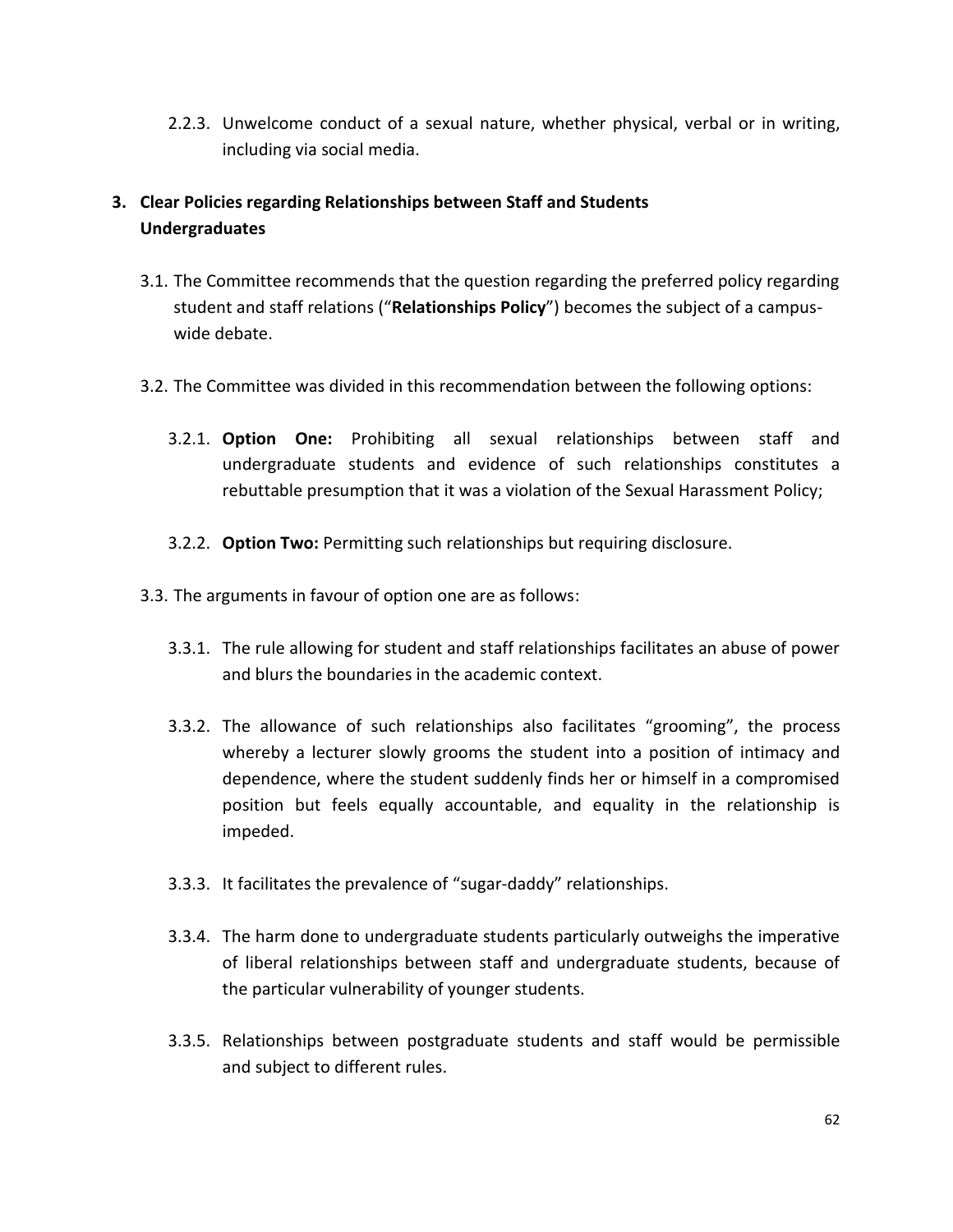2.2.3. Unwelcome conduct of a sexual nature, whether physical, verbal or in writing, including via social media.

## 3. Clear Policies regarding Relationships between Staff and Students

**Undergraduates**

3.1. The Committee recommends that the question regarding the preferred policy regarding student and staff relations ("**Relationships Policy**") becomes the subject of a campus-wide debate.

3.2. The Committee was divided in this recommendation between the following options:

3.2.1. **Option One:** Prohibiting all sexual relationships between staff and undergraduate students and evidence of such relationships constitutes a rebuttable presumption that it was a violation of the Sexual Harassment Policy;

3.2.2. **Option Two:** Permitting such relationships but requiring disclosure.

3.3. The arguments in favour of option one are as follows:

3.3.1. The rule allowing for student and staff relationships facilitates an abuse of power and blurs the boundaries in the academic context.

3.3.2. The allowance of such relationships also facilitates "grooming", the process whereby a lecturer slowly grooms the student into a position of intimacy and dependence, where the student suddenly finds her or himself in a compromised position but feels equally accountable, and equality in the relationship is impeded.

3.3.3. It facilitates the prevalence of "sugar-daddy" relationships.

3.3.4. The harm done to undergraduate students particularly outweighs the imperative of liberal relationships between staff and undergraduate students, because of the particular vulnerability of younger students.

3.3.5. Relationships between postgraduate students and staff would be permissible and subject to different rules.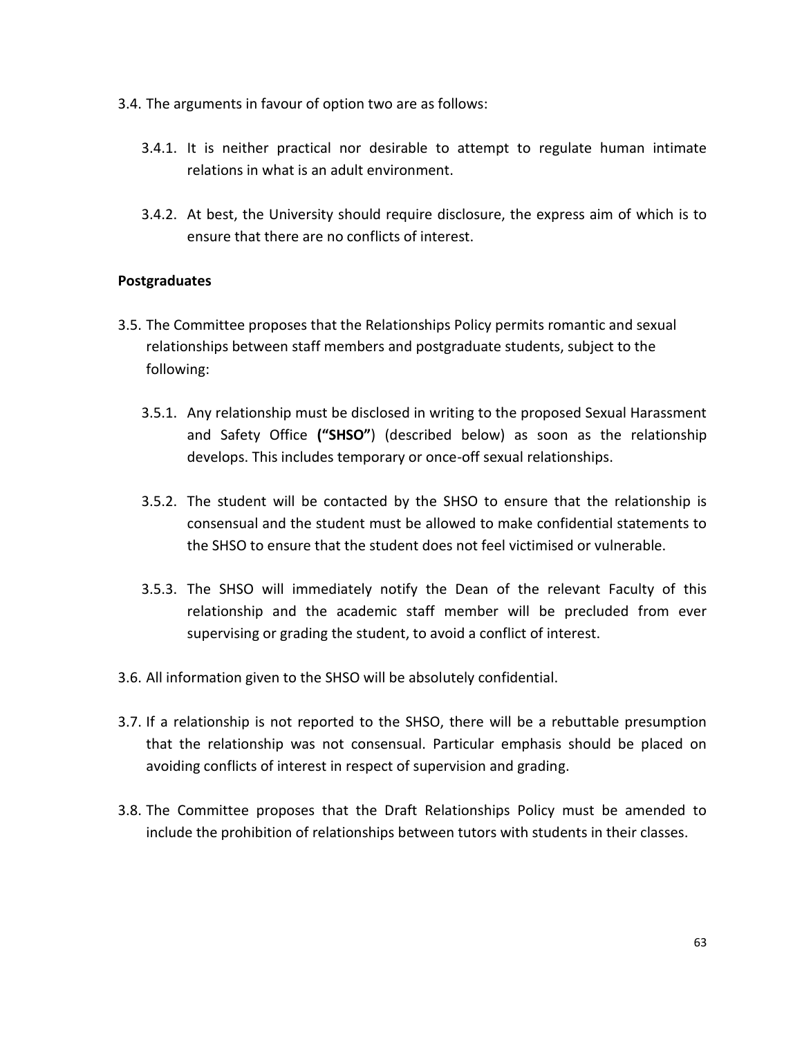3.4. The arguments in favour of option two are as follows:

3.4.1. It is neither practical nor desirable to attempt to regulate human intimate relations in what is an adult environment.

3.4.2. At best, the University should require disclosure, the express aim of which is to ensure that there are no conflicts of interest.

**Postgraduates**

3.5. The Committee proposes that the Relationships Policy permits romantic and sexual relationships between staff members and postgraduate students, subject to the following:

3.5.1. Any relationship must be disclosed in writing to the proposed Sexual Harassment and Safety Office **(“SHSO”**) (described below) as soon as the relationship develops. This includes temporary or once-off sexual relationships.

3.5.2. The student will be contacted by the SHSO to ensure that the relationship is consensual and the student must be allowed to make confidential statements to the SHSO to ensure that the student does not feel victimised or vulnerable.

3.5.3. The SHSO will immediately notify the Dean of the relevant Faculty of this relationship and the academic staff member will be precluded from ever supervising or grading the student, to avoid a conflict of interest.

3.6. All information given to the SHSO will be absolutely confidential.

3.7. If a relationship is not reported to the SHSO, there will be a rebuttable presumption that the relationship was not consensual. Particular emphasis should be placed on avoiding conflicts of interest in respect of supervision and grading.

3.8. The Committee proposes that the Draft Relationships Policy must be amended to include the prohibition of relationships between tutors with students in their classes.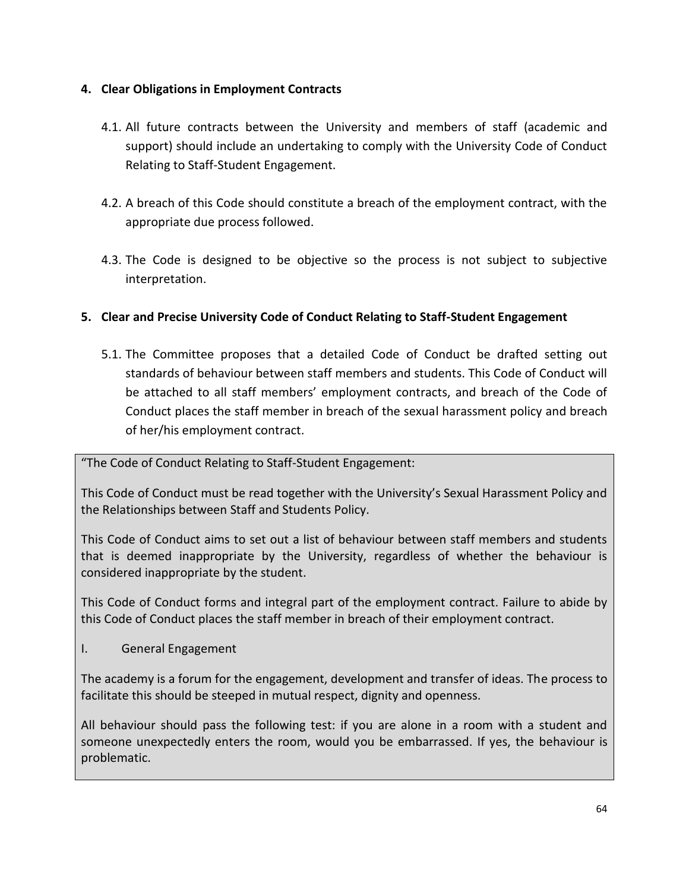**4. Clear Obligations in Employment Contracts**

4.1. All future contracts between the University and members of staff (academic and support) should include an undertaking to comply with the University Code of Conduct Relating to Staff-Student Engagement.

4.2. A breach of this Code should constitute a breach of the employment contract, with the appropriate due process followed.

4.3. The Code is designed to be objective so the process is not subject to subjective interpretation.

**5. Clear and Precise University Code of Conduct Relating to Staff-Student Engagement**

5.1. The Committee proposes that a detailed Code of Conduct be drafted setting out standards of behaviour between staff members and students. This Code of Conduct will be attached to all staff members' employment contracts, and breach of the Code of Conduct places the staff member in breach of the sexual harassment policy and breach of her/his employment contract.

> "The Code of Conduct Relating to Staff-Student Engagement:
>
> This Code of Conduct must be read together with the University's Sexual Harassment Policy and the Relationships between Staff and Students Policy.
>
> This Code of Conduct aims to set out a list of behaviour between staff members and students that is deemed inappropriate by the University, regardless of whether the behaviour is considered inappropriate by the student.
>
> This Code of Conduct forms and integral part of the employment contract. Failure to abide by this Code of Conduct places the staff member in breach of their employment contract.
>
> I. General Engagement
>
> The academy is a forum for the engagement, development and transfer of ideas. The process to facilitate this should be steeped in mutual respect, dignity and openness.
>
> All behaviour should pass the following test: if you are alone in a room with a student and someone unexpectedly enters the room, would you be embarrassed. If yes, the behaviour is problematic.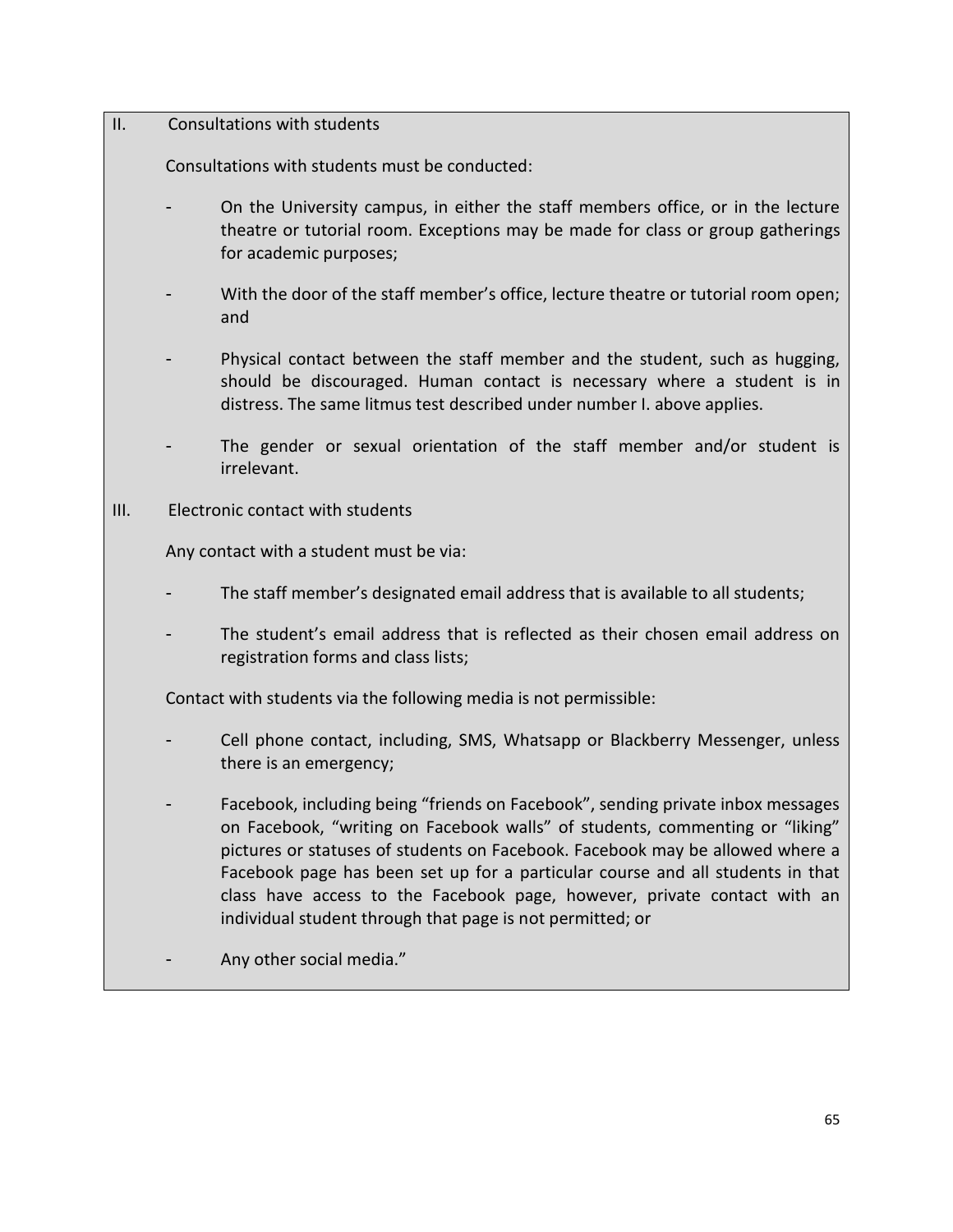II. Consultations with students

Consultations with students must be conducted:

- On the University campus, in either the staff members office, or in the lecture theatre or tutorial room. Exceptions may be made for class or group gatherings for academic purposes;
- With the door of the staff member's office, lecture theatre or tutorial room open; and
- Physical contact between the staff member and the student, such as hugging, should be discouraged. Human contact is necessary where a student is in distress. The same litmus test described under number I. above applies.
- The gender or sexual orientation of the staff member and/or student is irrelevant.

III. Electronic contact with students

Any contact with a student must be via:

- The staff member's designated email address that is available to all students;
- The student's email address that is reflected as their chosen email address on registration forms and class lists;

Contact with students via the following media is not permissible:

- Cell phone contact, including, SMS, Whatsapp or Blackberry Messenger, unless there is an emergency;
- Facebook, including being "friends on Facebook", sending private inbox messages on Facebook, "writing on Facebook walls" of students, commenting or "liking" pictures or statuses of students on Facebook. Facebook may be allowed where a Facebook page has been set up for a particular course and all students in that class have access to the Facebook page, however, private contact with an individual student through that page is not permitted; or
- Any other social media."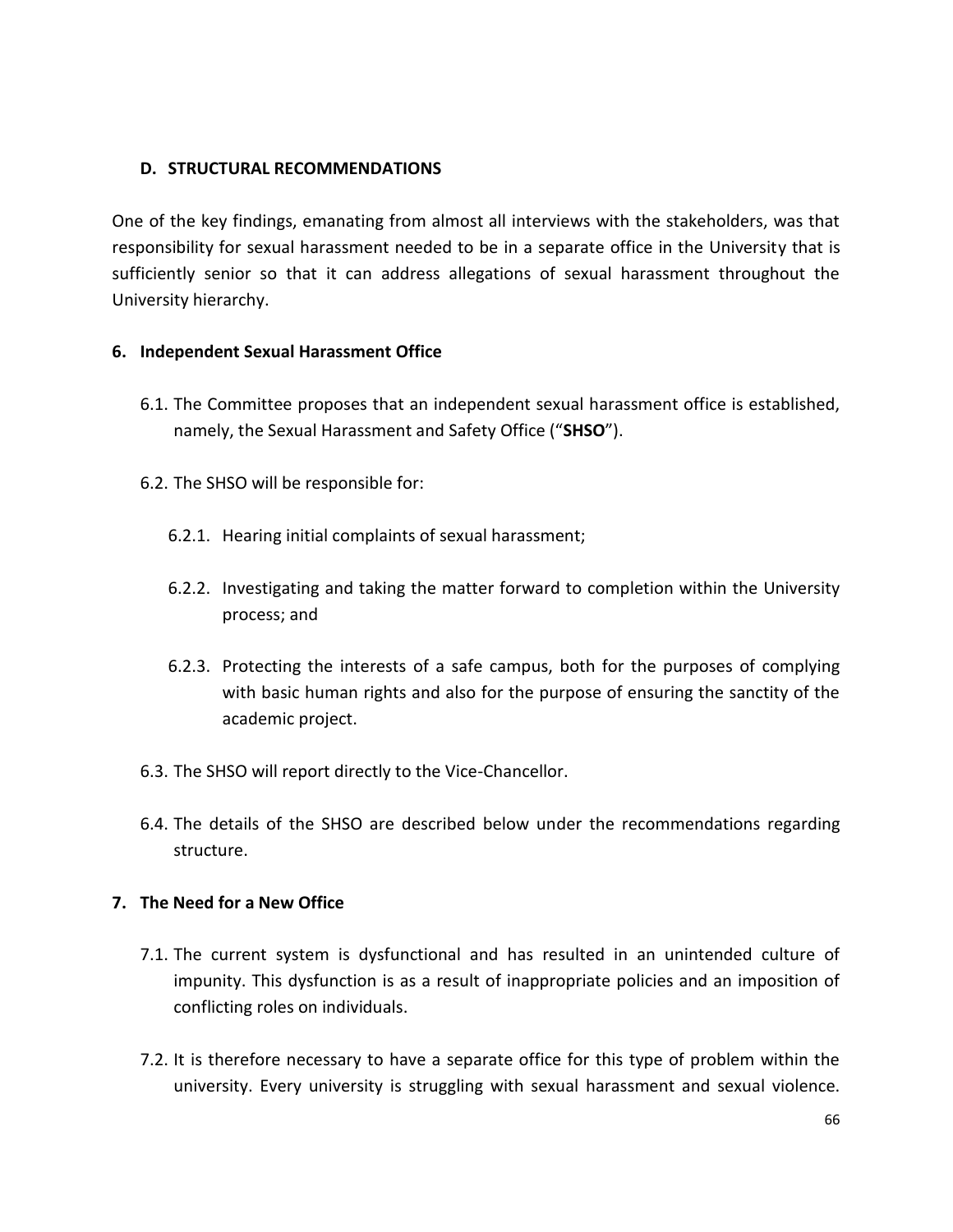## D. STRUCTURAL RECOMMENDATIONS

One of the key findings, emanating from almost all interviews with the stakeholders, was that responsibility for sexual harassment needed to be in a separate office in the University that is sufficiently senior so that it can address allegations of sexual harassment throughout the University hierarchy.

### 6. Independent Sexual Harassment Office

6.1. The Committee proposes that an independent sexual harassment office is established, namely, the Sexual Harassment and Safety Office ("**SHSO**").

6.2. The SHSO will be responsible for:

6.2.1. Hearing initial complaints of sexual harassment;

6.2.2. Investigating and taking the matter forward to completion within the University process; and

6.2.3. Protecting the interests of a safe campus, both for the purposes of complying with basic human rights and also for the purpose of ensuring the sanctity of the academic project.

6.3. The SHSO will report directly to the Vice-Chancellor.

6.4. The details of the SHSO are described below under the recommendations regarding structure.

### 7. The Need for a New Office

7.1. The current system is dysfunctional and has resulted in an unintended culture of impunity. This dysfunction is as a result of inappropriate policies and an imposition of conflicting roles on individuals.

7.2. It is therefore necessary to have a separate office for this type of problem within the university. Every university is struggling with sexual harassment and sexual violence.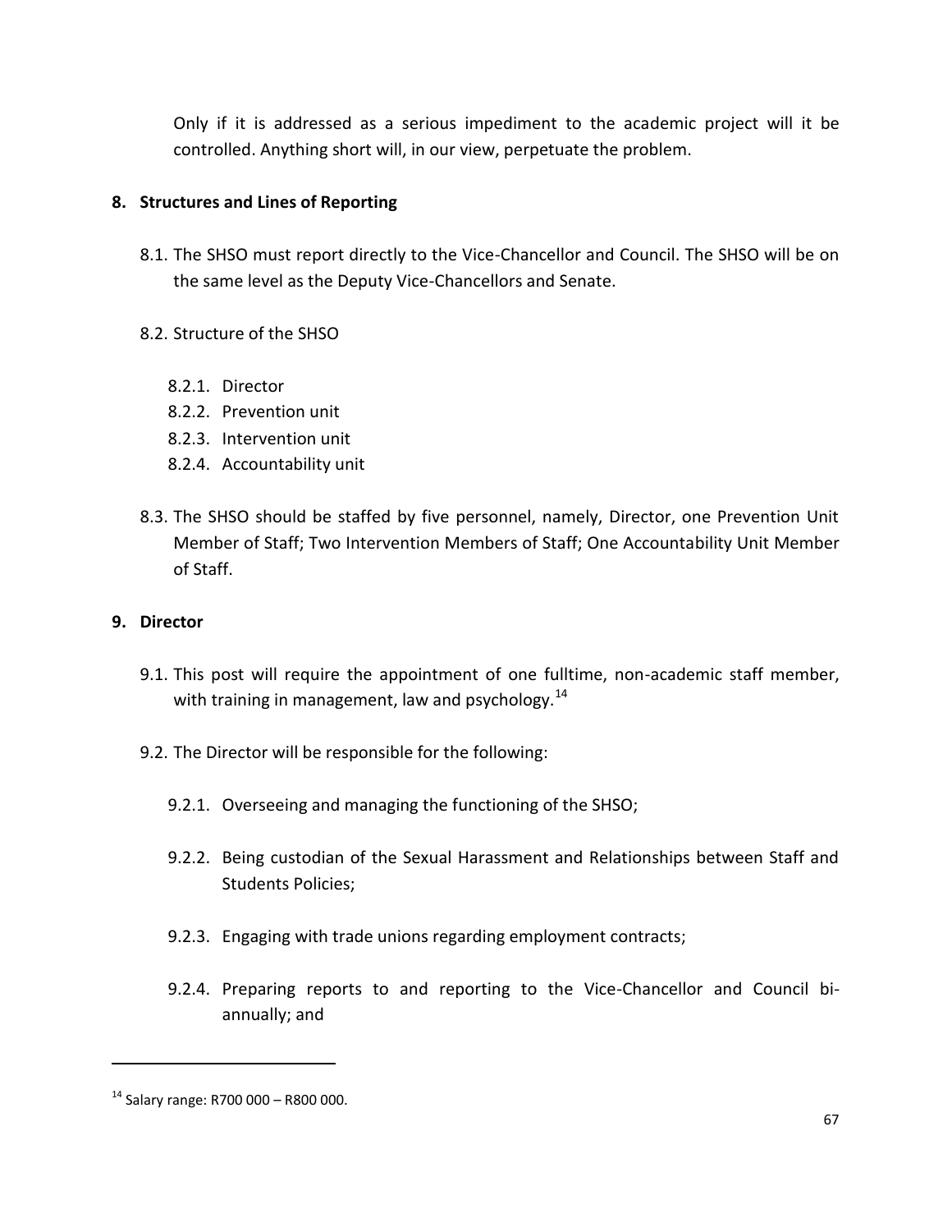Only if it is addressed as a serious impediment to the academic project will it be controlled. Anything short will, in our view, perpetuate the problem.

**8. Structures and Lines of Reporting**

8.1. The SHSO must report directly to the Vice-Chancellor and Council. The SHSO will be on the same level as the Deputy Vice-Chancellors and Senate.

8.2. Structure of the SHSO

8.2.1. Director
8.2.2. Prevention unit
8.2.3. Intervention unit
8.2.4. Accountability unit

8.3. The SHSO should be staffed by five personnel, namely, Director, one Prevention Unit Member of Staff; Two Intervention Members of Staff; One Accountability Unit Member of Staff.

**9. Director**

9.1. This post will require the appointment of one fulltime, non-academic staff member, with training in management, law and psychology.[14]

9.2. The Director will be responsible for the following:

9.2.1. Overseeing and managing the functioning of the SHSO;

9.2.2. Being custodian of the Sexual Harassment and Relationships between Staff and Students Policies;

9.2.3. Engaging with trade unions regarding employment contracts;

9.2.4. Preparing reports to and reporting to the Vice-Chancellor and Council bi-annually; and

---

[14] Salary range: R700 000 – R800 000.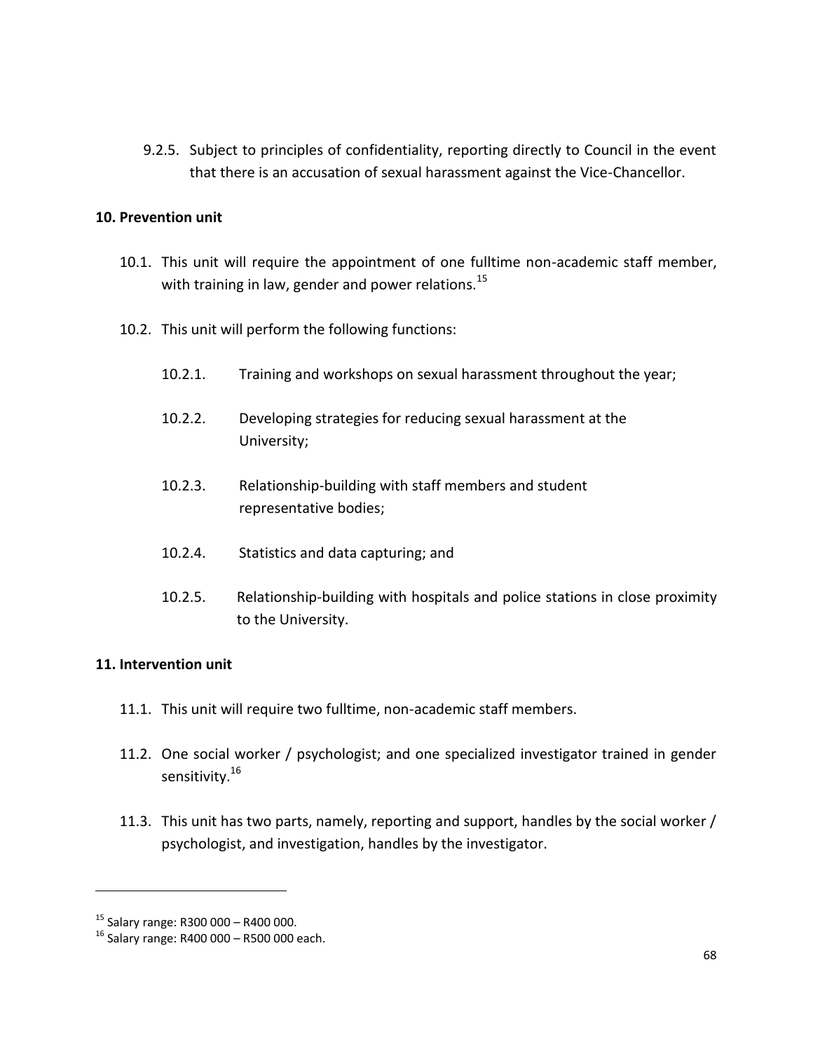9.2.5. Subject to principles of confidentiality, reporting directly to Council in the event that there is an accusation of sexual harassment against the Vice-Chancellor.

**10. Prevention unit**

10.1. This unit will require the appointment of one fulltime non-academic staff member, with training in law, gender and power relations.[15]

10.2. This unit will perform the following functions:

10.2.1. Training and workshops on sexual harassment throughout the year;

10.2.2. Developing strategies for reducing sexual harassment at the University;

10.2.3. Relationship-building with staff members and student representative bodies;

10.2.4. Statistics and data capturing; and

10.2.5. Relationship-building with hospitals and police stations in close proximity to the University.

**11. Intervention unit**

11.1. This unit will require two fulltime, non-academic staff members.

11.2. One social worker / psychologist; and one specialized investigator trained in gender sensitivity.[16]

11.3. This unit has two parts, namely, reporting and support, handles by the social worker / psychologist, and investigation, handles by the investigator.

---

[15] Salary range: R300 000 – R400 000.

[16] Salary range: R400 000 – R500 000 each.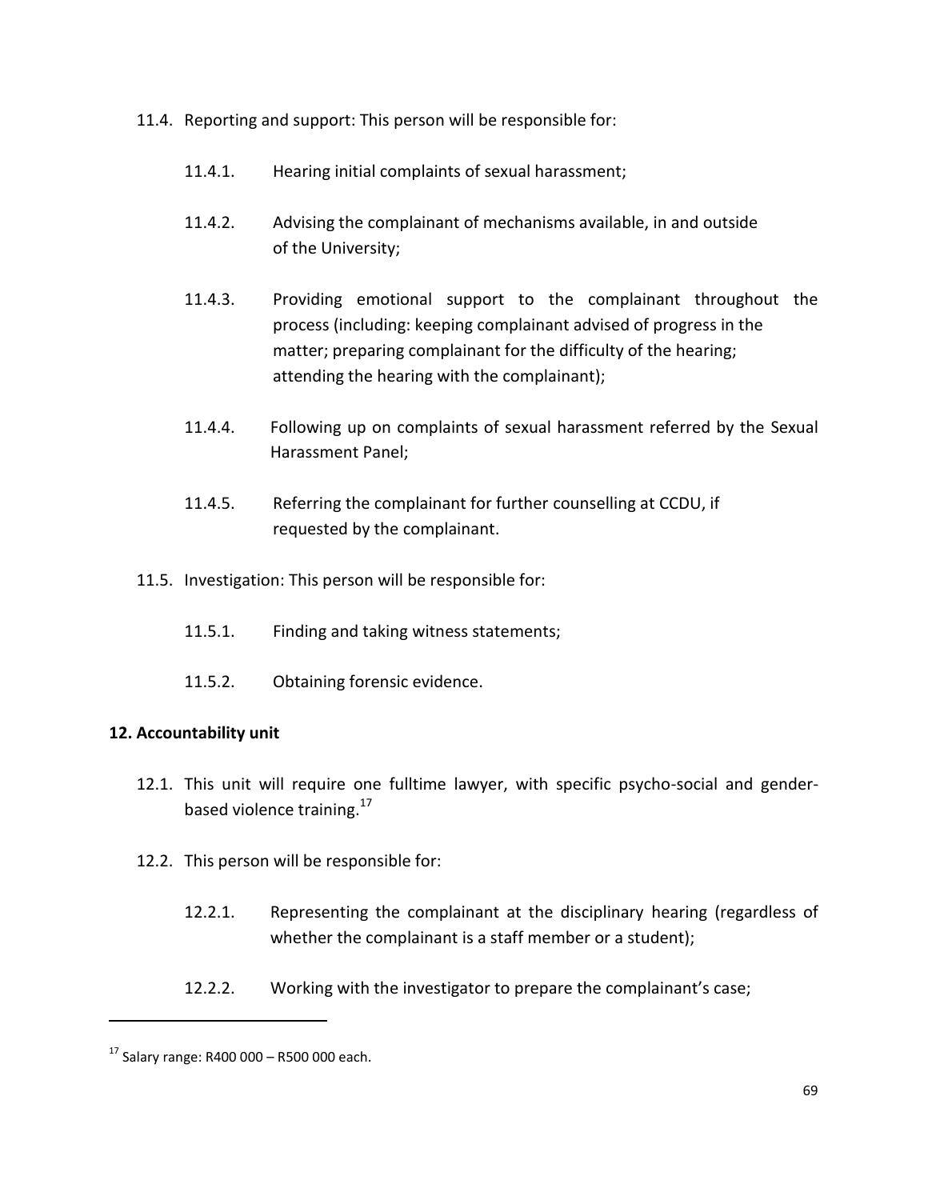11.4. Reporting and support: This person will be responsible for:

11.4.1. Hearing initial complaints of sexual harassment;

11.4.2. Advising the complainant of mechanisms available, in and outside of the University;

11.4.3. Providing emotional support to the complainant throughout the process (including: keeping complainant advised of progress in the matter; preparing complainant for the difficulty of the hearing; attending the hearing with the complainant);

11.4.4. Following up on complaints of sexual harassment referred by the Sexual Harassment Panel;

11.4.5. Referring the complainant for further counselling at CCDU, if requested by the complainant.

11.5. Investigation: This person will be responsible for:

11.5.1. Finding and taking witness statements;

11.5.2. Obtaining forensic evidence.

**12. Accountability unit**

12.1. This unit will require one fulltime lawyer, with specific psycho-social and gender-based violence training.[17]

12.2. This person will be responsible for:

12.2.1. Representing the complainant at the disciplinary hearing (regardless of whether the complainant is a staff member or a student);

12.2.2. Working with the investigator to prepare the complainant's case;

---

[17] Salary range: R400 000 – R500 000 each.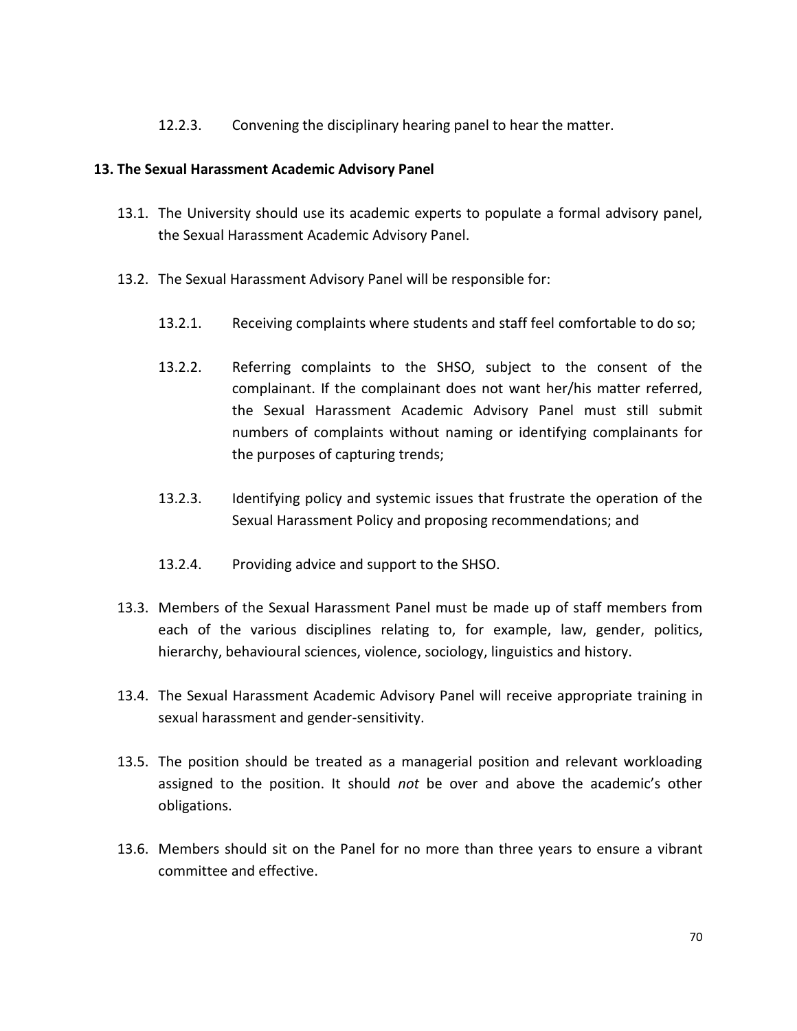12.2.3. Convening the disciplinary hearing panel to hear the matter.

**13. The Sexual Harassment Academic Advisory Panel**

13.1. The University should use its academic experts to populate a formal advisory panel, the Sexual Harassment Academic Advisory Panel.

13.2. The Sexual Harassment Advisory Panel will be responsible for:

13.2.1. Receiving complaints where students and staff feel comfortable to do so;

13.2.2. Referring complaints to the SHSO, subject to the consent of the complainant. If the complainant does not want her/his matter referred, the Sexual Harassment Academic Advisory Panel must still submit numbers of complaints without naming or identifying complainants for the purposes of capturing trends;

13.2.3. Identifying policy and systemic issues that frustrate the operation of the Sexual Harassment Policy and proposing recommendations; and

13.2.4. Providing advice and support to the SHSO.

13.3. Members of the Sexual Harassment Panel must be made up of staff members from each of the various disciplines relating to, for example, law, gender, politics, hierarchy, behavioural sciences, violence, sociology, linguistics and history.

13.4. The Sexual Harassment Academic Advisory Panel will receive appropriate training in sexual harassment and gender-sensitivity.

13.5. The position should be treated as a managerial position and relevant workloading assigned to the position. It should *not* be over and above the academic's other obligations.

13.6. Members should sit on the Panel for no more than three years to ensure a vibrant committee and effective.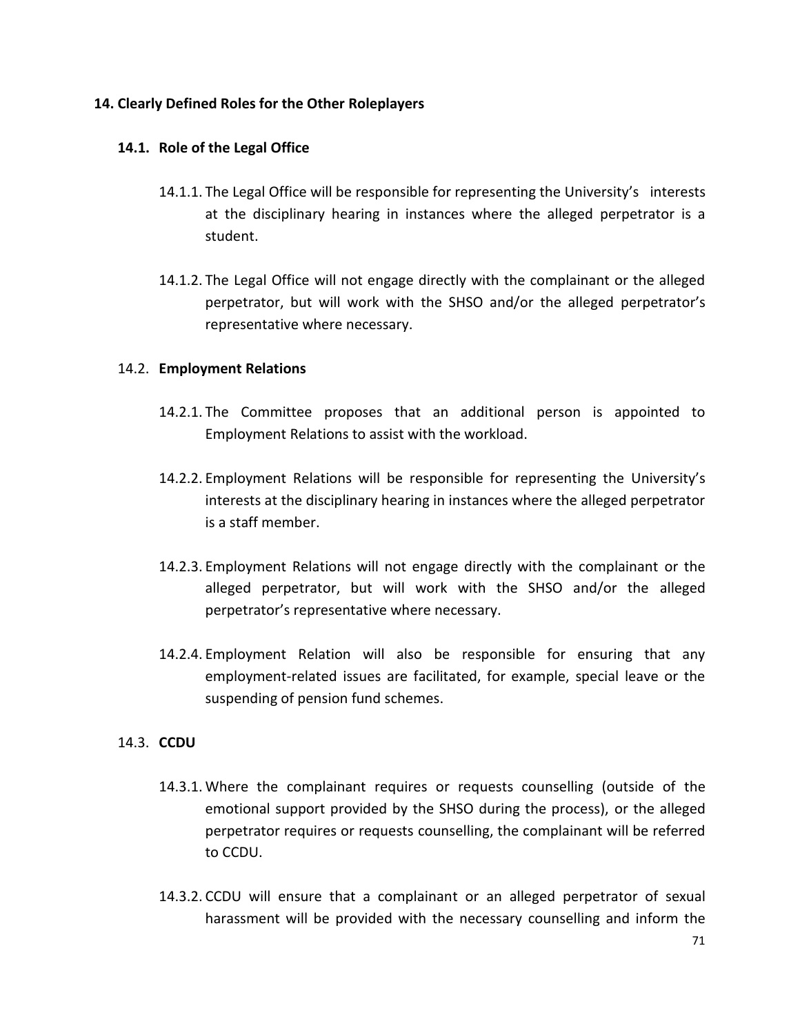## 14. Clearly Defined Roles for the Other Roleplayers

### 14.1. Role of the Legal Office

14.1.1. The Legal Office will be responsible for representing the University's interests at the disciplinary hearing in instances where the alleged perpetrator is a student.

14.1.2. The Legal Office will not engage directly with the complainant or the alleged perpetrator, but will work with the SHSO and/or the alleged perpetrator's representative where necessary.

### 14.2. Employment Relations

14.2.1. The Committee proposes that an additional person is appointed to Employment Relations to assist with the workload.

14.2.2. Employment Relations will be responsible for representing the University's interests at the disciplinary hearing in instances where the alleged perpetrator is a staff member.

14.2.3. Employment Relations will not engage directly with the complainant or the alleged perpetrator, but will work with the SHSO and/or the alleged perpetrator's representative where necessary.

14.2.4. Employment Relation will also be responsible for ensuring that any employment-related issues are facilitated, for example, special leave or the suspending of pension fund schemes.

### 14.3. CCDU

14.3.1. Where the complainant requires or requests counselling (outside of the emotional support provided by the SHSO during the process), or the alleged perpetrator requires or requests counselling, the complainant will be referred to CCDU.

14.3.2. CCDU will ensure that a complainant or an alleged perpetrator of sexual harassment will be provided with the necessary counselling and inform the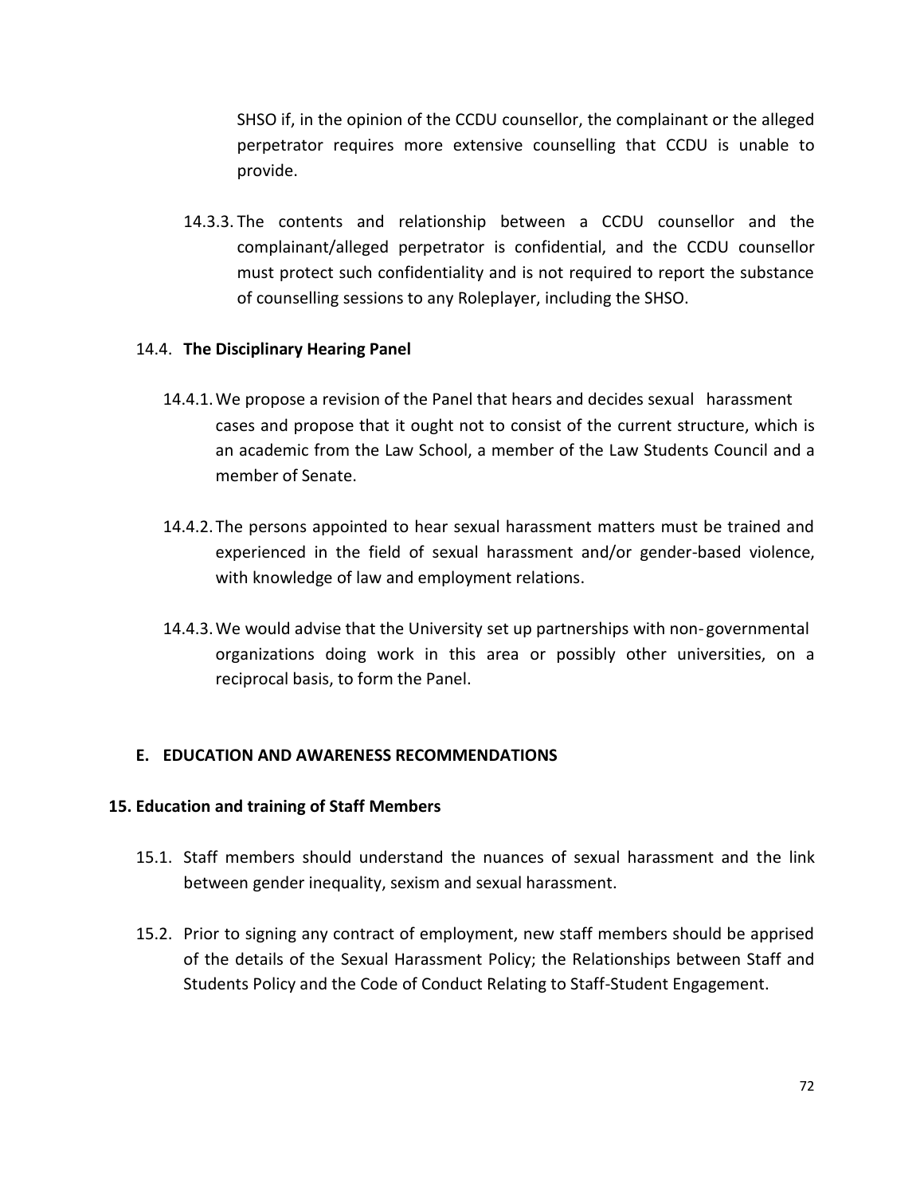SHSO if, in the opinion of the CCDU counsellor, the complainant or the alleged perpetrator requires more extensive counselling that CCDU is unable to provide.

14.3.3. The contents and relationship between a CCDU counsellor and the complainant/alleged perpetrator is confidential, and the CCDU counsellor must protect such confidentiality and is not required to report the substance of counselling sessions to any Roleplayer, including the SHSO.

14.4. **The Disciplinary Hearing Panel**

14.4.1. We propose a revision of the Panel that hears and decides sexual harassment cases and propose that it ought not to consist of the current structure, which is an academic from the Law School, a member of the Law Students Council and a member of Senate.

14.4.2. The persons appointed to hear sexual harassment matters must be trained and experienced in the field of sexual harassment and/or gender-based violence, with knowledge of law and employment relations.

14.4.3. We would advise that the University set up partnerships with non-governmental organizations doing work in this area or possibly other universities, on a reciprocal basis, to form the Panel.

## E. EDUCATION AND AWARENESS RECOMMENDATIONS

### 15. Education and training of Staff Members

15.1. Staff members should understand the nuances of sexual harassment and the link between gender inequality, sexism and sexual harassment.

15.2. Prior to signing any contract of employment, new staff members should be apprised of the details of the Sexual Harassment Policy; the Relationships between Staff and Students Policy and the Code of Conduct Relating to Staff-Student Engagement.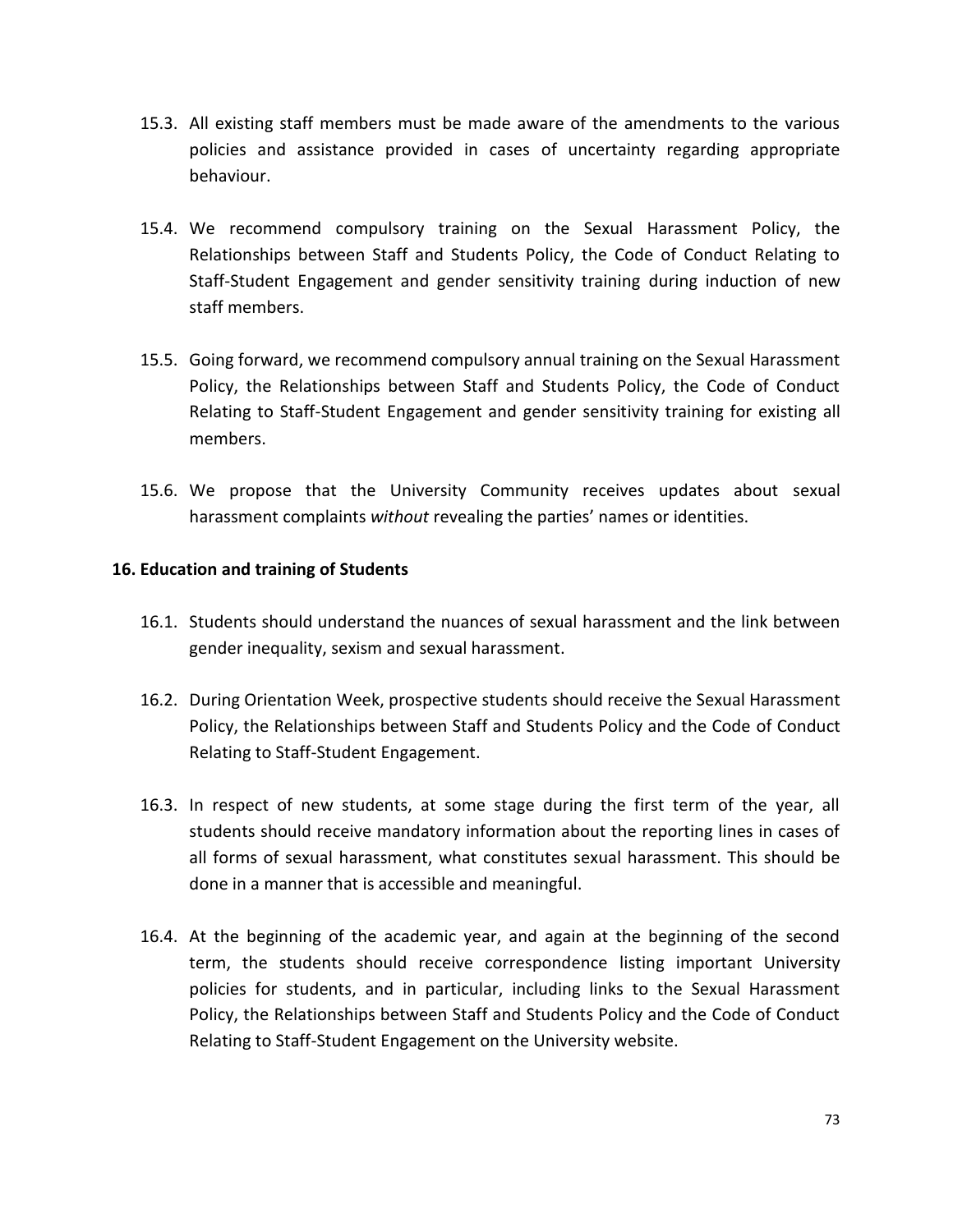15.3. All existing staff members must be made aware of the amendments to the various policies and assistance provided in cases of uncertainty regarding appropriate behaviour.

15.4. We recommend compulsory training on the Sexual Harassment Policy, the Relationships between Staff and Students Policy, the Code of Conduct Relating to Staff-Student Engagement and gender sensitivity training during induction of new staff members.

15.5. Going forward, we recommend compulsory annual training on the Sexual Harassment Policy, the Relationships between Staff and Students Policy, the Code of Conduct Relating to Staff-Student Engagement and gender sensitivity training for existing all members.

15.6. We propose that the University Community receives updates about sexual harassment complaints *without* revealing the parties' names or identities.

## 16. Education and training of Students

16.1. Students should understand the nuances of sexual harassment and the link between gender inequality, sexism and sexual harassment.

16.2. During Orientation Week, prospective students should receive the Sexual Harassment Policy, the Relationships between Staff and Students Policy and the Code of Conduct Relating to Staff-Student Engagement.

16.3. In respect of new students, at some stage during the first term of the year, all students should receive mandatory information about the reporting lines in cases of all forms of sexual harassment, what constitutes sexual harassment. This should be done in a manner that is accessible and meaningful.

16.4. At the beginning of the academic year, and again at the beginning of the second term, the students should receive correspondence listing important University policies for students, and in particular, including links to the Sexual Harassment Policy, the Relationships between Staff and Students Policy and the Code of Conduct Relating to Staff-Student Engagement on the University website.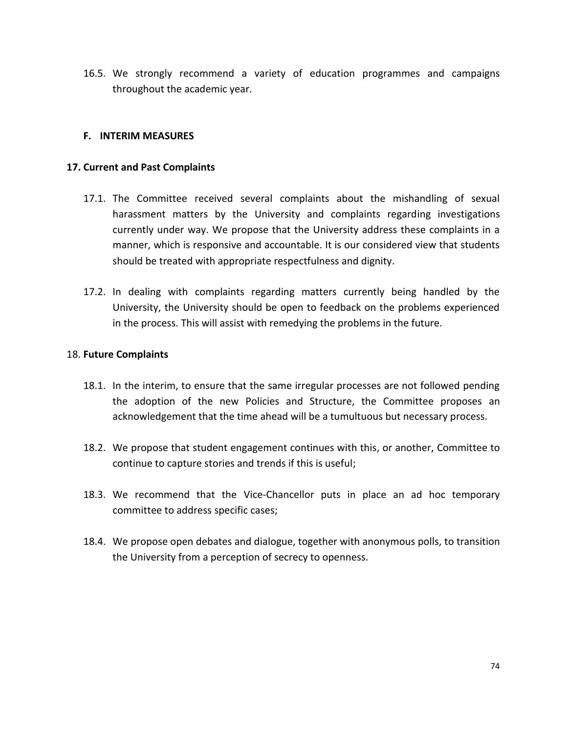16.5. We strongly recommend a variety of education programmes and campaigns throughout the academic year.

### F. INTERIM MEASURES

#### 17. Current and Past Complaints

17.1. The Committee received several complaints about the mishandling of sexual harassment matters by the University and complaints regarding investigations currently under way. We propose that the University address these complaints in a manner, which is responsive and accountable. It is our considered view that students should be treated with appropriate respectfulness and dignity.

17.2. In dealing with complaints regarding matters currently being handled by the University, the University should be open to feedback on the problems experienced in the process. This will assist with remedying the problems in the future.

#### 18. Future Complaints

18.1. In the interim, to ensure that the same irregular processes are not followed pending the adoption of the new Policies and Structure, the Committee proposes an acknowledgement that the time ahead will be a tumultuous but necessary process.

18.2. We propose that student engagement continues with this, or another, Committee to continue to capture stories and trends if this is useful;

18.3. We recommend that the Vice-Chancellor puts in place an ad hoc temporary committee to address specific cases;

18.4. We propose open debates and dialogue, together with anonymous polls, to transition the University from a perception of secrecy to openness.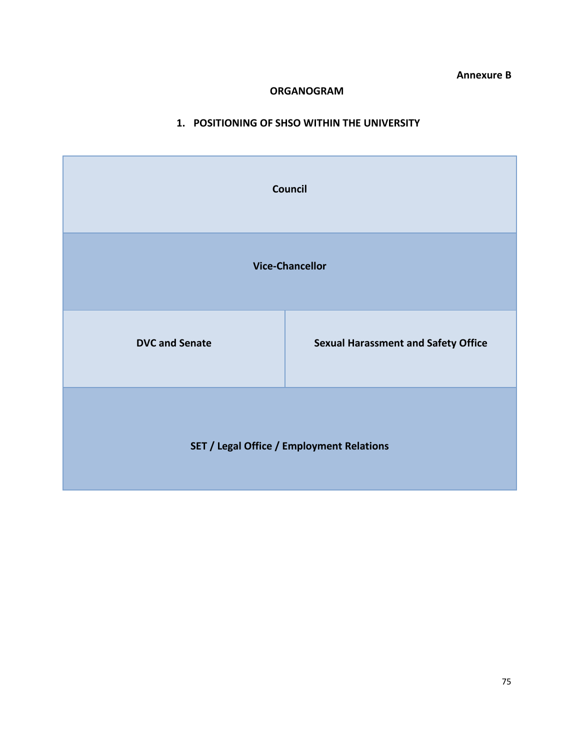**Annexure B**

# ORGANOGRAM

## 1. POSITIONING OF SHSO WITHIN THE UNIVERSITY

| Council | |
|---|---|
| Vice-Chancellor | |
| DVC and Senate | Sexual Harassment and Safety Office |
| SET / Legal Office / Employment Relations | |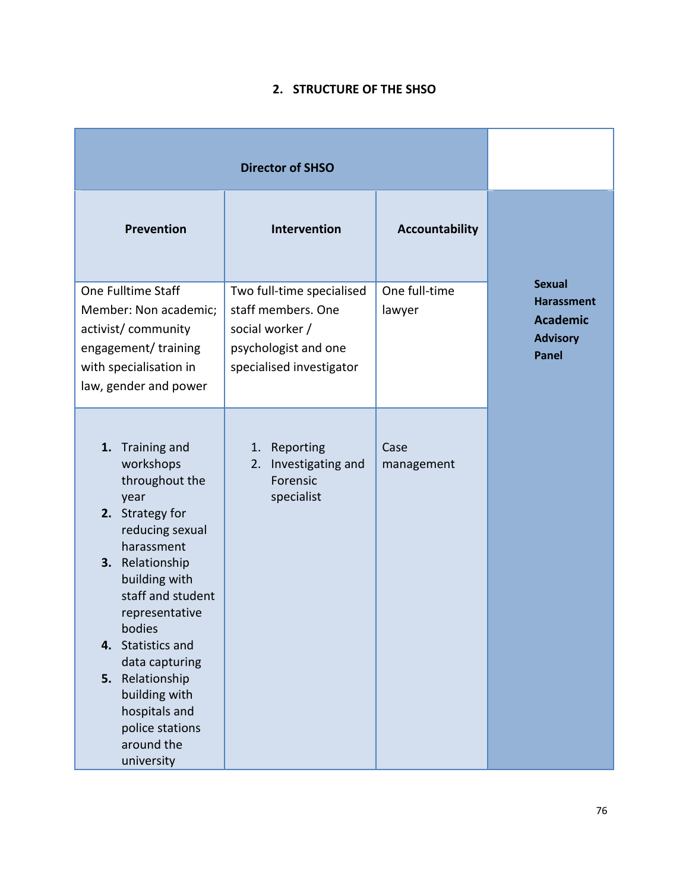## 2. STRUCTURE OF THE SHSO

| Director of SHSO | | | |
|---|---|---|---|
| **Prevention** | **Intervention** | **Accountability** | **Sexual Harassment Academic Advisory Panel** |
| One Fulltime Staff Member: Non academic; activist/ community engagement/ training with specialisation in law, gender and power | Two full-time specialised staff members. One social worker / psychologist and one specialised investigator | One full-time lawyer | |
| 1. Training and workshops throughout the year<br>2. Strategy for reducing sexual harassment<br>3. Relationship building with staff and student representative bodies<br>4. Statistics and data capturing<br>5. Relationship building with hospitals and police stations around the university | 1. Reporting<br>2. Investigating and Forensic specialist | Case management | |